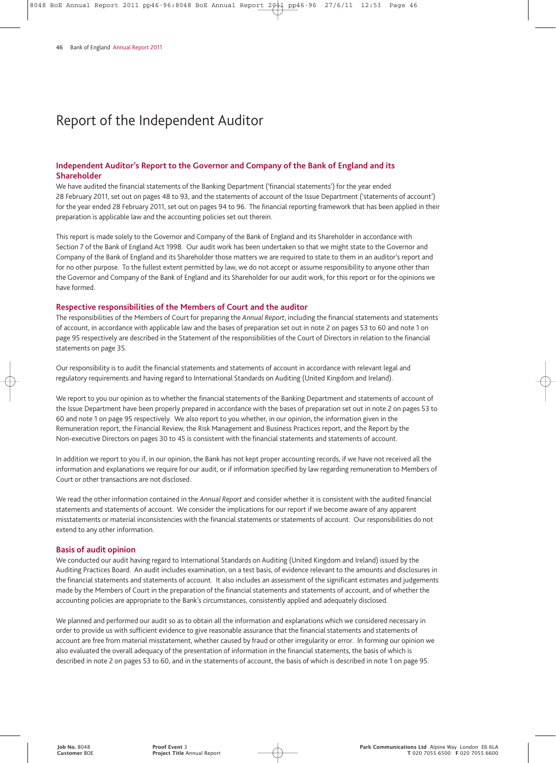# Report of the Independent Auditor

### Independent Auditor's Report to the Governor and Company of the Bank of England and its Shareholder

We have audited the financial statements of the Banking Department ('financial statements') for the year ended 28 February 2011, set out on pages 48 to 93, and the statements of account of the Issue Department ('statements of account') for the year ended 28 February 2011, set out on pages 94 to 96. The financial reporting framework that has been applied in their preparation is applicable law and the accounting policies set out therein.

This report is made solely to the Governor and Company of the Bank of England and its Shareholder in accordance with Section 7 of the Bank of England Act 1998. Our audit work has been undertaken so that we might state to the Governor and Company of the Bank of England and its Shareholder those matters we are required to state to them in an auditor's report and for no other purpose. To the fullest extent permitted by law, we do not accept or assume responsibility to anyone other than the Governor and Company of the Bank of England and its Shareholder for our audit work, for this report or for the opinions we have formed.

### Respective responsibilities of the Members of Court and the auditor

The responsibilities of the Members of Court for preparing the *Annual Report*, including the financial statements and statements of account, in accordance with applicable law and the bases of preparation set out in note 2 on pages 53 to 60 and note 1 on page 95 respectively are described in the Statement of the responsibilities of the Court of Directors in relation to the financial statements on page 35.

Our responsibility is to audit the financial statements and statements of account in accordance with relevant legal and regulatory requirements and having regard to International Standards on Auditing (United Kingdom and Ireland).

We report to you our opinion as to whether the financial statements of the Banking Department and statements of account of the Issue Department have been properly prepared in accordance with the bases of preparation set out in note 2 on pages 53 to 60 and note 1 on page 95 respectively. We also report to you whether, in our opinion, the information given in the Remuneration report, the Financial Review, the Risk Management and Business Practices report, and the Report by the Non-executive Directors on pages 30 to 45 is consistent with the financial statements and statements of account.

In addition we report to you if, in our opinion, the Bank has not kept proper accounting records, if we have not received all the information and explanations we require for our audit, or if information specified by law regarding remuneration to Members of Court or other transactions are not disclosed.

We read the other information contained in the *Annual Report* and consider whether it is consistent with the audited financial statements and statements of account. We consider the implications for our report if we become aware of any apparent misstatements or material inconsistencies with the financial statements or statements of account. Our responsibilities do not extend to any other information.

### Basis of audit opinion

We conducted our audit having regard to International Standards on Auditing (United Kingdom and Ireland) issued by the Auditing Practices Board. An audit includes examination, on a test basis, of evidence relevant to the amounts and disclosures in the financial statements and statements of account. It also includes an assessment of the significant estimates and judgements made by the Members of Court in the preparation of the financial statements and statements of account, and of whether the accounting policies are appropriate to the Bank's circumstances, consistently applied and adequately disclosed.

We planned and performed our audit so as to obtain all the information and explanations which we considered necessary in order to provide us with sufficient evidence to give reasonable assurance that the financial statements and statements of account are free from material misstatement, whether caused by fraud or other irregularity or error. In forming our opinion we also evaluated the overall adequacy of the presentation of information in the financial statements, the basis of which is described in note 2 on pages 53 to 60, and in the statements of account, the basis of which is described in note 1 on page 95.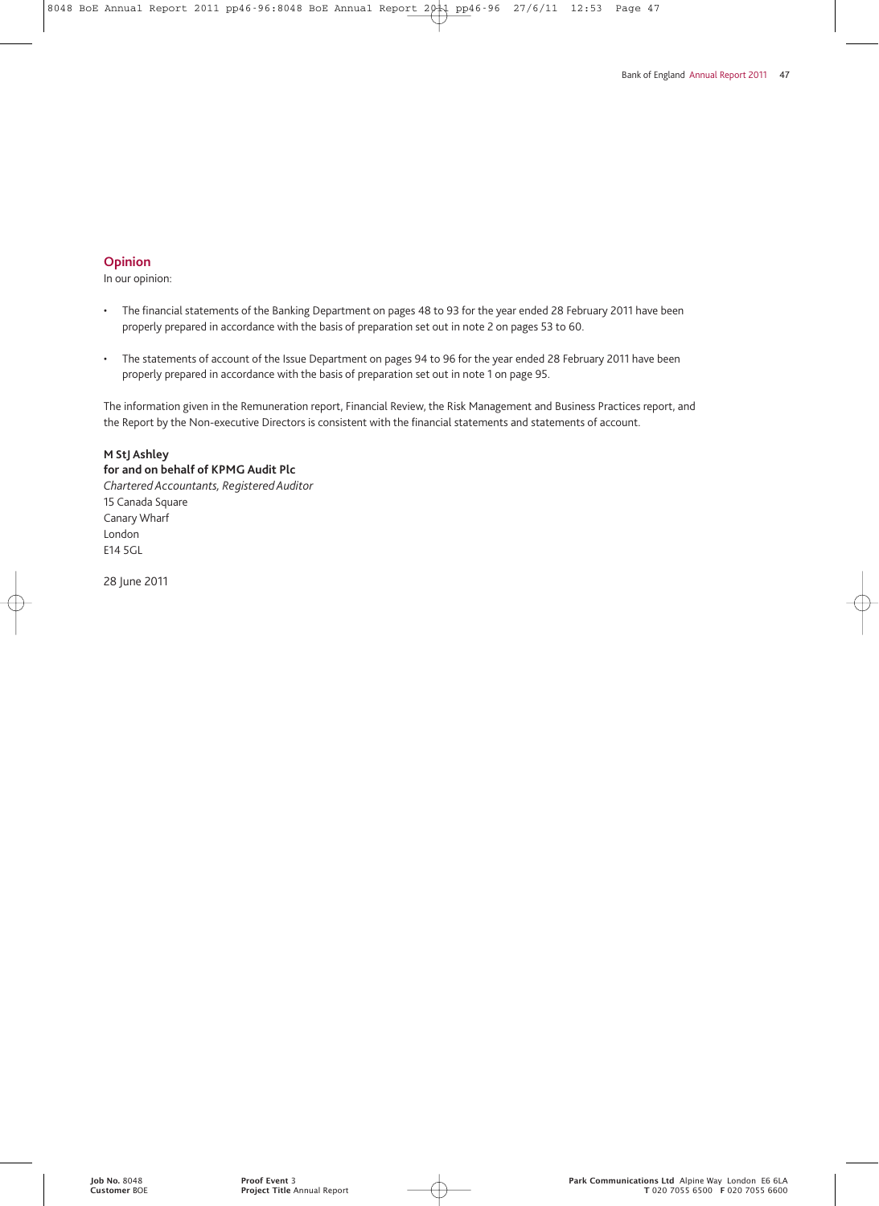## Opinion

In our opinion:

- The financial statements of the Banking Department on pages 48 to 93 for the year ended 28 February 2011 have been properly prepared in accordance with the basis of preparation set out in note 2 on pages 53 to 60.
- The statements of account of the Issue Department on pages 94 to 96 for the year ended 28 February 2011 have been properly prepared in accordance with the basis of preparation set out in note 1 on page 95.

The information given in the Remuneration report, Financial Review, the Risk Management and Business Practices report, and the Report by the Non-executive Directors is consistent with the financial statements and statements of account.

**M StJ Ashley**
**for and on behalf of KPMG Audit Plc**
*Chartered Accountants, Registered Auditor*
15 Canada Square
Canary Wharf
London
E14 5GL

28 June 2011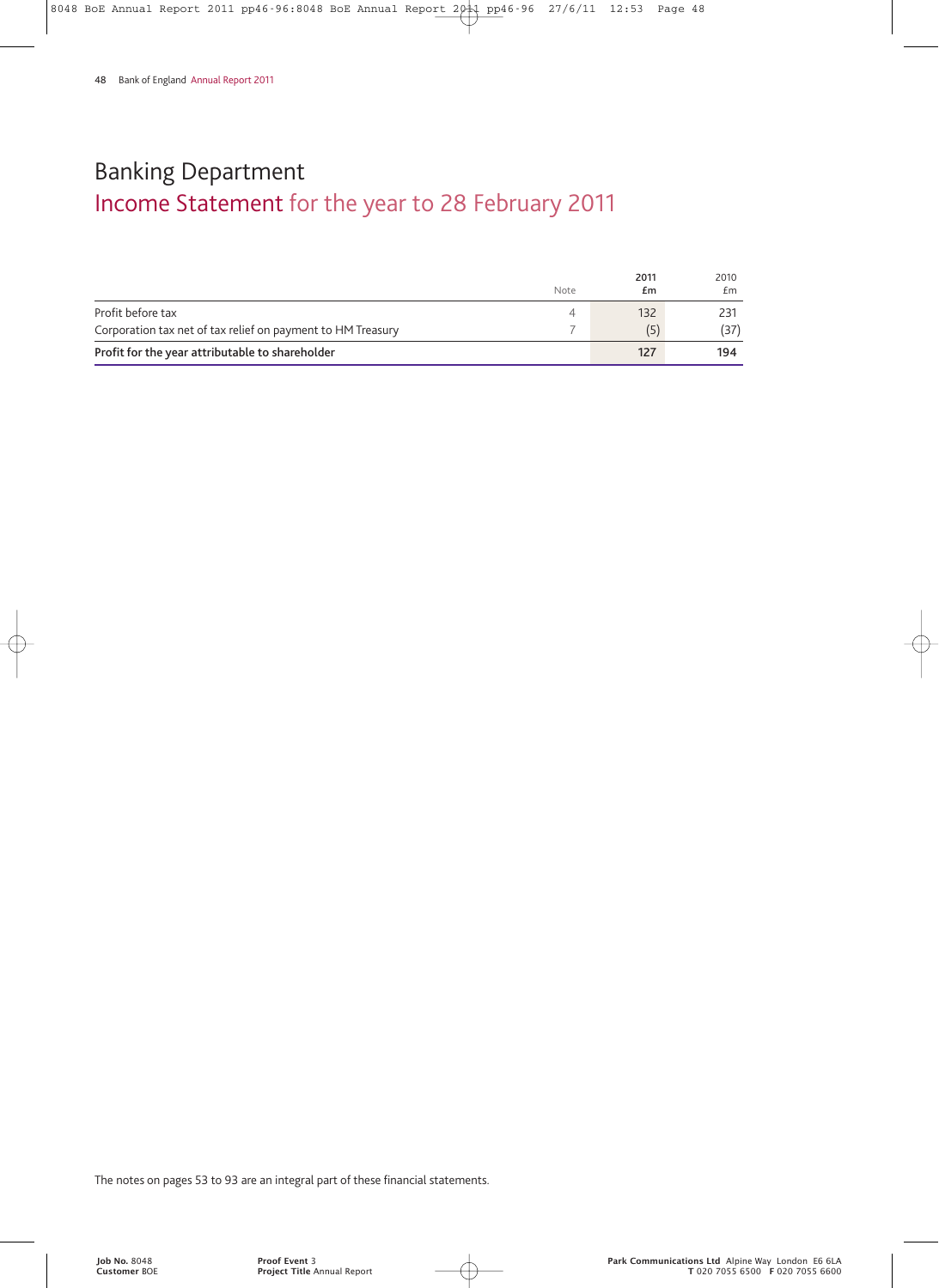# Banking Department
## Income Statement for the year to 28 February 2011

| | Note | 2011 £m | 2010 £m |
|---|---|---|---|
| Profit before tax | 4 | 132 | 231 |
| Corporation tax net of tax relief on payment to HM Treasury | 7 | (5) | (37) |
| **Profit for the year attributable to shareholder** | | **127** | **194** |

The notes on pages 53 to 93 are an integral part of these financial statements.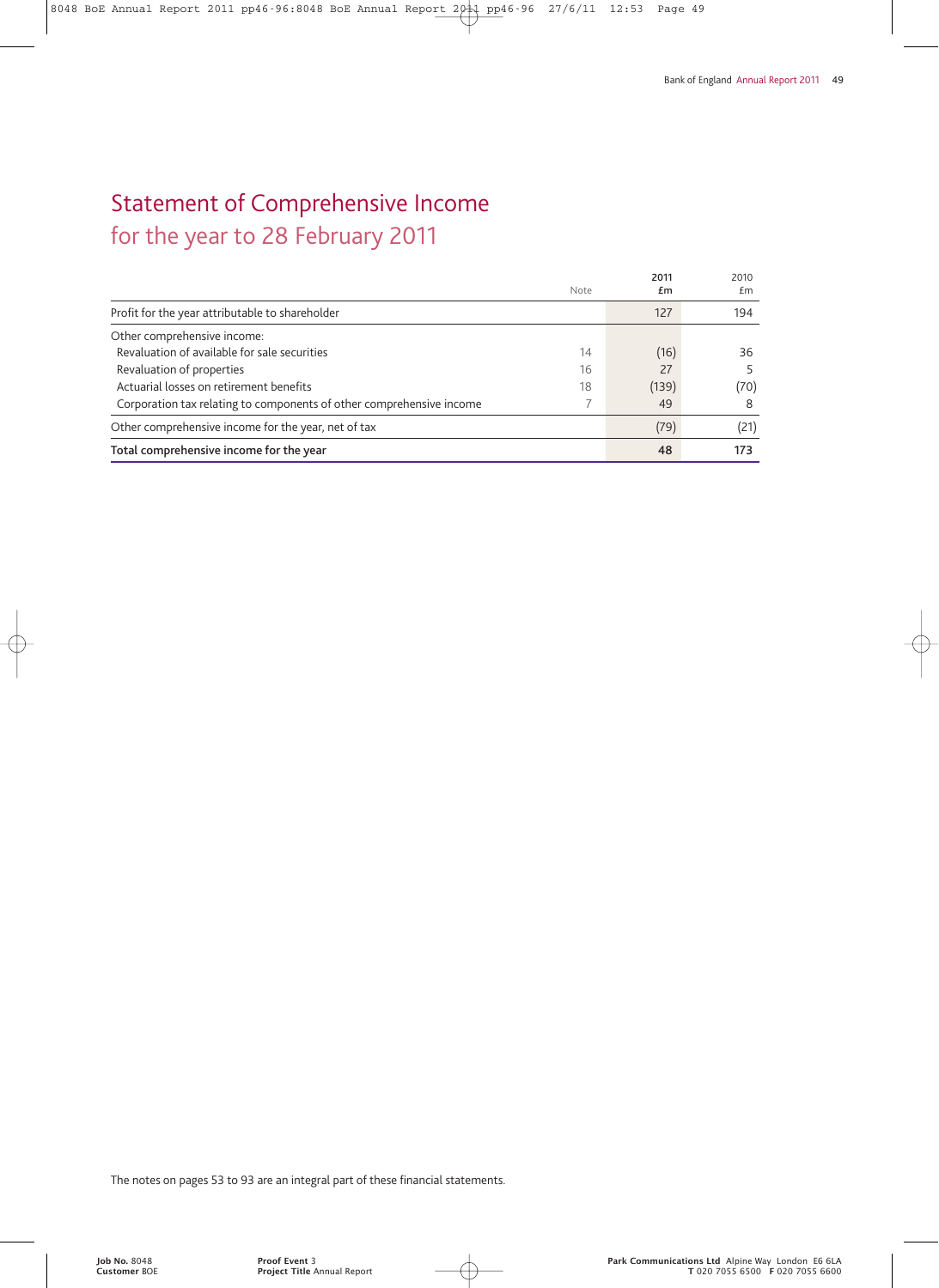# Statement of Comprehensive Income
## for the year to 28 February 2011

| | Note | 2011 £m | 2010 £m |
|---|---|---|---|
| Profit for the year attributable to shareholder | | 127 | 194 |
| Other comprehensive income: | | | |
| Revaluation of available for sale securities | 14 | (16) | 36 |
| Revaluation of properties | 16 | 27 | 5 |
| Actuarial losses on retirement benefits | 18 | (139) | (70) |
| Corporation tax relating to components of other comprehensive income | 7 | 49 | 8 |
| Other comprehensive income for the year, net of tax | | (79) | (21) |
| **Total comprehensive income for the year** | | **48** | **173** |

The notes on pages 53 to 93 are an integral part of these financial statements.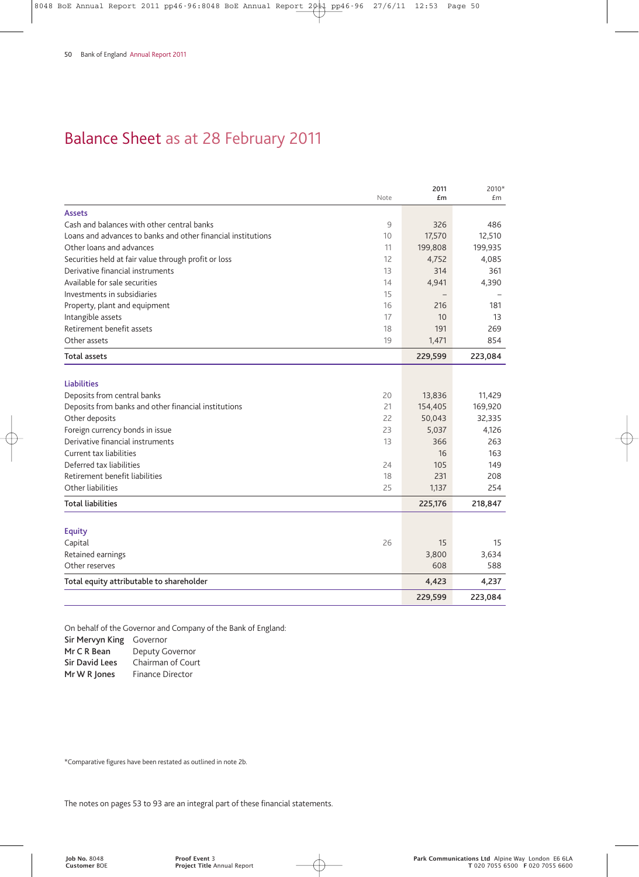# Balance Sheet as at 28 February 2011

| | Note | 2011 £m | 2010* £m |
|---|---|---|---|
| **Assets** | | | |
| Cash and balances with other central banks | 9 | 326 | 486 |
| Loans and advances to banks and other financial institutions | 10 | 17,570 | 12,510 |
| Other loans and advances | 11 | 199,808 | 199,935 |
| Securities held at fair value through profit or loss | 12 | 4,752 | 4,085 |
| Derivative financial instruments | 13 | 314 | 361 |
| Available for sale securities | 14 | 4,941 | 4,390 |
| Investments in subsidiaries | 15 | – | – |
| Property, plant and equipment | 16 | 216 | 181 |
| Intangible assets | 17 | 10 | 13 |
| Retirement benefit assets | 18 | 191 | 269 |
| Other assets | 19 | 1,471 | 854 |
| **Total assets** | | **229,599** | **223,084** |
| **Liabilities** | | | |
| Deposits from central banks | 20 | 13,836 | 11,429 |
| Deposits from banks and other financial institutions | 21 | 154,405 | 169,920 |
| Other deposits | 22 | 50,043 | 32,335 |
| Foreign currency bonds in issue | 23 | 5,037 | 4,126 |
| Derivative financial instruments | 13 | 366 | 263 |
| Current tax liabilities | | 16 | 163 |
| Deferred tax liabilities | 24 | 105 | 149 |
| Retirement benefit liabilities | 18 | 231 | 208 |
| Other liabilities | 25 | 1,137 | 254 |
| **Total liabilities** | | **225,176** | **218,847** |
| **Equity** | | | |
| Capital | 26 | 15 | 15 |
| Retained earnings | | 3,800 | 3,634 |
| Other reserves | | 608 | 588 |
| **Total equity attributable to shareholder** | | **4,423** | **4,237** |
| | | **229,599** | **223,084** |

On behalf of the Governor and Company of the Bank of England:

**Sir Mervyn King** Governor
**Mr C R Bean** Deputy Governor
**Sir David Lees** Chairman of Court
**Mr W R Jones** Finance Director

*Comparative figures have been restated as outlined in note 2b.

The notes on pages 53 to 93 are an integral part of these financial statements.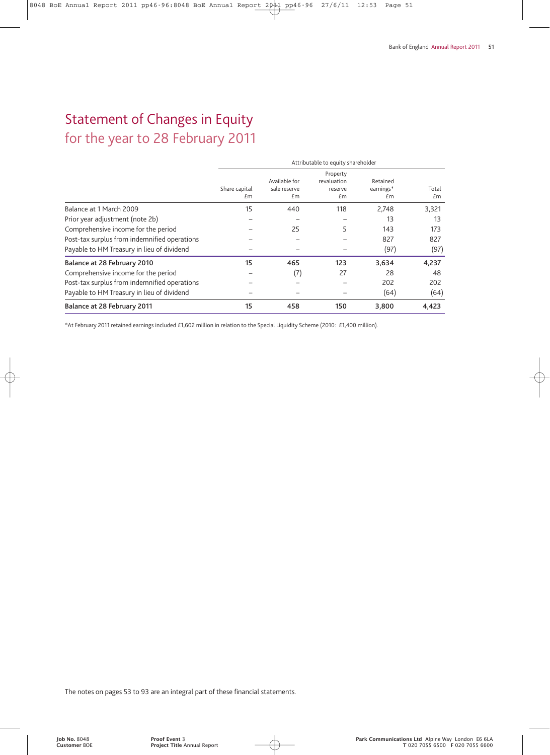# Statement of Changes in Equity
## for the year to 28 February 2011

| | Attributable to equity shareholder | | | | |
|---|---|---|---|---|---|
| | Share capital £m | Available for sale reserve £m | Property revaluation reserve £m | Retained earnings* £m | Total £m |
| Balance at 1 March 2009 | 15 | 440 | 118 | 2,748 | 3,321 |
| Prior year adjustment (note 2b) | – | – | – | 13 | 13 |
| Comprehensive income for the period | – | 25 | 5 | 143 | 173 |
| Post-tax surplus from indemnified operations | – | – | – | 827 | 827 |
| Payable to HM Treasury in lieu of dividend | – | – | – | (97) | (97) |
| **Balance at 28 February 2010** | **15** | **465** | **123** | **3,634** | **4,237** |
| Comprehensive income for the period | – | (7) | 27 | 28 | 48 |
| Post-tax surplus from indemnified operations | – | – | – | 202 | 202 |
| Payable to HM Treasury in lieu of dividend | – | – | – | (64) | (64) |
| **Balance at 28 February 2011** | **15** | **458** | **150** | **3,800** | **4,423** |

*At February 2011 retained earnings included £1,602 million in relation to the Special Liquidity Scheme (2010: £1,400 million).

The notes on pages 53 to 93 are an integral part of these financial statements.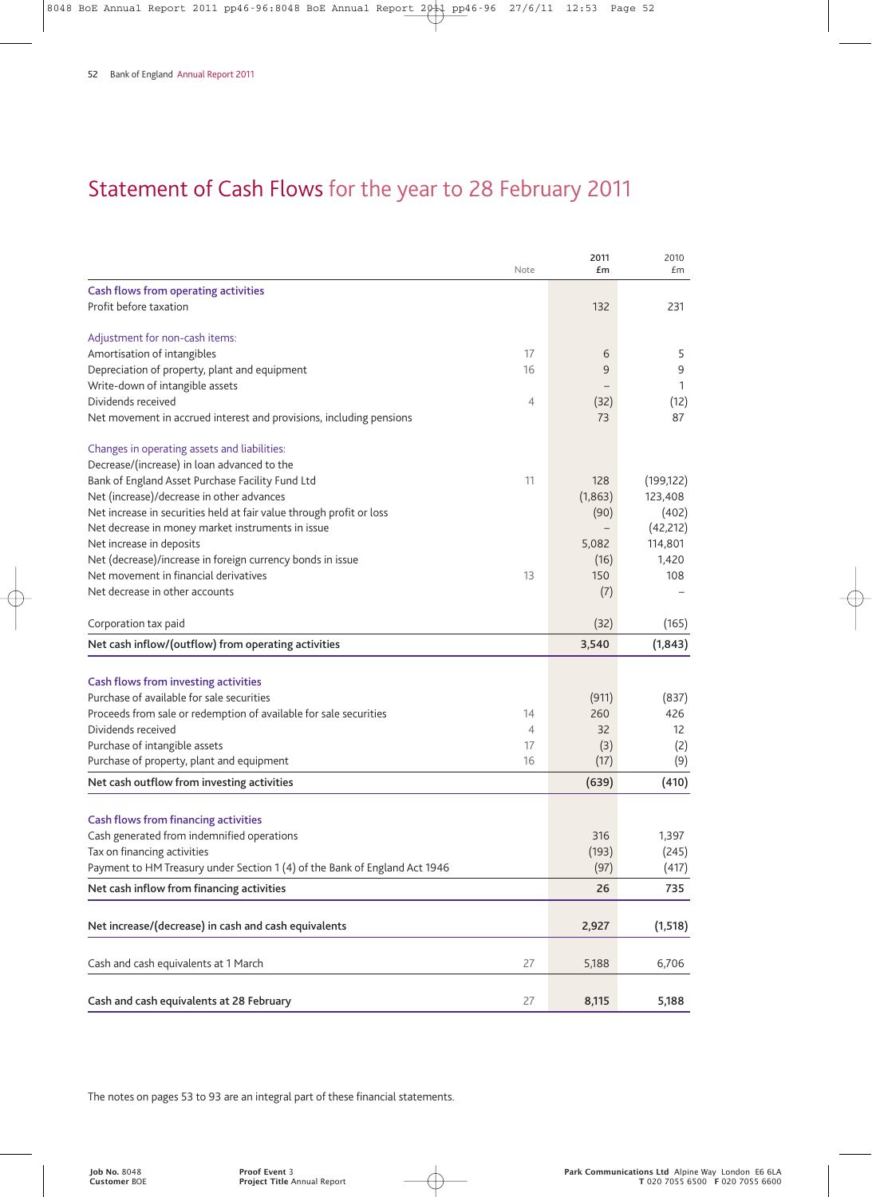# Statement of Cash Flows for the year to 28 February 2011

| | Note | 2011 £m | 2010 £m |
|---|---|---|---|
| **Cash flows from operating activities** | | | |
| Profit before taxation | | 132 | 231 |
| | | | |
| Adjustment for non-cash items: | | | |
| Amortisation of intangibles | 17 | 6 | 5 |
| Depreciation of property, plant and equipment | 16 | 9 | 9 |
| Write-down of intangible assets | | – | 1 |
| Dividends received | 4 | (32) | (12) |
| Net movement in accrued interest and provisions, including pensions | | 73 | 87 |
| | | | |
| Changes in operating assets and liabilities: | | | |
| Decrease/(increase) in loan advanced to the Bank of England Asset Purchase Facility Fund Ltd | 11 | 128 | (199,122) |
| Net (increase)/decrease in other advances | | (1,863) | 123,408 |
| Net increase in securities held at fair value through profit or loss | | (90) | (402) |
| Net decrease in money market instruments in issue | | – | (42,212) |
| Net increase in deposits | | 5,082 | 114,801 |
| Net (decrease)/increase in foreign currency bonds in issue | | (16) | 1,420 |
| Net movement in financial derivatives | 13 | 150 | 108 |
| Net decrease in other accounts | | (7) | – |
| | | | |
| Corporation tax paid | | (32) | (165) |
| **Net cash inflow/(outflow) from operating activities** | | **3,540** | **(1,843)** |
| | | | |
| **Cash flows from investing activities** | | | |
| Purchase of available for sale securities | | (911) | (837) |
| Proceeds from sale or redemption of available for sale securities | 14 | 260 | 426 |
| Dividends received | 4 | 32 | 12 |
| Purchase of intangible assets | 17 | (3) | (2) |
| Purchase of property, plant and equipment | 16 | (17) | (9) |
| **Net cash outflow from investing activities** | | **(639)** | **(410)** |
| | | | |
| **Cash flows from financing activities** | | | |
| Cash generated from indemnified operations | | 316 | 1,397 |
| Tax on financing activities | | (193) | (245) |
| Payment to HM Treasury under Section 1 (4) of the Bank of England Act 1946 | | (97) | (417) |
| **Net cash inflow from financing activities** | | **26** | **735** |
| | | | |
| **Net increase/(decrease) in cash and cash equivalents** | | **2,927** | **(1,518)** |
| | | | |
| Cash and cash equivalents at 1 March | 27 | 5,188 | 6,706 |
| | | | |
| **Cash and cash equivalents at 28 February** | 27 | **8,115** | **5,188** |

The notes on pages 53 to 93 are an integral part of these financial statements.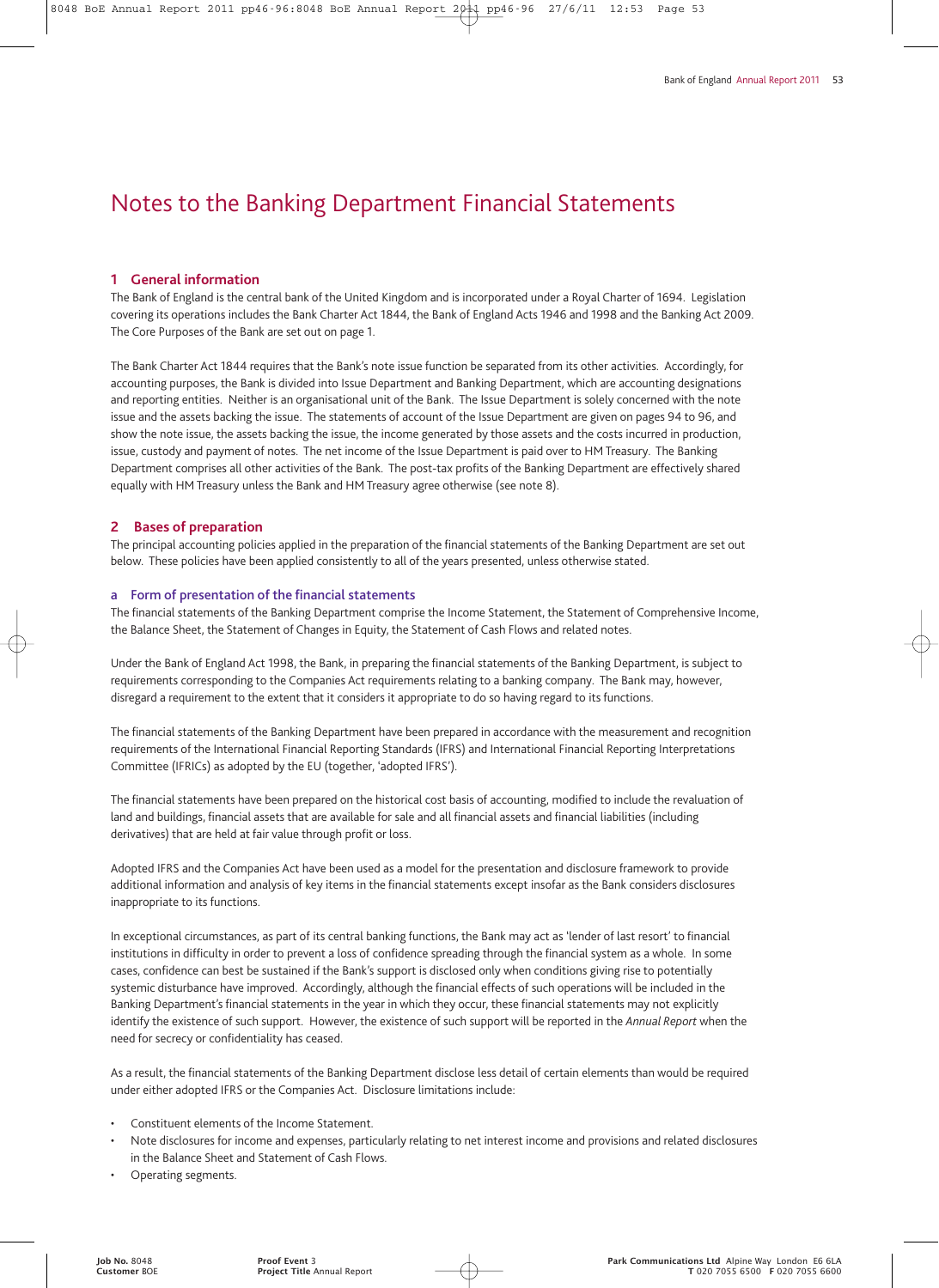# Notes to the Banking Department Financial Statements

## 1 General information

The Bank of England is the central bank of the United Kingdom and is incorporated under a Royal Charter of 1694. Legislation covering its operations includes the Bank Charter Act 1844, the Bank of England Acts 1946 and 1998 and the Banking Act 2009. The Core Purposes of the Bank are set out on page 1.

The Bank Charter Act 1844 requires that the Bank's note issue function be separated from its other activities. Accordingly, for accounting purposes, the Bank is divided into Issue Department and Banking Department, which are accounting designations and reporting entities. Neither is an organisational unit of the Bank. The Issue Department is solely concerned with the note issue and the assets backing the issue. The statements of account of the Issue Department are given on pages 94 to 96, and show the note issue, the assets backing the issue, the income generated by those assets and the costs incurred in production, issue, custody and payment of notes. The net income of the Issue Department is paid over to HM Treasury. The Banking Department comprises all other activities of the Bank. The post-tax profits of the Banking Department are effectively shared equally with HM Treasury unless the Bank and HM Treasury agree otherwise (see note 8).

## 2 Bases of preparation

The principal accounting policies applied in the preparation of the financial statements of the Banking Department are set out below. These policies have been applied consistently to all of the years presented, unless otherwise stated.

### a Form of presentation of the financial statements

The financial statements of the Banking Department comprise the Income Statement, the Statement of Comprehensive Income, the Balance Sheet, the Statement of Changes in Equity, the Statement of Cash Flows and related notes.

Under the Bank of England Act 1998, the Bank, in preparing the financial statements of the Banking Department, is subject to requirements corresponding to the Companies Act requirements relating to a banking company. The Bank may, however, disregard a requirement to the extent that it considers it appropriate to do so having regard to its functions.

The financial statements of the Banking Department have been prepared in accordance with the measurement and recognition requirements of the International Financial Reporting Standards (IFRS) and International Financial Reporting Interpretations Committee (IFRICs) as adopted by the EU (together, 'adopted IFRS').

The financial statements have been prepared on the historical cost basis of accounting, modified to include the revaluation of land and buildings, financial assets that are available for sale and all financial assets and financial liabilities (including derivatives) that are held at fair value through profit or loss.

Adopted IFRS and the Companies Act have been used as a model for the presentation and disclosure framework to provide additional information and analysis of key items in the financial statements except insofar as the Bank considers disclosures inappropriate to its functions.

In exceptional circumstances, as part of its central banking functions, the Bank may act as 'lender of last resort' to financial institutions in difficulty in order to prevent a loss of confidence spreading through the financial system as a whole. In some cases, confidence can best be sustained if the Bank's support is disclosed only when conditions giving rise to potentially systemic disturbance have improved. Accordingly, although the financial effects of such operations will be included in the Banking Department's financial statements in the year in which they occur, these financial statements may not explicitly identify the existence of such support. However, the existence of such support will be reported in the *Annual Report* when the need for secrecy or confidentiality has ceased.

As a result, the financial statements of the Banking Department disclose less detail of certain elements than would be required under either adopted IFRS or the Companies Act. Disclosure limitations include:

- Constituent elements of the Income Statement.
- Note disclosures for income and expenses, particularly relating to net interest income and provisions and related disclosures in the Balance Sheet and Statement of Cash Flows.
- Operating segments.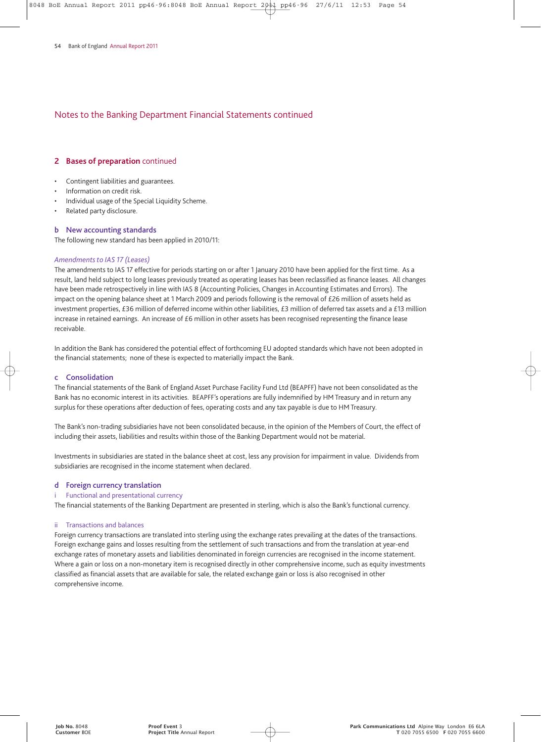# Notes to the Banking Department Financial Statements continued

## 2 Bases of preparation continued

- Contingent liabilities and guarantees.
- Information on credit risk.
- Individual usage of the Special Liquidity Scheme.
- Related party disclosure.

### b New accounting standards

The following new standard has been applied in 2010/11:

*Amendments to IAS 17 (Leases)*

The amendments to IAS 17 effective for periods starting on or after 1 January 2010 have been applied for the first time. As a result, land held subject to long leases previously treated as operating leases has been reclassified as finance leases. All changes have been made retrospectively in line with IAS 8 (Accounting Policies, Changes in Accounting Estimates and Errors). The impact on the opening balance sheet at 1 March 2009 and periods following is the removal of £26 million of assets held as investment properties, £36 million of deferred income within other liabilities, £3 million of deferred tax assets and a £13 million increase in retained earnings. An increase of £6 million in other assets has been recognised representing the finance lease receivable.

In addition the Bank has considered the potential effect of forthcoming EU adopted standards which have not been adopted in the financial statements; none of these is expected to materially impact the Bank.

### c Consolidation

The financial statements of the Bank of England Asset Purchase Facility Fund Ltd (BEAPFF) have not been consolidated as the Bank has no economic interest in its activities. BEAPFF's operations are fully indemnified by HM Treasury and in return any surplus for these operations after deduction of fees, operating costs and any tax payable is due to HM Treasury.

The Bank's non-trading subsidiaries have not been consolidated because, in the opinion of the Members of Court, the effect of including their assets, liabilities and results within those of the Banking Department would not be material.

Investments in subsidiaries are stated in the balance sheet at cost, less any provision for impairment in value. Dividends from subsidiaries are recognised in the income statement when declared.

### d Foreign currency translation

#### i Functional and presentational currency

The financial statements of the Banking Department are presented in sterling, which is also the Bank's functional currency.

#### ii Transactions and balances

Foreign currency transactions are translated into sterling using the exchange rates prevailing at the dates of the transactions. Foreign exchange gains and losses resulting from the settlement of such transactions and from the translation at year-end exchange rates of monetary assets and liabilities denominated in foreign currencies are recognised in the income statement. Where a gain or loss on a non-monetary item is recognised directly in other comprehensive income, such as equity investments classified as financial assets that are available for sale, the related exchange gain or loss is also recognised in other comprehensive income.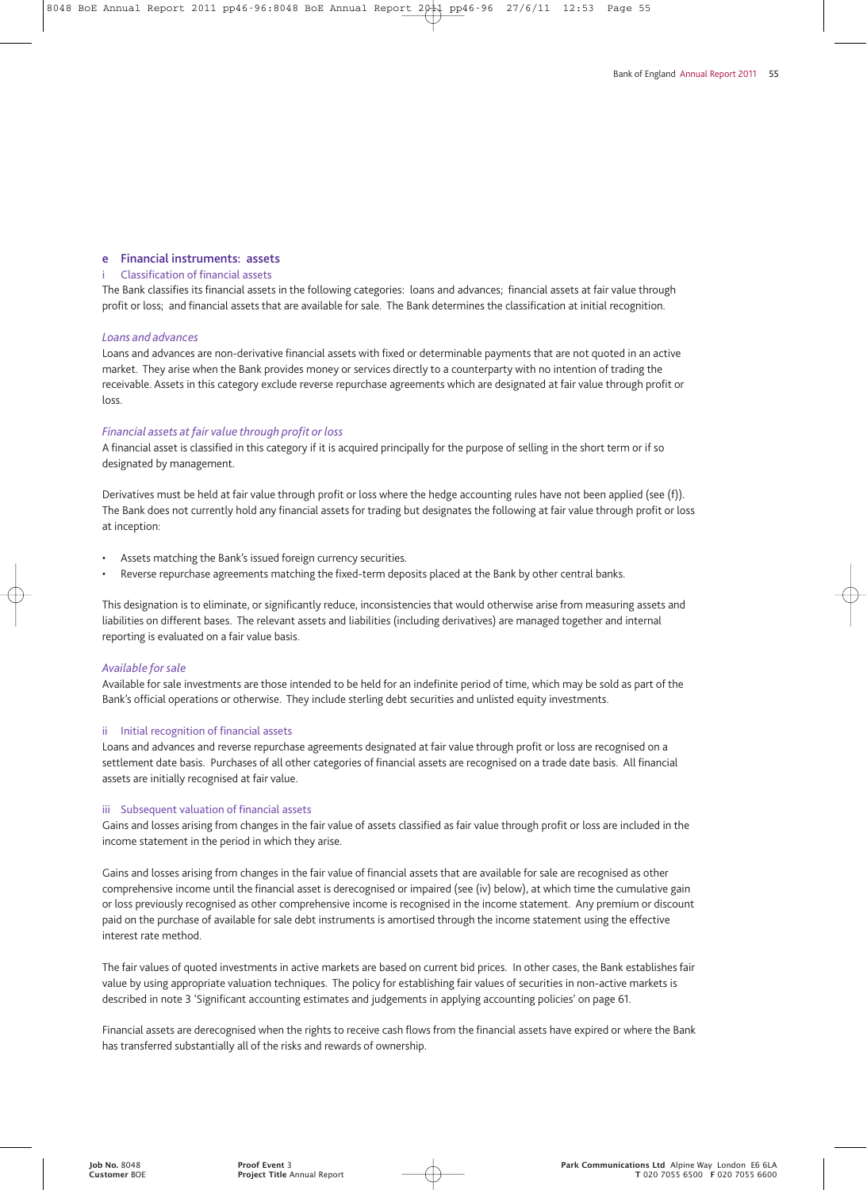## e Financial instruments: assets

### i Classification of financial assets

The Bank classifies its financial assets in the following categories: loans and advances; financial assets at fair value through profit or loss; and financial assets that are available for sale. The Bank determines the classification at initial recognition.

*Loans and advances*

Loans and advances are non-derivative financial assets with fixed or determinable payments that are not quoted in an active market. They arise when the Bank provides money or services directly to a counterparty with no intention of trading the receivable. Assets in this category exclude reverse repurchase agreements which are designated at fair value through profit or loss.

*Financial assets at fair value through profit or loss*

A financial asset is classified in this category if it is acquired principally for the purpose of selling in the short term or if so designated by management.

Derivatives must be held at fair value through profit or loss where the hedge accounting rules have not been applied (see (f)). The Bank does not currently hold any financial assets for trading but designates the following at fair value through profit or loss at inception:

- Assets matching the Bank's issued foreign currency securities.
- Reverse repurchase agreements matching the fixed-term deposits placed at the Bank by other central banks.

This designation is to eliminate, or significantly reduce, inconsistencies that would otherwise arise from measuring assets and liabilities on different bases. The relevant assets and liabilities (including derivatives) are managed together and internal reporting is evaluated on a fair value basis.

*Available for sale*

Available for sale investments are those intended to be held for an indefinite period of time, which may be sold as part of the Bank's official operations or otherwise. They include sterling debt securities and unlisted equity investments.

### ii Initial recognition of financial assets

Loans and advances and reverse repurchase agreements designated at fair value through profit or loss are recognised on a settlement date basis. Purchases of all other categories of financial assets are recognised on a trade date basis. All financial assets are initially recognised at fair value.

### iii Subsequent valuation of financial assets

Gains and losses arising from changes in the fair value of assets classified as fair value through profit or loss are included in the income statement in the period in which they arise.

Gains and losses arising from changes in the fair value of financial assets that are available for sale are recognised as other comprehensive income until the financial asset is derecognised or impaired (see (iv) below), at which time the cumulative gain or loss previously recognised as other comprehensive income is recognised in the income statement. Any premium or discount paid on the purchase of available for sale debt instruments is amortised through the income statement using the effective interest rate method.

The fair values of quoted investments in active markets are based on current bid prices. In other cases, the Bank establishes fair value by using appropriate valuation techniques. The policy for establishing fair values of securities in non-active markets is described in note 3 'Significant accounting estimates and judgements in applying accounting policies' on page 61.

Financial assets are derecognised when the rights to receive cash flows from the financial assets have expired or where the Bank has transferred substantially all of the risks and rewards of ownership.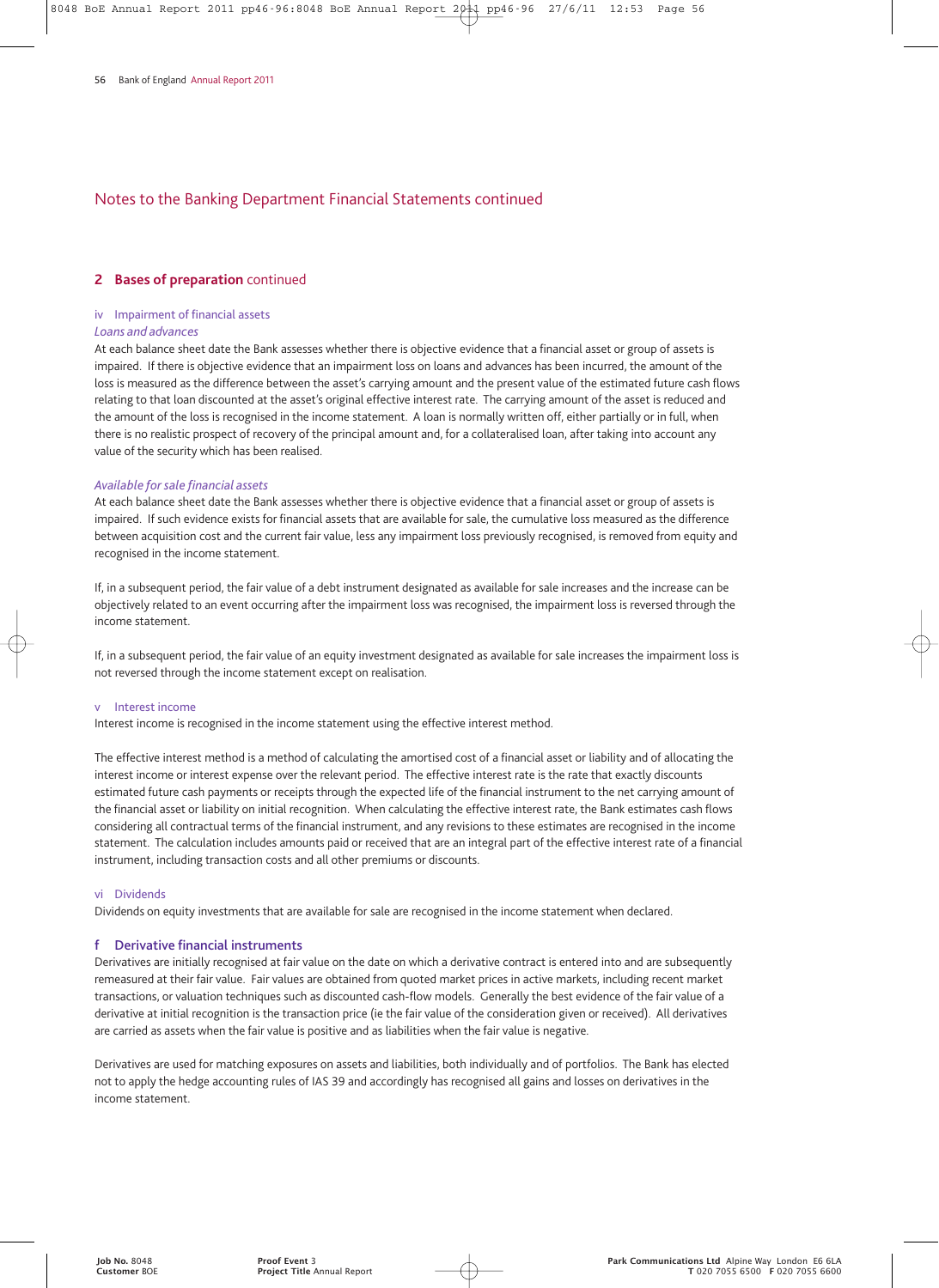# Notes to the Banking Department Financial Statements continued

## 2 Bases of preparation continued

### iv Impairment of financial assets

*Loans and advances*

At each balance sheet date the Bank assesses whether there is objective evidence that a financial asset or group of assets is impaired. If there is objective evidence that an impairment loss on loans and advances has been incurred, the amount of the loss is measured as the difference between the asset's carrying amount and the present value of the estimated future cash flows relating to that loan discounted at the asset's original effective interest rate. The carrying amount of the asset is reduced and the amount of the loss is recognised in the income statement. A loan is normally written off, either partially or in full, when there is no realistic prospect of recovery of the principal amount and, for a collateralised loan, after taking into account any value of the security which has been realised.

*Available for sale financial assets*

At each balance sheet date the Bank assesses whether there is objective evidence that a financial asset or group of assets is impaired. If such evidence exists for financial assets that are available for sale, the cumulative loss measured as the difference between acquisition cost and the current fair value, less any impairment loss previously recognised, is removed from equity and recognised in the income statement.

If, in a subsequent period, the fair value of a debt instrument designated as available for sale increases and the increase can be objectively related to an event occurring after the impairment loss was recognised, the impairment loss is reversed through the income statement.

If, in a subsequent period, the fair value of an equity investment designated as available for sale increases the impairment loss is not reversed through the income statement except on realisation.

### v Interest income

Interest income is recognised in the income statement using the effective interest method.

The effective interest method is a method of calculating the amortised cost of a financial asset or liability and of allocating the interest income or interest expense over the relevant period. The effective interest rate is the rate that exactly discounts estimated future cash payments or receipts through the expected life of the financial instrument to the net carrying amount of the financial asset or liability on initial recognition. When calculating the effective interest rate, the Bank estimates cash flows considering all contractual terms of the financial instrument, and any revisions to these estimates are recognised in the income statement. The calculation includes amounts paid or received that are an integral part of the effective interest rate of a financial instrument, including transaction costs and all other premiums or discounts.

### vi Dividends

Dividends on equity investments that are available for sale are recognised in the income statement when declared.

## f Derivative financial instruments

Derivatives are initially recognised at fair value on the date on which a derivative contract is entered into and are subsequently remeasured at their fair value. Fair values are obtained from quoted market prices in active markets, including recent market transactions, or valuation techniques such as discounted cash-flow models. Generally the best evidence of the fair value of a derivative at initial recognition is the transaction price (ie the fair value of the consideration given or received). All derivatives are carried as assets when the fair value is positive and as liabilities when the fair value is negative.

Derivatives are used for matching exposures on assets and liabilities, both individually and of portfolios. The Bank has elected not to apply the hedge accounting rules of IAS 39 and accordingly has recognised all gains and losses on derivatives in the income statement.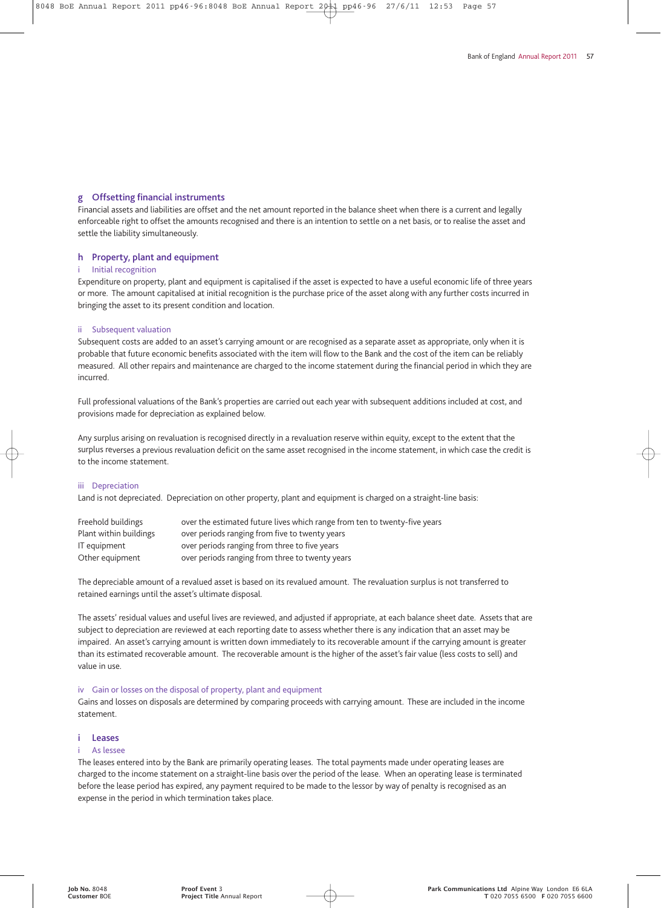## g Offsetting financial instruments

Financial assets and liabilities are offset and the net amount reported in the balance sheet when there is a current and legally enforceable right to offset the amounts recognised and there is an intention to settle on a net basis, or to realise the asset and settle the liability simultaneously.

## h Property, plant and equipment

### i Initial recognition

Expenditure on property, plant and equipment is capitalised if the asset is expected to have a useful economic life of three years or more. The amount capitalised at initial recognition is the purchase price of the asset along with any further costs incurred in bringing the asset to its present condition and location.

### ii Subsequent valuation

Subsequent costs are added to an asset's carrying amount or are recognised as a separate asset as appropriate, only when it is probable that future economic benefits associated with the item will flow to the Bank and the cost of the item can be reliably measured. All other repairs and maintenance are charged to the income statement during the financial period in which they are incurred.

Full professional valuations of the Bank's properties are carried out each year with subsequent additions included at cost, and provisions made for depreciation as explained below.

Any surplus arising on revaluation is recognised directly in a revaluation reserve within equity, except to the extent that the surplus reverses a previous revaluation deficit on the same asset recognised in the income statement, in which case the credit is to the income statement.

### iii Depreciation

Land is not depreciated. Depreciation on other property, plant and equipment is charged on a straight-line basis:

| | |
|---|---|
| Freehold buildings | over the estimated future lives which range from ten to twenty-five years |
| Plant within buildings | over periods ranging from five to twenty years |
| IT equipment | over periods ranging from three to five years |
| Other equipment | over periods ranging from three to twenty years |

The depreciable amount of a revalued asset is based on its revalued amount. The revaluation surplus is not transferred to retained earnings until the asset's ultimate disposal.

The assets' residual values and useful lives are reviewed, and adjusted if appropriate, at each balance sheet date. Assets that are subject to depreciation are reviewed at each reporting date to assess whether there is any indication that an asset may be impaired. An asset's carrying amount is written down immediately to its recoverable amount if the carrying amount is greater than its estimated recoverable amount. The recoverable amount is the higher of the asset's fair value (less costs to sell) and value in use.

### iv Gain or losses on the disposal of property, plant and equipment

Gains and losses on disposals are determined by comparing proceeds with carrying amount. These are included in the income statement.

## i Leases

### i As lessee

The leases entered into by the Bank are primarily operating leases. The total payments made under operating leases are charged to the income statement on a straight-line basis over the period of the lease. When an operating lease is terminated before the lease period has expired, any payment required to be made to the lessor by way of penalty is recognised as an expense in the period in which termination takes place.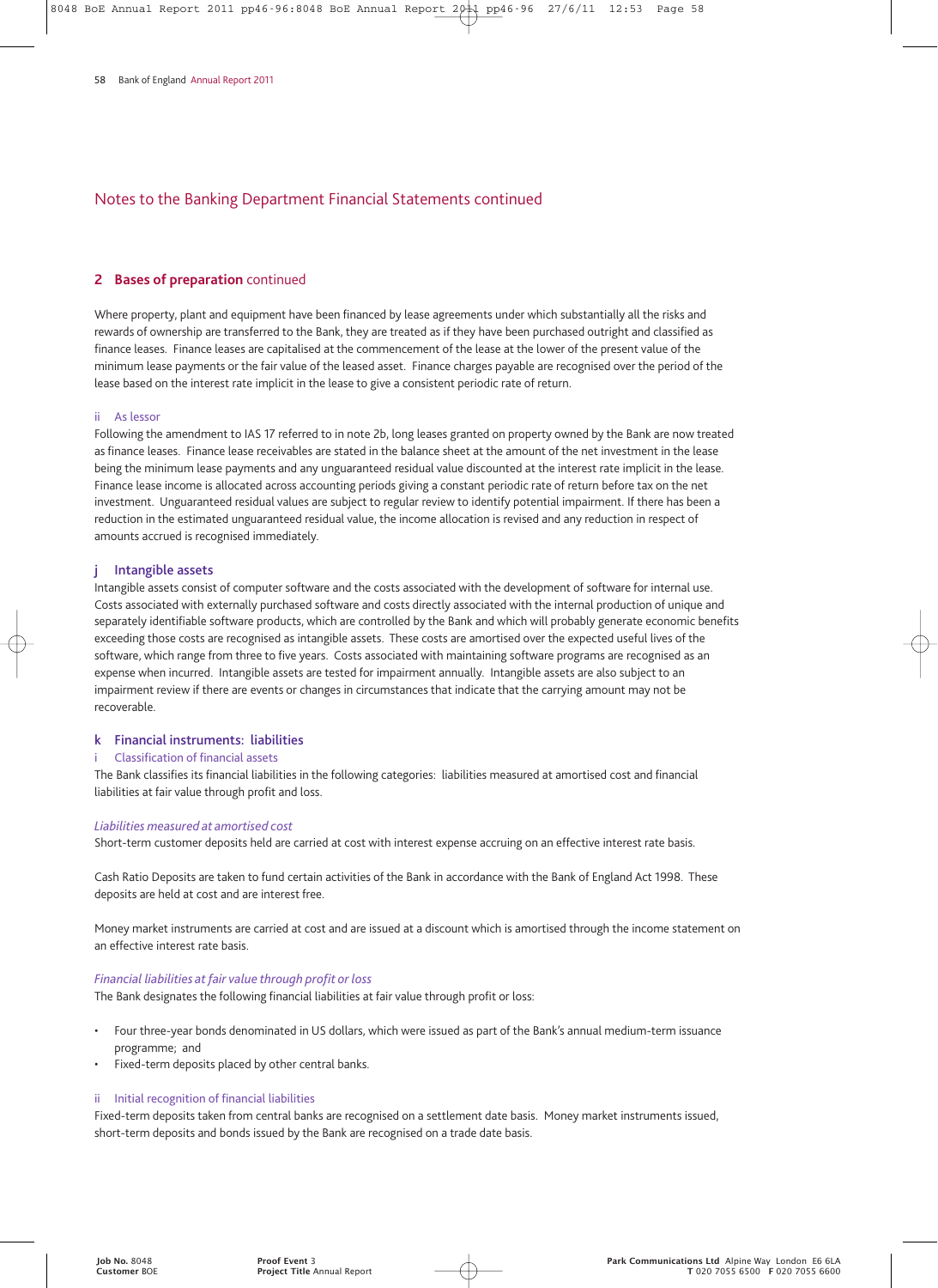## Notes to the Banking Department Financial Statements continued

### 2 Bases of preparation continued

Where property, plant and equipment have been financed by lease agreements under which substantially all the risks and rewards of ownership are transferred to the Bank, they are treated as if they have been purchased outright and classified as finance leases. Finance leases are capitalised at the commencement of the lease at the lower of the present value of the minimum lease payments or the fair value of the leased asset. Finance charges payable are recognised over the period of the lease based on the interest rate implicit in the lease to give a consistent periodic rate of return.

#### ii As lessor

Following the amendment to IAS 17 referred to in note 2b, long leases granted on property owned by the Bank are now treated as finance leases. Finance lease receivables are stated in the balance sheet at the amount of the net investment in the lease being the minimum lease payments and any unguaranteed residual value discounted at the interest rate implicit in the lease. Finance lease income is allocated across accounting periods giving a constant periodic rate of return before tax on the net investment. Unguaranteed residual values are subject to regular review to identify potential impairment. If there has been a reduction in the estimated unguaranteed residual value, the income allocation is revised and any reduction in respect of amounts accrued is recognised immediately.

### j Intangible assets

Intangible assets consist of computer software and the costs associated with the development of software for internal use. Costs associated with externally purchased software and costs directly associated with the internal production of unique and separately identifiable software products, which are controlled by the Bank and which will probably generate economic benefits exceeding those costs are recognised as intangible assets. These costs are amortised over the expected useful lives of the software, which range from three to five years. Costs associated with maintaining software programs are recognised as an expense when incurred. Intangible assets are tested for impairment annually. Intangible assets are also subject to an impairment review if there are events or changes in circumstances that indicate that the carrying amount may not be recoverable.

### k Financial instruments: liabilities

#### i Classification of financial assets

The Bank classifies its financial liabilities in the following categories: liabilities measured at amortised cost and financial liabilities at fair value through profit and loss.

*Liabilities measured at amortised cost*

Short-term customer deposits held are carried at cost with interest expense accruing on an effective interest rate basis.

Cash Ratio Deposits are taken to fund certain activities of the Bank in accordance with the Bank of England Act 1998. These deposits are held at cost and are interest free.

Money market instruments are carried at cost and are issued at a discount which is amortised through the income statement on an effective interest rate basis.

*Financial liabilities at fair value through profit or loss*

The Bank designates the following financial liabilities at fair value through profit or loss:

- Four three-year bonds denominated in US dollars, which were issued as part of the Bank's annual medium-term issuance programme; and
- Fixed-term deposits placed by other central banks.

#### ii Initial recognition of financial liabilities

Fixed-term deposits taken from central banks are recognised on a settlement date basis. Money market instruments issued, short-term deposits and bonds issued by the Bank are recognised on a trade date basis.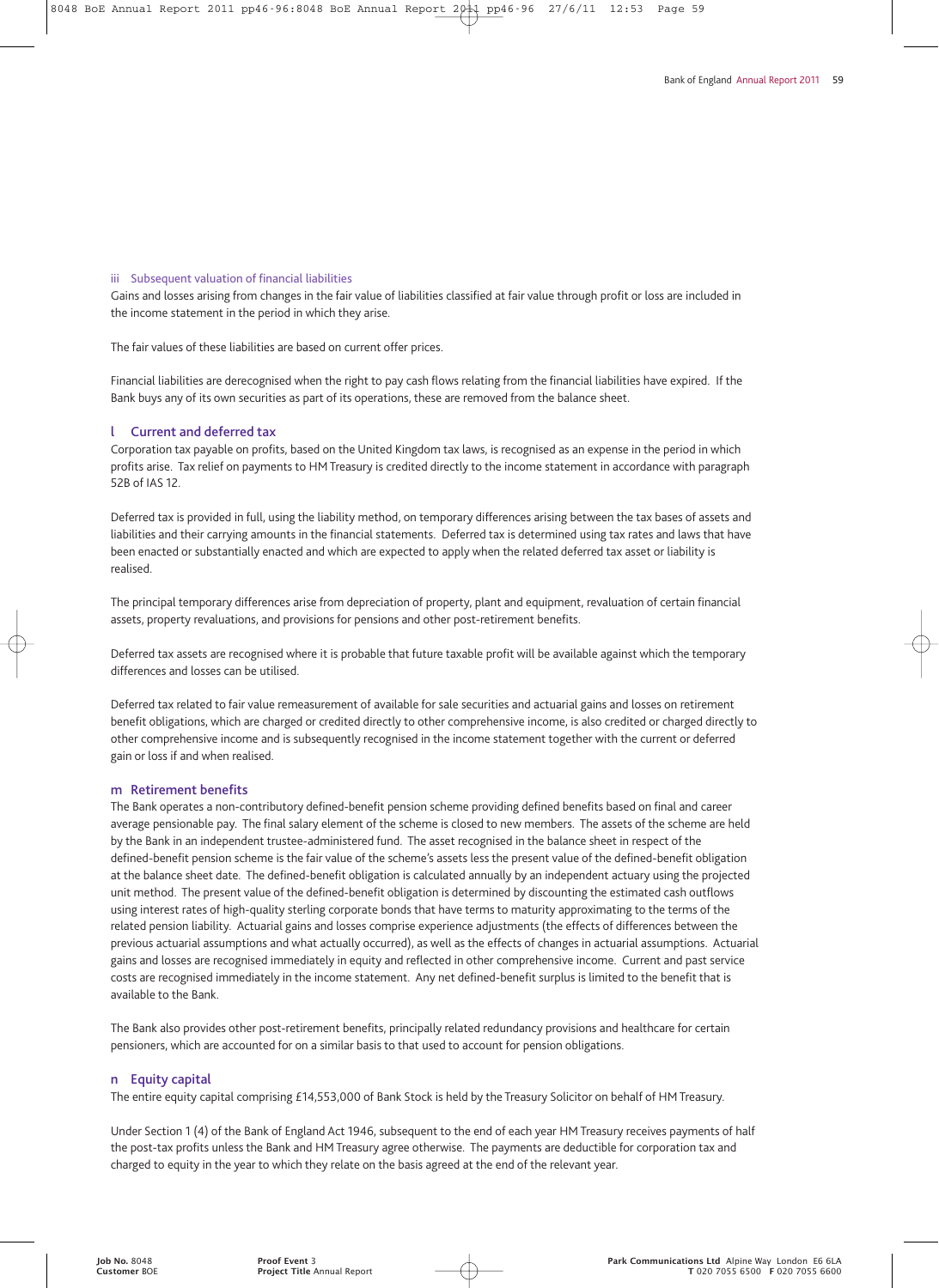#### iii Subsequent valuation of financial liabilities

Gains and losses arising from changes in the fair value of liabilities classified at fair value through profit or loss are included in the income statement in the period in which they arise.

The fair values of these liabilities are based on current offer prices.

Financial liabilities are derecognised when the right to pay cash flows relating from the financial liabilities have expired. If the Bank buys any of its own securities as part of its operations, these are removed from the balance sheet.

### l Current and deferred tax

Corporation tax payable on profits, based on the United Kingdom tax laws, is recognised as an expense in the period in which profits arise. Tax relief on payments to HM Treasury is credited directly to the income statement in accordance with paragraph 52B of IAS 12.

Deferred tax is provided in full, using the liability method, on temporary differences arising between the tax bases of assets and liabilities and their carrying amounts in the financial statements. Deferred tax is determined using tax rates and laws that have been enacted or substantially enacted and which are expected to apply when the related deferred tax asset or liability is realised.

The principal temporary differences arise from depreciation of property, plant and equipment, revaluation of certain financial assets, property revaluations, and provisions for pensions and other post-retirement benefits.

Deferred tax assets are recognised where it is probable that future taxable profit will be available against which the temporary differences and losses can be utilised.

Deferred tax related to fair value remeasurement of available for sale securities and actuarial gains and losses on retirement benefit obligations, which are charged or credited directly to other comprehensive income, is also credited or charged directly to other comprehensive income and is subsequently recognised in the income statement together with the current or deferred gain or loss if and when realised.

### m Retirement benefits

The Bank operates a non-contributory defined-benefit pension scheme providing defined benefits based on final and career average pensionable pay. The final salary element of the scheme is closed to new members. The assets of the scheme are held by the Bank in an independent trustee-administered fund. The asset recognised in the balance sheet in respect of the defined-benefit pension scheme is the fair value of the scheme's assets less the present value of the defined-benefit obligation at the balance sheet date. The defined-benefit obligation is calculated annually by an independent actuary using the projected unit method. The present value of the defined-benefit obligation is determined by discounting the estimated cash outflows using interest rates of high-quality sterling corporate bonds that have terms to maturity approximating to the terms of the related pension liability. Actuarial gains and losses comprise experience adjustments (the effects of differences between the previous actuarial assumptions and what actually occurred), as well as the effects of changes in actuarial assumptions. Actuarial gains and losses are recognised immediately in equity and reflected in other comprehensive income. Current and past service costs are recognised immediately in the income statement. Any net defined-benefit surplus is limited to the benefit that is available to the Bank.

The Bank also provides other post-retirement benefits, principally related redundancy provisions and healthcare for certain pensioners, which are accounted for on a similar basis to that used to account for pension obligations.

### n Equity capital

The entire equity capital comprising £14,553,000 of Bank Stock is held by the Treasury Solicitor on behalf of HM Treasury.

Under Section 1 (4) of the Bank of England Act 1946, subsequent to the end of each year HM Treasury receives payments of half the post-tax profits unless the Bank and HM Treasury agree otherwise. The payments are deductible for corporation tax and charged to equity in the year to which they relate on the basis agreed at the end of the relevant year.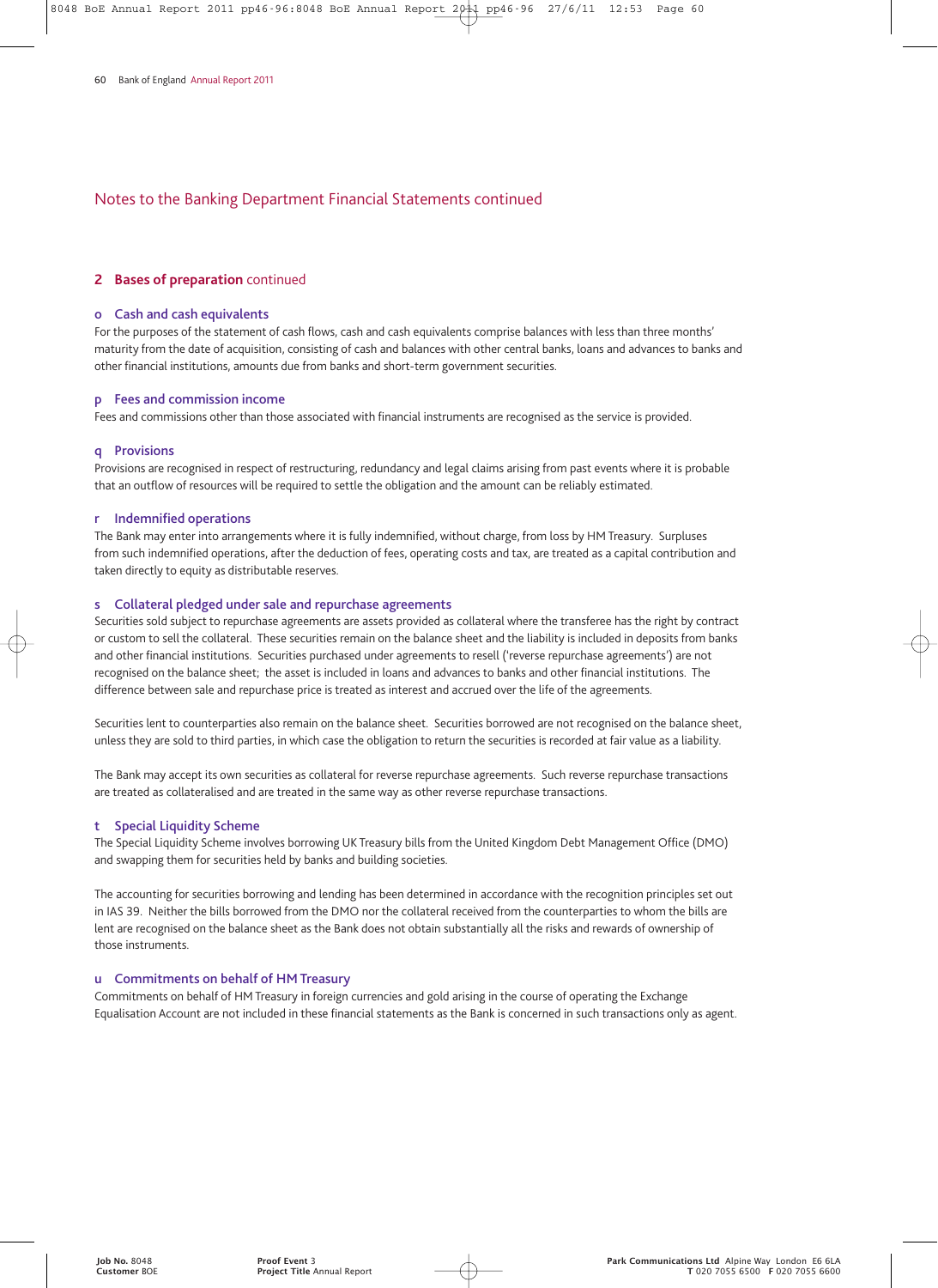## Notes to the Banking Department Financial Statements continued

### 2 Bases of preparation continued

#### o Cash and cash equivalents

For the purposes of the statement of cash flows, cash and cash equivalents comprise balances with less than three months' maturity from the date of acquisition, consisting of cash and balances with other central banks, loans and advances to banks and other financial institutions, amounts due from banks and short-term government securities.

#### p Fees and commission income

Fees and commissions other than those associated with financial instruments are recognised as the service is provided.

#### q Provisions

Provisions are recognised in respect of restructuring, redundancy and legal claims arising from past events where it is probable that an outflow of resources will be required to settle the obligation and the amount can be reliably estimated.

#### r Indemnified operations

The Bank may enter into arrangements where it is fully indemnified, without charge, from loss by HM Treasury. Surpluses from such indemnified operations, after the deduction of fees, operating costs and tax, are treated as a capital contribution and taken directly to equity as distributable reserves.

#### s Collateral pledged under sale and repurchase agreements

Securities sold subject to repurchase agreements are assets provided as collateral where the transferee has the right by contract or custom to sell the collateral. These securities remain on the balance sheet and the liability is included in deposits from banks and other financial institutions. Securities purchased under agreements to resell ('reverse repurchase agreements') are not recognised on the balance sheet; the asset is included in loans and advances to banks and other financial institutions. The difference between sale and repurchase price is treated as interest and accrued over the life of the agreements.

Securities lent to counterparties also remain on the balance sheet. Securities borrowed are not recognised on the balance sheet, unless they are sold to third parties, in which case the obligation to return the securities is recorded at fair value as a liability.

The Bank may accept its own securities as collateral for reverse repurchase agreements. Such reverse repurchase transactions are treated as collateralised and are treated in the same way as other reverse repurchase transactions.

#### t Special Liquidity Scheme

The Special Liquidity Scheme involves borrowing UK Treasury bills from the United Kingdom Debt Management Office (DMO) and swapping them for securities held by banks and building societies.

The accounting for securities borrowing and lending has been determined in accordance with the recognition principles set out in IAS 39. Neither the bills borrowed from the DMO nor the collateral received from the counterparties to whom the bills are lent are recognised on the balance sheet as the Bank does not obtain substantially all the risks and rewards of ownership of those instruments.

#### u Commitments on behalf of HM Treasury

Commitments on behalf of HM Treasury in foreign currencies and gold arising in the course of operating the Exchange Equalisation Account are not included in these financial statements as the Bank is concerned in such transactions only as agent.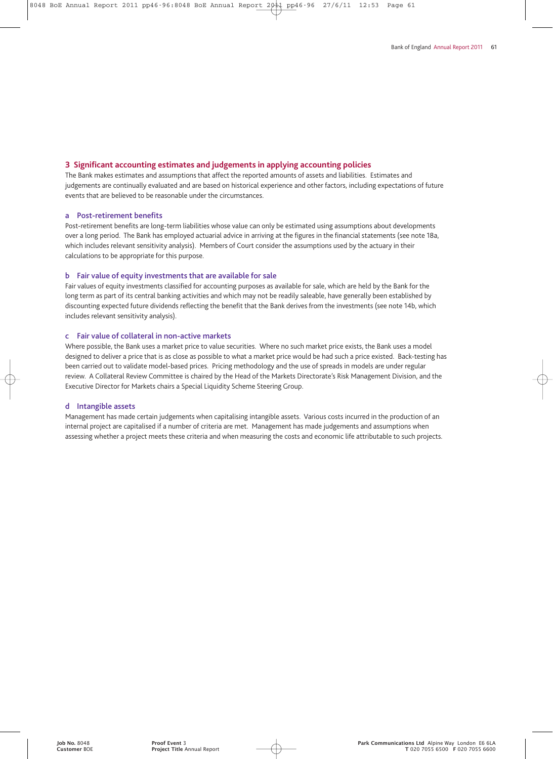## 3 Significant accounting estimates and judgements in applying accounting policies

The Bank makes estimates and assumptions that affect the reported amounts of assets and liabilities. Estimates and judgements are continually evaluated and are based on historical experience and other factors, including expectations of future events that are believed to be reasonable under the circumstances.

### a Post-retirement benefits

Post-retirement benefits are long-term liabilities whose value can only be estimated using assumptions about developments over a long period. The Bank has employed actuarial advice in arriving at the figures in the financial statements (see note 18a, which includes relevant sensitivity analysis). Members of Court consider the assumptions used by the actuary in their calculations to be appropriate for this purpose.

### b Fair value of equity investments that are available for sale

Fair values of equity investments classified for accounting purposes as available for sale, which are held by the Bank for the long term as part of its central banking activities and which may not be readily saleable, have generally been established by discounting expected future dividends reflecting the benefit that the Bank derives from the investments (see note 14b, which includes relevant sensitivity analysis).

### c Fair value of collateral in non-active markets

Where possible, the Bank uses a market price to value securities. Where no such market price exists, the Bank uses a model designed to deliver a price that is as close as possible to what a market price would be had such a price existed. Back-testing has been carried out to validate model-based prices. Pricing methodology and the use of spreads in models are under regular review. A Collateral Review Committee is chaired by the Head of the Markets Directorate's Risk Management Division, and the Executive Director for Markets chairs a Special Liquidity Scheme Steering Group.

### d Intangible assets

Management has made certain judgements when capitalising intangible assets. Various costs incurred in the production of an internal project are capitalised if a number of criteria are met. Management has made judgements and assumptions when assessing whether a project meets these criteria and when measuring the costs and economic life attributable to such projects.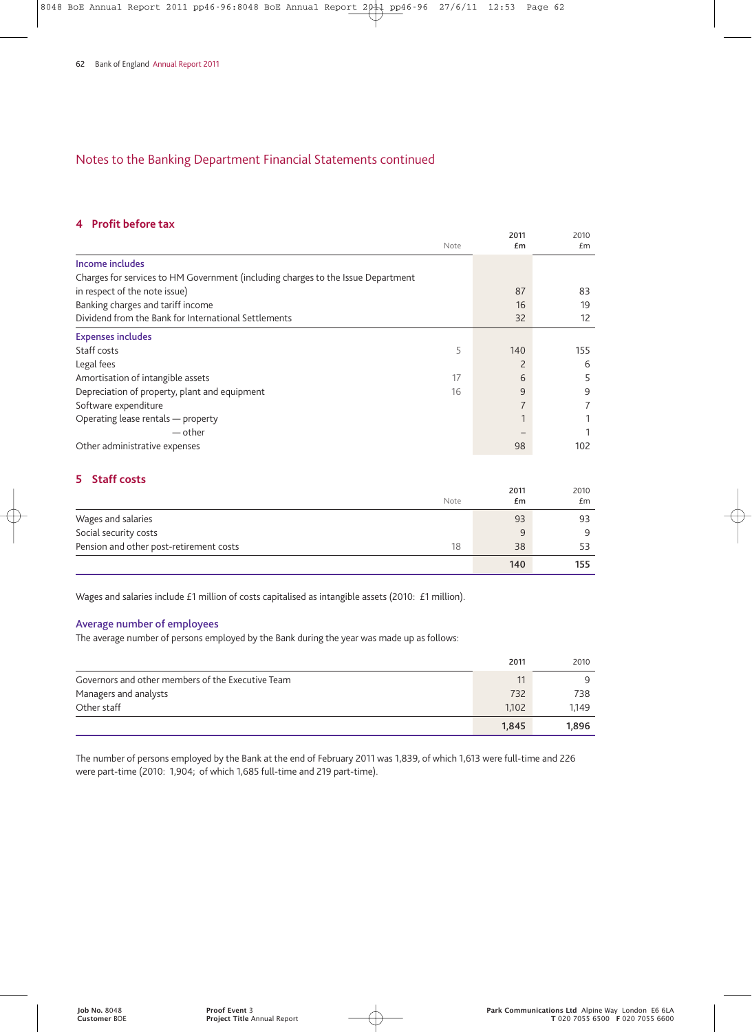## Notes to the Banking Department Financial Statements continued

### 4 Profit before tax

| | Note | 2011 £m | 2010 £m |
|---|---|---|---|
| **Income includes** | | | |
| Charges for services to HM Government (including charges to the Issue Department in respect of the note issue) | | 87 | 83 |
| Banking charges and tariff income | | 16 | 19 |
| Dividend from the Bank for International Settlements | | 32 | 12 |
| **Expenses includes** | | | |
| Staff costs | 5 | 140 | 155 |
| Legal fees | | 2 | 6 |
| Amortisation of intangible assets | 17 | 6 | 5 |
| Depreciation of property, plant and equipment | 16 | 9 | 9 |
| Software expenditure | | 7 | 7 |
| Operating lease rentals — property | | 1 | 1 |
| — other | | – | 1 |
| Other administrative expenses | | 98 | 102 |

### 5 Staff costs

| | Note | 2011 £m | 2010 £m |
|---|---|---|---|
| Wages and salaries | | 93 | 93 |
| Social security costs | | 9 | 9 |
| Pension and other post-retirement costs | 18 | 38 | 53 |
| | | **140** | **155** |

Wages and salaries include £1 million of costs capitalised as intangible assets (2010: £1 million).

#### Average number of employees

The average number of persons employed by the Bank during the year was made up as follows:

| | 2011 | 2010 |
|---|---|---|
| Governors and other members of the Executive Team | 11 | 9 |
| Managers and analysts | 732 | 738 |
| Other staff | 1,102 | 1,149 |
| | **1,845** | **1,896** |

The number of persons employed by the Bank at the end of February 2011 was 1,839, of which 1,613 were full-time and 226 were part-time (2010: 1,904; of which 1,685 full-time and 219 part-time).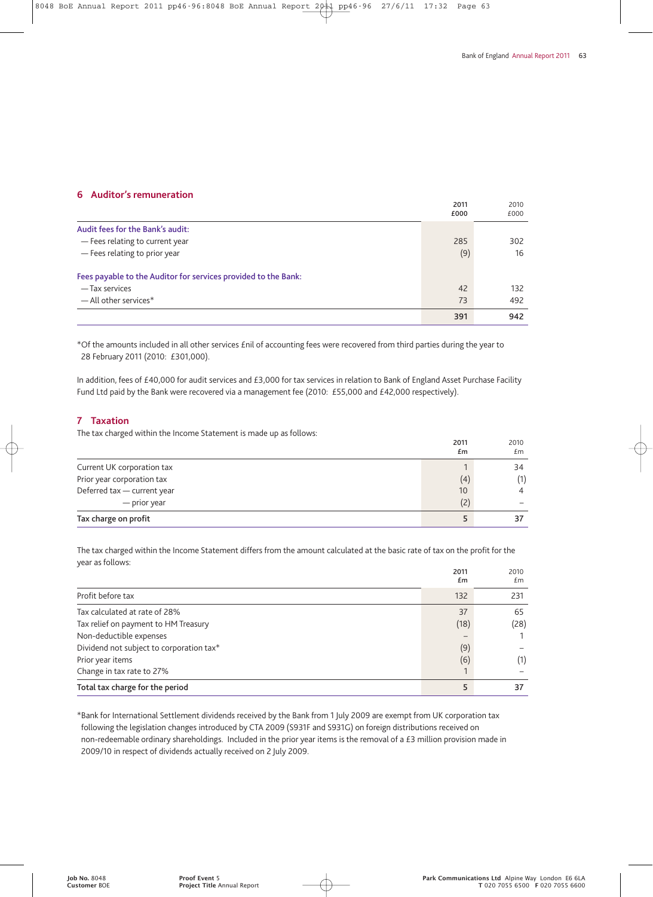## 6 Auditor's remuneration

| | 2011 £000 | 2010 £000 |
|---|---|---|
| **Audit fees for the Bank's audit:** | | |
| — Fees relating to current year | 285 | 302 |
| — Fees relating to prior year | (9) | 16 |
| **Fees payable to the Auditor for services provided to the Bank:** | | |
| — Tax services | 42 | 132 |
| — All other services* | 73 | 492 |
| | **391** | **942** |

*Of the amounts included in all other services £nil of accounting fees were recovered from third parties during the year to 28 February 2011 (2010: £301,000).

In addition, fees of £40,000 for audit services and £3,000 for tax services in relation to Bank of England Asset Purchase Facility Fund Ltd paid by the Bank were recovered via a management fee (2010: £55,000 and £42,000 respectively).

## 7 Taxation

The tax charged within the Income Statement is made up as follows:

| | 2011 £m | 2010 £m |
|---|---|---|
| Current UK corporation tax | 1 | 34 |
| Prior year corporation tax | (4) | (1) |
| Deferred tax — current year | 10 | 4 |
| — prior year | (2) | – |
| **Tax charge on profit** | **5** | **37** |

The tax charged within the Income Statement differs from the amount calculated at the basic rate of tax on the profit for the year as follows:

| | 2011 £m | 2010 £m |
|---|---|---|
| Profit before tax | 132 | 231 |
| Tax calculated at rate of 28% | 37 | 65 |
| Tax relief on payment to HM Treasury | (18) | (28) |
| Non-deductible expenses | – | 1 |
| Dividend not subject to corporation tax* | (9) | – |
| Prior year items | (6) | (1) |
| Change in tax rate to 27% | 1 | – |
| **Total tax charge for the period** | **5** | **37** |

*Bank for International Settlement dividends received by the Bank from 1 July 2009 are exempt from UK corporation tax following the legislation changes introduced by CTA 2009 (S931F and S931G) on foreign distributions received on non-redeemable ordinary shareholdings. Included in the prior year items is the removal of a £3 million provision made in 2009/10 in respect of dividends actually received on 2 July 2009.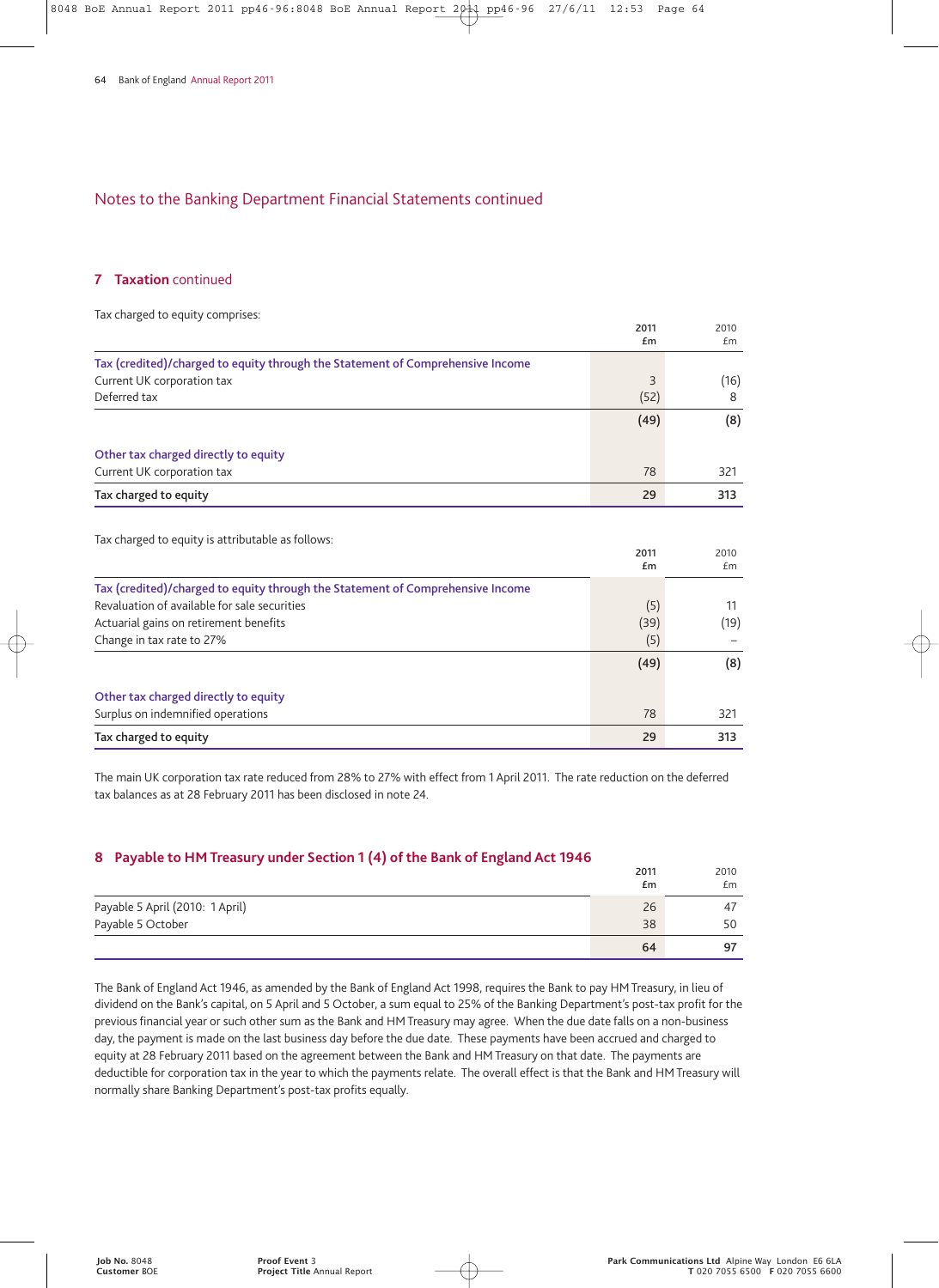## Notes to the Banking Department Financial Statements continued

### 7 Taxation continued

Tax charged to equity comprises:

| | 2011 £m | 2010 £m |
|---|---|---|
| **Tax (credited)/charged to equity through the Statement of Comprehensive Income** | | |
| Current UK corporation tax | 3 | (16) |
| Deferred tax | (52) | 8 |
| | **(49)** | **(8)** |
| **Other tax charged directly to equity** | | |
| Current UK corporation tax | 78 | 321 |
| **Tax charged to equity** | **29** | **313** |

Tax charged to equity is attributable as follows:

| | 2011 £m | 2010 £m |
|---|---|---|
| **Tax (credited)/charged to equity through the Statement of Comprehensive Income** | | |
| Revaluation of available for sale securities | (5) | 11 |
| Actuarial gains on retirement benefits | (39) | (19) |
| Change in tax rate to 27% | (5) | – |
| | **(49)** | **(8)** |
| **Other tax charged directly to equity** | | |
| Surplus on indemnified operations | 78 | 321 |
| **Tax charged to equity** | **29** | **313** |

The main UK corporation tax rate reduced from 28% to 27% with effect from 1 April 2011. The rate reduction on the deferred tax balances as at 28 February 2011 has been disclosed in note 24.

### 8 Payable to HM Treasury under Section 1 (4) of the Bank of England Act 1946

| | 2011 £m | 2010 £m |
|---|---|---|
| Payable 5 April (2010: 1 April) | 26 | 47 |
| Payable 5 October | 38 | 50 |
| | **64** | **97** |

The Bank of England Act 1946, as amended by the Bank of England Act 1998, requires the Bank to pay HM Treasury, in lieu of dividend on the Bank's capital, on 5 April and 5 October, a sum equal to 25% of the Banking Department's post-tax profit for the previous financial year or such other sum as the Bank and HM Treasury may agree. When the due date falls on a non-business day, the payment is made on the last business day before the due date. These payments have been accrued and charged to equity at 28 February 2011 based on the agreement between the Bank and HM Treasury on that date. The payments are deductible for corporation tax in the year to which the payments relate. The overall effect is that the Bank and HM Treasury will normally share Banking Department's post-tax profits equally.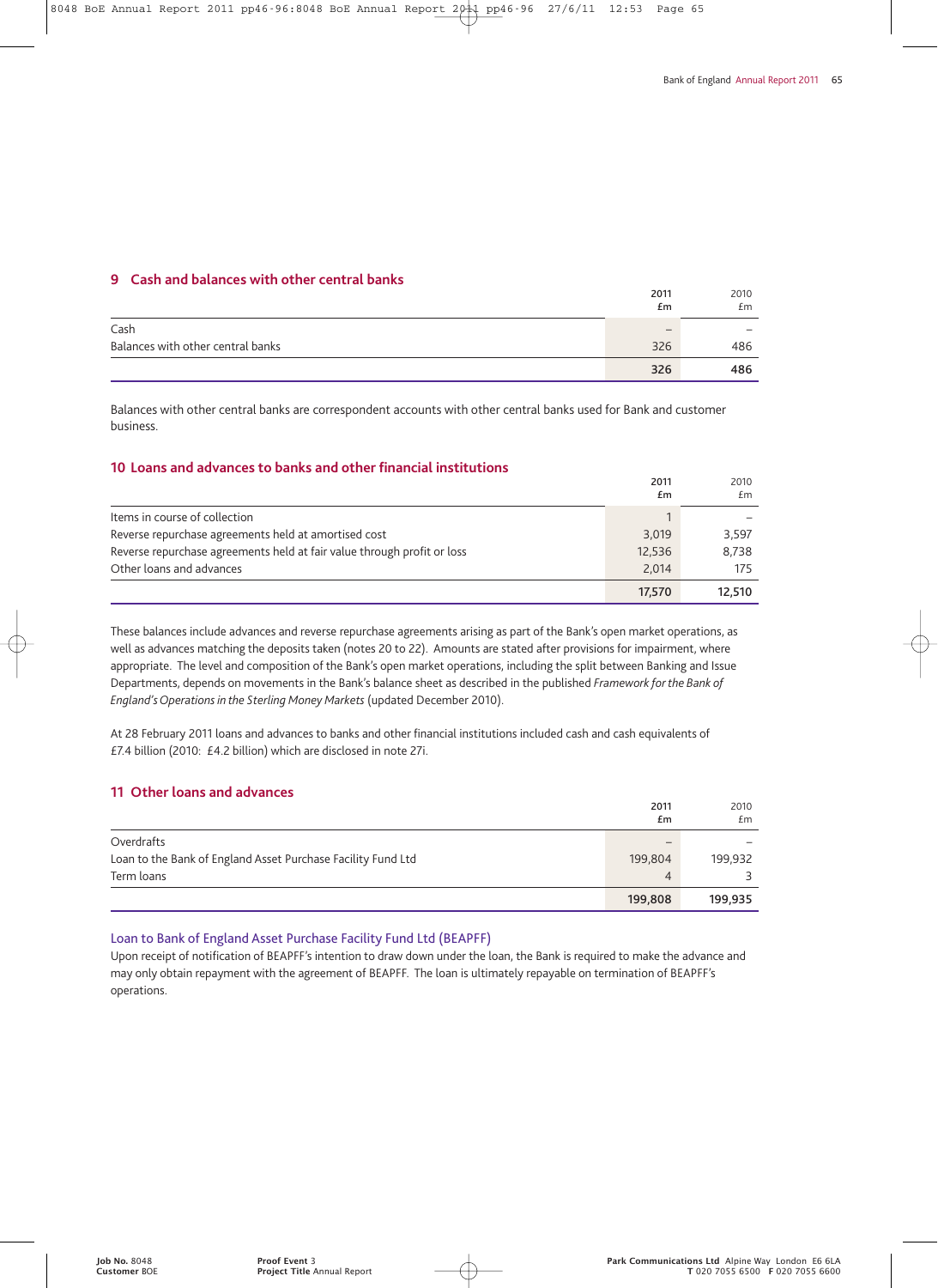## 9 Cash and balances with other central banks

| | 2011 £m | 2010 £m |
|---|---|---|
| Cash | – | – |
| Balances with other central banks | 326 | 486 |
| | **326** | **486** |

Balances with other central banks are correspondent accounts with other central banks used for Bank and customer business.

## 10 Loans and advances to banks and other financial institutions

| | 2011 £m | 2010 £m |
|---|---|---|
| Items in course of collection | 1 | – |
| Reverse repurchase agreements held at amortised cost | 3,019 | 3,597 |
| Reverse repurchase agreements held at fair value through profit or loss | 12,536 | 8,738 |
| Other loans and advances | 2,014 | 175 |
| | **17,570** | **12,510** |

These balances include advances and reverse repurchase agreements arising as part of the Bank's open market operations, as well as advances matching the deposits taken (notes 20 to 22). Amounts are stated after provisions for impairment, where appropriate. The level and composition of the Bank's open market operations, including the split between Banking and Issue Departments, depends on movements in the Bank's balance sheet as described in the published *Framework for the Bank of England's Operations in the Sterling Money Markets* (updated December 2010).

At 28 February 2011 loans and advances to banks and other financial institutions included cash and cash equivalents of £7.4 billion (2010: £4.2 billion) which are disclosed in note 27i.

## 11 Other loans and advances

| | 2011 £m | 2010 £m |
|---|---|---|
| Overdrafts | – | – |
| Loan to the Bank of England Asset Purchase Facility Fund Ltd | 199,804 | 199,932 |
| Term loans | 4 | 3 |
| | **199,808** | **199,935** |

### Loan to Bank of England Asset Purchase Facility Fund Ltd (BEAPFF)

Upon receipt of notification of BEAPFF's intention to draw down under the loan, the Bank is required to make the advance and may only obtain repayment with the agreement of BEAPFF. The loan is ultimately repayable on termination of BEAPFF's operations.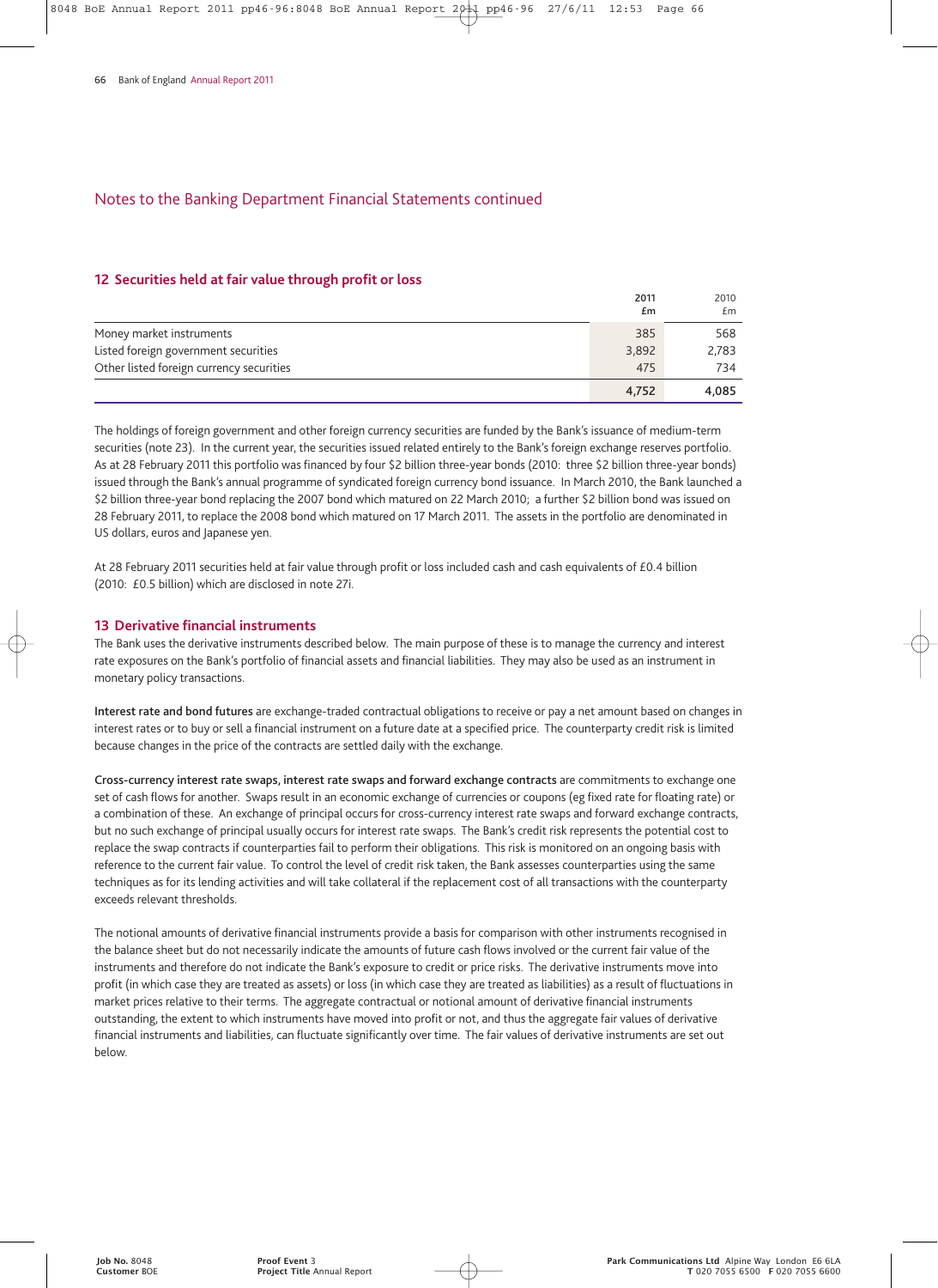## Notes to the Banking Department Financial Statements continued

### 12 Securities held at fair value through profit or loss

| | 2011 £m | 2010 £m |
|---|---|---|
| Money market instruments | 385 | 568 |
| Listed foreign government securities | 3,892 | 2,783 |
| Other listed foreign currency securities | 475 | 734 |
| | **4,752** | **4,085** |

The holdings of foreign government and other foreign currency securities are funded by the Bank's issuance of medium-term securities (note 23). In the current year, the securities issued related entirely to the Bank's foreign exchange reserves portfolio. As at 28 February 2011 this portfolio was financed by four $2 billion three-year bonds (2010: three $2 billion three-year bonds) issued through the Bank's annual programme of syndicated foreign currency bond issuance. In March 2010, the Bank launched a $2 billion three-year bond replacing the 2007 bond which matured on 22 March 2010; a further $2 billion bond was issued on 28 February 2011, to replace the 2008 bond which matured on 17 March 2011. The assets in the portfolio are denominated in US dollars, euros and Japanese yen.

At 28 February 2011 securities held at fair value through profit or loss included cash and cash equivalents of £0.4 billion (2010: £0.5 billion) which are disclosed in note 27i.

### 13 Derivative financial instruments

The Bank uses the derivative instruments described below. The main purpose of these is to manage the currency and interest rate exposures on the Bank's portfolio of financial assets and financial liabilities. They may also be used as an instrument in monetary policy transactions.

**Interest rate and bond futures** are exchange-traded contractual obligations to receive or pay a net amount based on changes in interest rates or to buy or sell a financial instrument on a future date at a specified price. The counterparty credit risk is limited because changes in the price of the contracts are settled daily with the exchange.

**Cross-currency interest rate swaps, interest rate swaps and forward exchange contracts** are commitments to exchange one set of cash flows for another. Swaps result in an economic exchange of currencies or coupons (eg fixed rate for floating rate) or a combination of these. An exchange of principal occurs for cross-currency interest rate swaps and forward exchange contracts, but no such exchange of principal usually occurs for interest rate swaps. The Bank's credit risk represents the potential cost to replace the swap contracts if counterparties fail to perform their obligations. This risk is monitored on an ongoing basis with reference to the current fair value. To control the level of credit risk taken, the Bank assesses counterparties using the same techniques as for its lending activities and will take collateral if the replacement cost of all transactions with the counterparty exceeds relevant thresholds.

The notional amounts of derivative financial instruments provide a basis for comparison with other instruments recognised in the balance sheet but do not necessarily indicate the amounts of future cash flows involved or the current fair value of the instruments and therefore do not indicate the Bank's exposure to credit or price risks. The derivative instruments move into profit (in which case they are treated as assets) or loss (in which case they are treated as liabilities) as a result of fluctuations in market prices relative to their terms. The aggregate contractual or notional amount of derivative financial instruments outstanding, the extent to which instruments have moved into profit or not, and thus the aggregate fair values of derivative financial instruments and liabilities, can fluctuate significantly over time. The fair values of derivative instruments are set out below.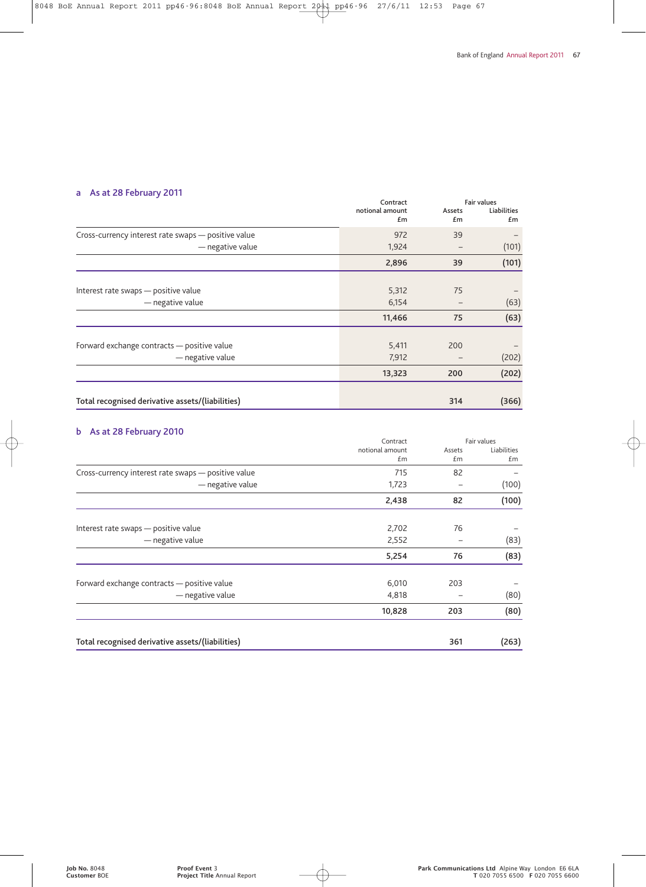## a As at 28 February 2011

| | Contract notional amount £m | Fair values Assets £m | Fair values Liabilities £m |
|---|---|---|---|
| Cross-currency interest rate swaps — positive value | 972 | 39 | – |
| — negative value | 1,924 | – | (101) |
| | **2,896** | **39** | **(101)** |
| Interest rate swaps — positive value | 5,312 | 75 | – |
| — negative value | 6,154 | – | (63) |
| | **11,466** | **75** | **(63)** |
| Forward exchange contracts — positive value | 5,411 | 200 | – |
| — negative value | 7,912 | – | (202) |
| | **13,323** | **200** | **(202)** |
| **Total recognised derivative assets/(liabilities)** | | **314** | **(366)** |

## b As at 28 February 2010

| | Contract notional amount £m | Fair values Assets £m | Fair values Liabilities £m |
|---|---|---|---|
| Cross-currency interest rate swaps — positive value | 715 | 82 | – |
| — negative value | 1,723 | – | (100) |
| | **2,438** | **82** | **(100)** |
| Interest rate swaps — positive value | 2,702 | 76 | – |
| — negative value | 2,552 | – | (83) |
| | **5,254** | **76** | **(83)** |
| Forward exchange contracts — positive value | 6,010 | 203 | – |
| — negative value | 4,818 | – | (80) |
| | **10,828** | **203** | **(80)** |
| **Total recognised derivative assets/(liabilities)** | | **361** | **(263)** |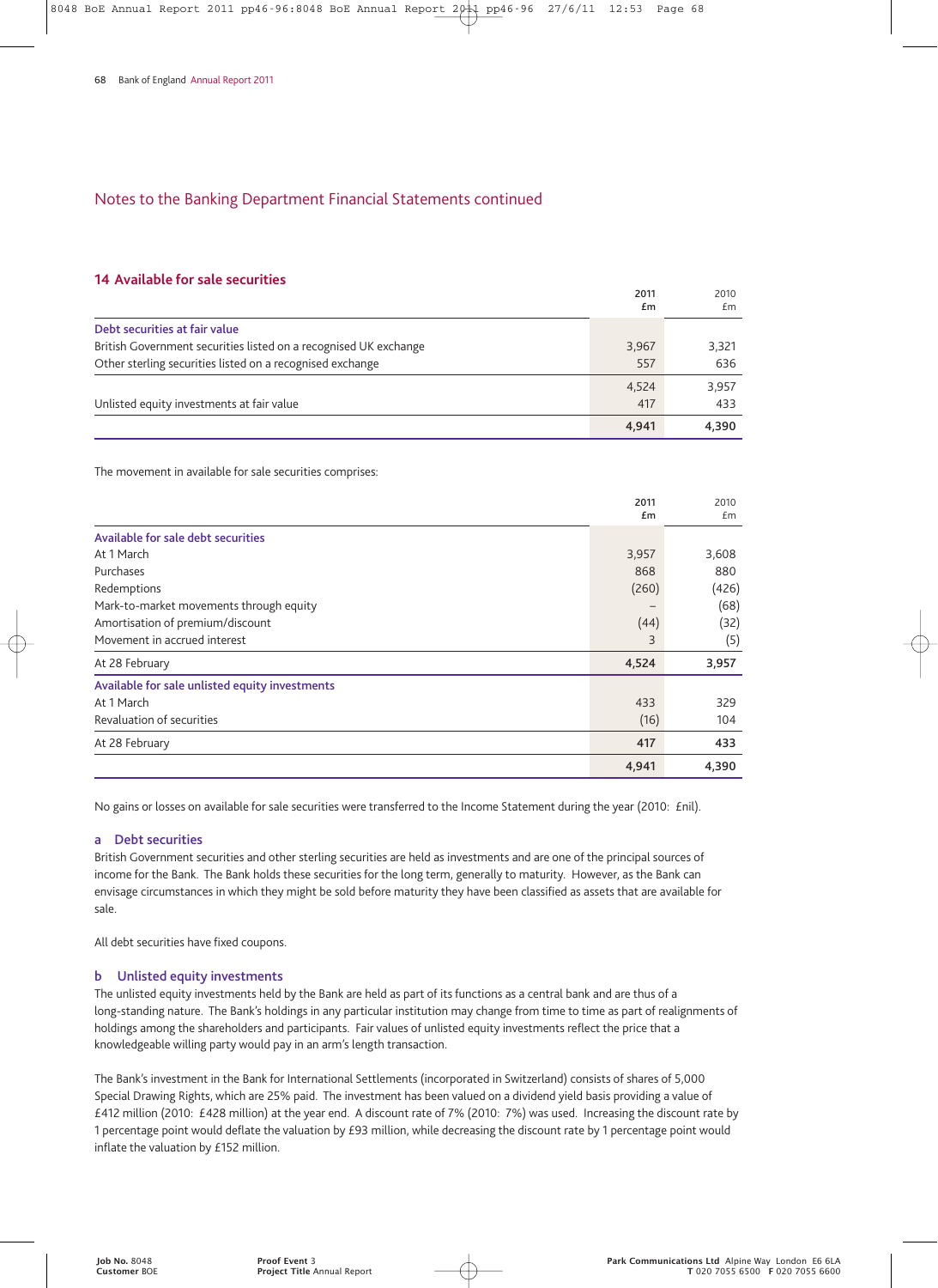## Notes to the Banking Department Financial Statements continued

### 14 Available for sale securities

| | 2011 £m | 2010 £m |
|---|---|---|
| **Debt securities at fair value** | | |
| British Government securities listed on a recognised UK exchange | 3,967 | 3,321 |
| Other sterling securities listed on a recognised exchange | 557 | 636 |
| | 4,524 | 3,957 |
| Unlisted equity investments at fair value | 417 | 433 |
| | **4,941** | **4,390** |

The movement in available for sale securities comprises:

| | 2011 £m | 2010 £m |
|---|---|---|
| **Available for sale debt securities** | | |
| At 1 March | 3,957 | 3,608 |
| Purchases | 868 | 880 |
| Redemptions | (260) | (426) |
| Mark-to-market movements through equity | – | (68) |
| Amortisation of premium/discount | (44) | (32) |
| Movement in accrued interest | 3 | (5) |
| At 28 February | **4,524** | **3,957** |
| **Available for sale unlisted equity investments** | | |
| At 1 March | 433 | 329 |
| Revaluation of securities | (16) | 104 |
| At 28 February | **417** | **433** |
| | **4,941** | **4,390** |

No gains or losses on available for sale securities were transferred to the Income Statement during the year (2010: £nil).

#### a Debt securities

British Government securities and other sterling securities are held as investments and are one of the principal sources of income for the Bank. The Bank holds these securities for the long term, generally to maturity. However, as the Bank can envisage circumstances in which they might be sold before maturity they have been classified as assets that are available for sale.

All debt securities have fixed coupons.

#### b Unlisted equity investments

The unlisted equity investments held by the Bank are held as part of its functions as a central bank and are thus of a long-standing nature. The Bank's holdings in any particular institution may change from time to time as part of realignments of holdings among the shareholders and participants. Fair values of unlisted equity investments reflect the price that a knowledgeable willing party would pay in an arm's length transaction.

The Bank's investment in the Bank for International Settlements (incorporated in Switzerland) consists of shares of 5,000 Special Drawing Rights, which are 25% paid. The investment has been valued on a dividend yield basis providing a value of £412 million (2010: £428 million) at the year end. A discount rate of 7% (2010: 7%) was used. Increasing the discount rate by 1 percentage point would deflate the valuation by £93 million, while decreasing the discount rate by 1 percentage point would inflate the valuation by £152 million.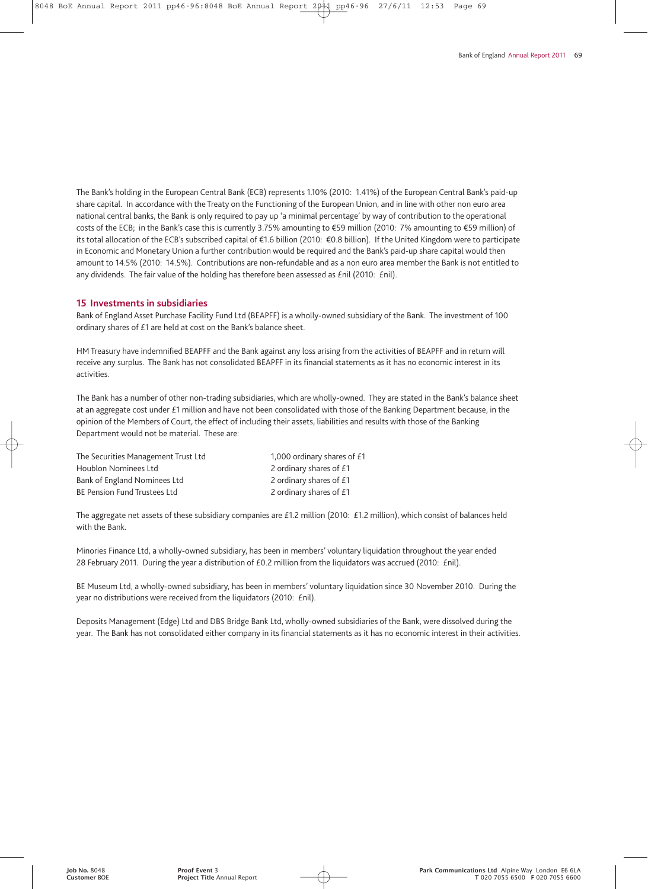The Bank's holding in the European Central Bank (ECB) represents 1.10% (2010: 1.41%) of the European Central Bank's paid-up share capital. In accordance with the Treaty on the Functioning of the European Union, and in line with other non euro area national central banks, the Bank is only required to pay up 'a minimal percentage' by way of contribution to the operational costs of the ECB; in the Bank's case this is currently 3.75% amounting to €59 million (2010: 7% amounting to €59 million) of its total allocation of the ECB's subscribed capital of €1.6 billion (2010: €0.8 billion). If the United Kingdom were to participate in Economic and Monetary Union a further contribution would be required and the Bank's paid-up share capital would then amount to 14.5% (2010: 14.5%). Contributions are non-refundable and as a non euro area member the Bank is not entitled to any dividends. The fair value of the holding has therefore been assessed as £nil (2010: £nil).

## 15 Investments in subsidiaries

Bank of England Asset Purchase Facility Fund Ltd (BEAPFF) is a wholly-owned subsidiary of the Bank. The investment of 100 ordinary shares of £1 are held at cost on the Bank's balance sheet.

HM Treasury have indemnified BEAPFF and the Bank against any loss arising from the activities of BEAPFF and in return will receive any surplus. The Bank has not consolidated BEAPFF in its financial statements as it has no economic interest in its activities.

The Bank has a number of other non-trading subsidiaries, which are wholly-owned. They are stated in the Bank's balance sheet at an aggregate cost under £1 million and have not been consolidated with those of the Banking Department because, in the opinion of the Members of Court, the effect of including their assets, liabilities and results with those of the Banking Department would not be material. These are:

| | |
|---|---|
| The Securities Management Trust Ltd | 1,000 ordinary shares of £1 |
| Houblon Nominees Ltd | 2 ordinary shares of £1 |
| Bank of England Nominees Ltd | 2 ordinary shares of £1 |
| BE Pension Fund Trustees Ltd | 2 ordinary shares of £1 |

The aggregate net assets of these subsidiary companies are £1.2 million (2010: £1.2 million), which consist of balances held with the Bank.

Minories Finance Ltd, a wholly-owned subsidiary, has been in members' voluntary liquidation throughout the year ended 28 February 2011. During the year a distribution of £0.2 million from the liquidators was accrued (2010: £nil).

BE Museum Ltd, a wholly-owned subsidiary, has been in members' voluntary liquidation since 30 November 2010. During the year no distributions were received from the liquidators (2010: £nil).

Deposits Management (Edge) Ltd and DBS Bridge Bank Ltd, wholly-owned subsidiaries of the Bank, were dissolved during the year. The Bank has not consolidated either company in its financial statements as it has no economic interest in their activities.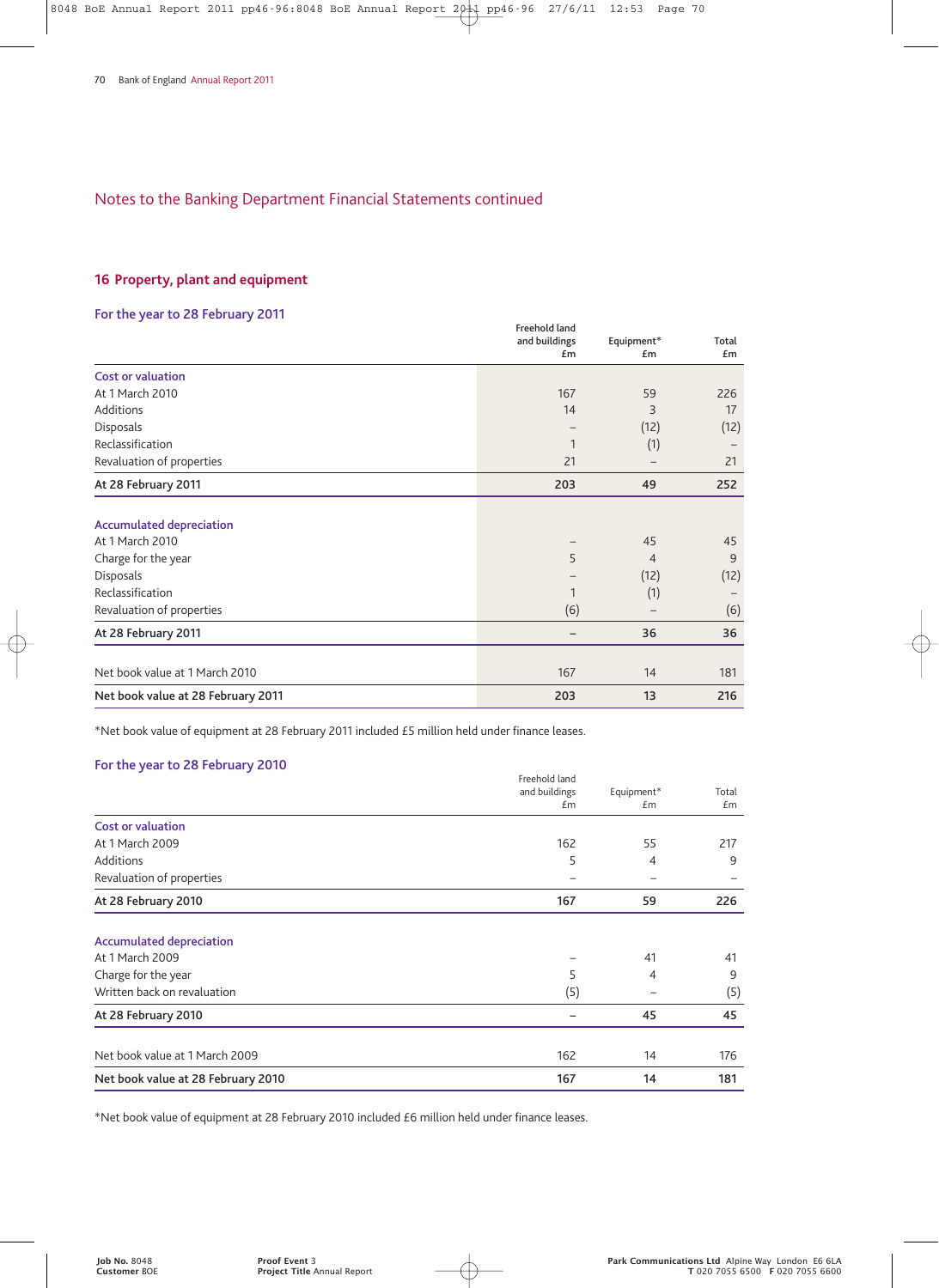## Notes to the Banking Department Financial Statements continued

### 16 Property, plant and equipment

#### For the year to 28 February 2011

| | Freehold land and buildings £m | Equipment* £m | Total £m |
|---|---|---|---|
| **Cost or valuation** | | | |
| At 1 March 2010 | 167 | 59 | 226 |
| Additions | 14 | 3 | 17 |
| Disposals | – | (12) | (12) |
| Reclassification | 1 | (1) | – |
| Revaluation of properties | 21 | – | 21 |
| **At 28 February 2011** | **203** | **49** | **252** |
| **Accumulated depreciation** | | | |
| At 1 March 2010 | – | 45 | 45 |
| Charge for the year | 5 | 4 | 9 |
| Disposals | – | (12) | (12) |
| Reclassification | 1 | (1) | – |
| Revaluation of properties | (6) | – | (6) |
| **At 28 February 2011** | **–** | **36** | **36** |
| Net book value at 1 March 2010 | 167 | 14 | 181 |
| **Net book value at 28 February 2011** | **203** | **13** | **216** |

*Net book value of equipment at 28 February 2011 included £5 million held under finance leases.

#### For the year to 28 February 2010

| | Freehold land and buildings £m | Equipment* £m | Total £m |
|---|---|---|---|
| **Cost or valuation** | | | |
| At 1 March 2009 | 162 | 55 | 217 |
| Additions | 5 | 4 | 9 |
| Revaluation of properties | – | – | – |
| **At 28 February 2010** | **167** | **59** | **226** |
| **Accumulated depreciation** | | | |
| At 1 March 2009 | – | 41 | 41 |
| Charge for the year | 5 | 4 | 9 |
| Written back on revaluation | (5) | – | (5) |
| **At 28 February 2010** | **–** | **45** | **45** |
| Net book value at 1 March 2009 | 162 | 14 | 176 |
| **Net book value at 28 February 2010** | **167** | **14** | **181** |

*Net book value of equipment at 28 February 2010 included £6 million held under finance leases.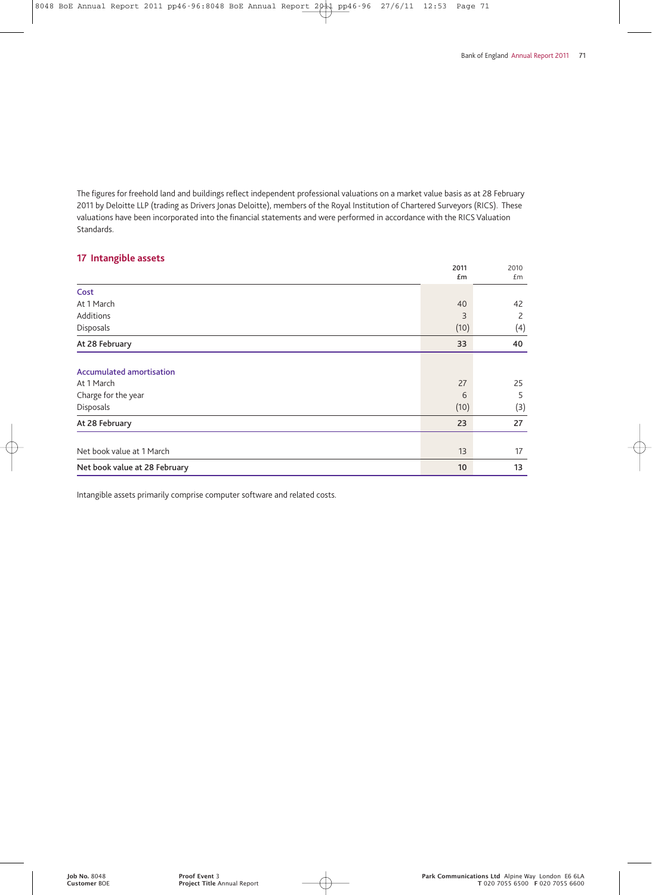The figures for freehold land and buildings reflect independent professional valuations on a market value basis as at 28 February 2011 by Deloitte LLP (trading as Drivers Jonas Deloitte), members of the Royal Institution of Chartered Surveyors (RICS). These valuations have been incorporated into the financial statements and were performed in accordance with the RICS Valuation Standards.

## 17 Intangible assets

| | 2011 £m | 2010 £m |
|---|---|---|
| **Cost** | | |
| At 1 March | 40 | 42 |
| Additions | 3 | 2 |
| Disposals | (10) | (4) |
| **At 28 February** | **33** | **40** |
| | | |
| **Accumulated amortisation** | | |
| At 1 March | 27 | 25 |
| Charge for the year | 6 | 5 |
| Disposals | (10) | (3) |
| **At 28 February** | **23** | **27** |
| | | |
| Net book value at 1 March | 13 | 17 |
| **Net book value at 28 February** | **10** | **13** |

Intangible assets primarily comprise computer software and related costs.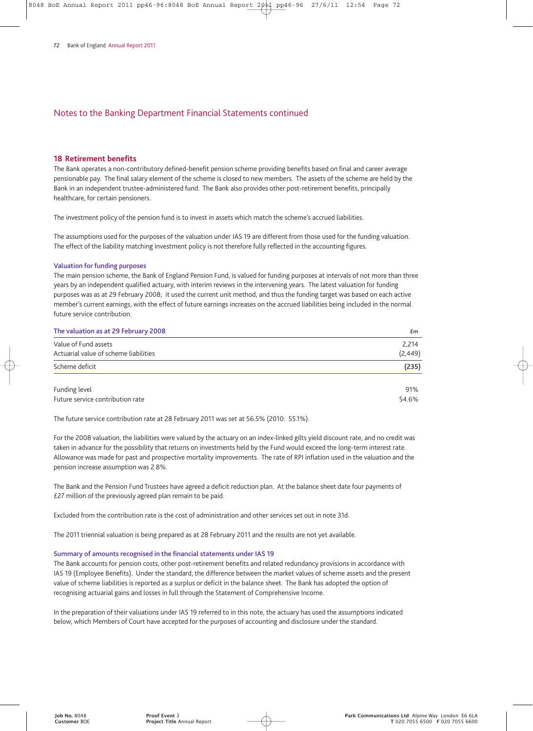## Notes to the Banking Department Financial Statements continued

### 18 Retirement benefits

The Bank operates a non-contributory defined-benefit pension scheme providing benefits based on final and career average pensionable pay. The final salary element of the scheme is closed to new members. The assets of the scheme are held by the Bank in an independent trustee-administered fund. The Bank also provides other post-retirement benefits, principally healthcare, for certain pensioners.

The investment policy of the pension fund is to invest in assets which match the scheme's accrued liabilities.

The assumptions used for the purposes of the valuation under IAS 19 are different from those used for the funding valuation. The effect of the liability matching investment policy is not therefore fully reflected in the accounting figures.

#### Valuation for funding purposes

The main pension scheme, the Bank of England Pension Fund, is valued for funding purposes at intervals of not more than three years by an independent qualified actuary, with interim reviews in the intervening years. The latest valuation for funding purposes was as at 29 February 2008; it used the current unit method, and thus the funding target was based on each active member's current earnings, with the effect of future earnings increases on the accrued liabilities being included in the normal future service contribution.

| The valuation as at 29 February 2008 | £m |
|---|---|
| Value of Fund assets | 2,214 |
| Actuarial value of scheme liabilities | (2,449) |
| Scheme deficit | **(235)** |
| Funding level | 91% |
| Future service contribution rate | 54.6% |

The future service contribution rate at 28 February 2011 was set at 56.5% (2010: 55.1%).

For the 2008 valuation, the liabilities were valued by the actuary on an index-linked gilts yield discount rate, and no credit was taken in advance for the possibility that returns on investments held by the Fund would exceed the long-term interest rate. Allowance was made for past and prospective mortality improvements. The rate of RPI inflation used in the valuation and the pension increase assumption was 2.8%.

The Bank and the Pension Fund Trustees have agreed a deficit reduction plan. At the balance sheet date four payments of £27 million of the previously agreed plan remain to be paid.

Excluded from the contribution rate is the cost of administration and other services set out in note 31d.

The 2011 triennial valuation is being prepared as at 28 February 2011 and the results are not yet available.

#### Summary of amounts recognised in the financial statements under IAS 19

The Bank accounts for pension costs, other post-retirement benefits and related redundancy provisions in accordance with IAS 19 (Employee Benefits). Under the standard, the difference between the market values of scheme assets and the present value of scheme liabilities is reported as a surplus or deficit in the balance sheet. The Bank has adopted the option of recognising actuarial gains and losses in full through the Statement of Comprehensive Income.

In the preparation of their valuations under IAS 19 referred to in this note, the actuary has used the assumptions indicated below, which Members of Court have accepted for the purposes of accounting and disclosure under the standard.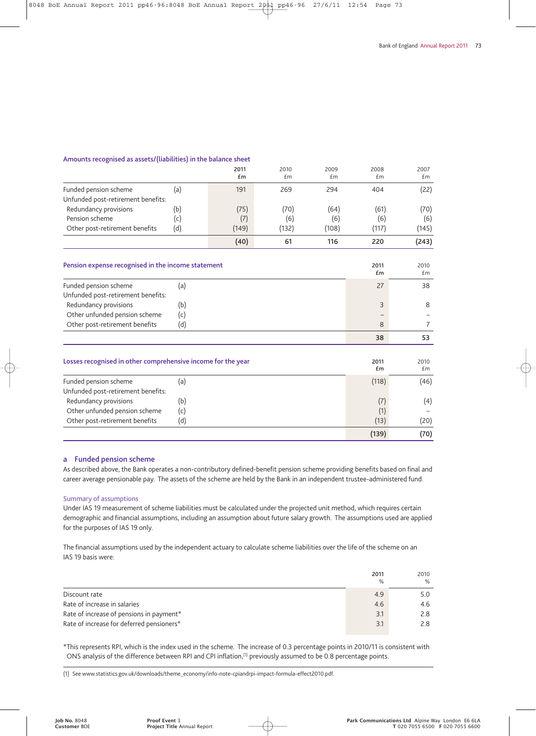### Amounts recognised as assets/(liabilities) in the balance sheet

| | | 2011 £m | 2010 £m | 2009 £m | 2008 £m | 2007 £m |
|---|---|---|---|---|---|---|
| Funded pension scheme | (a) | 191 | 269 | 294 | 404 | (22) |
| Unfunded post-retirement benefits: | | | | | | |
| Redundancy provisions | (b) | (75) | (70) | (64) | (61) | (70) |
| Pension scheme | (c) | (7) | (6) | (6) | (6) | (6) |
| Other post-retirement benefits | (d) | (149) | (132) | (108) | (117) | (145) |
| | | **(40)** | **61** | **116** | **220** | **(243)** |

### Pension expense recognised in the income statement

| | | 2011 £m | 2010 £m |
|---|---|---|---|
| Funded pension scheme | (a) | 27 | 38 |
| Unfunded post-retirement benefits: | | | |
| Redundancy provisions | (b) | 3 | 8 |
| Other unfunded pension scheme | (c) | – | – |
| Other post-retirement benefits | (d) | 8 | 7 |
| | | **38** | **53** |

### Losses recognised in other comprehensive income for the year

| | | 2011 £m | 2010 £m |
|---|---|---|---|
| Funded pension scheme | (a) | (118) | (46) |
| Unfunded post-retirement benefits: | | | |
| Redundancy provisions | (b) | (7) | (4) |
| Other unfunded pension scheme | (c) | (1) | – |
| Other post-retirement benefits | (d) | (13) | (20) |
| | | **(139)** | **(70)** |

## a Funded pension scheme

As described above, the Bank operates a non-contributory defined-benefit pension scheme providing benefits based on final and career average pensionable pay. The assets of the scheme are held by the Bank in an independent trustee-administered fund.

### Summary of assumptions

Under IAS 19 measurement of scheme liabilities must be calculated under the projected unit method, which requires certain demographic and financial assumptions, including an assumption about future salary growth. The assumptions used are applied for the purposes of IAS 19 only.

The financial assumptions used by the independent actuary to calculate scheme liabilities over the life of the scheme on an IAS 19 basis were:

| | 2011 % | 2010 % |
|---|---|---|
| Discount rate | 4.9 | 5.0 |
| Rate of increase in salaries | 4.6 | 4.6 |
| Rate of increase of pensions in payment* | 3.1 | 2.8 |
| Rate of increase for deferred pensioners* | 3.1 | 2.8 |

*This represents RPI, which is the index used in the scheme. The increase of 0.3 percentage points in 2010/11 is consistent with ONS analysis of the difference between RPI and CPI inflation,[1] previously assumed to be 0.8 percentage points.

(1) See www.statistics.gov.uk/downloads/theme_economy/info-note-cpiandrpi-impact-formula-effect2010.pdf.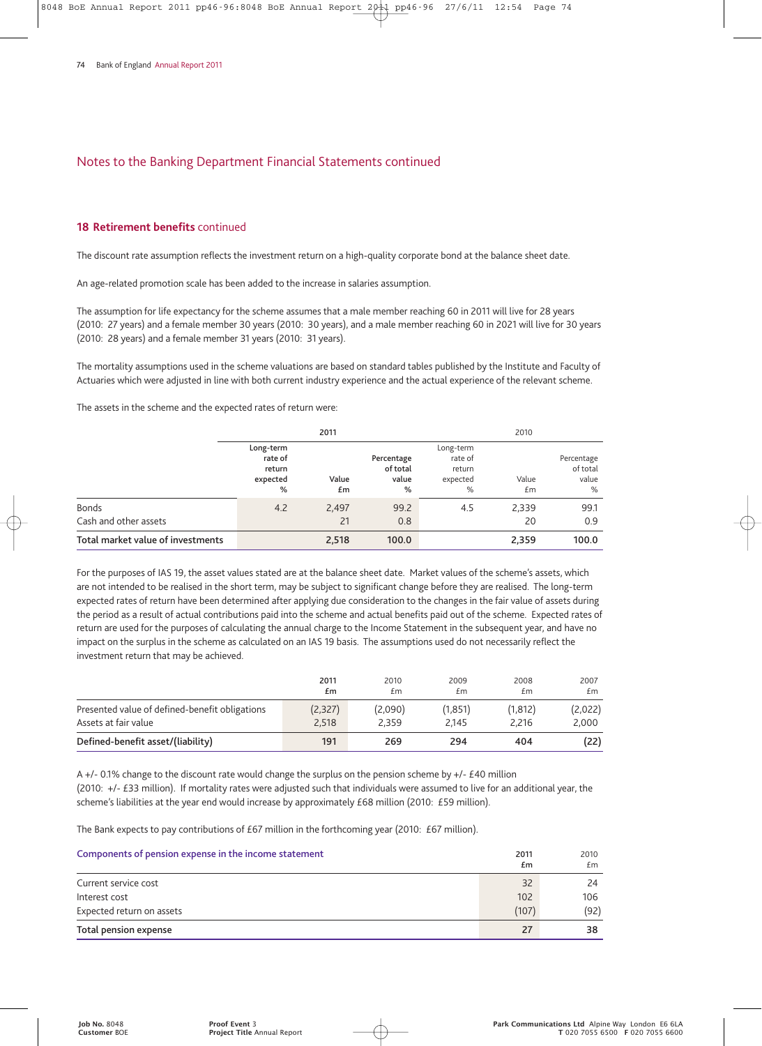## Notes to the Banking Department Financial Statements continued

### 18 Retirement benefits continued

The discount rate assumption reflects the investment return on a high-quality corporate bond at the balance sheet date.

An age-related promotion scale has been added to the increase in salaries assumption.

The assumption for life expectancy for the scheme assumes that a male member reaching 60 in 2011 will live for 28 years (2010: 27 years) and a female member 30 years (2010: 30 years), and a male member reaching 60 in 2021 will live for 30 years (2010: 28 years) and a female member 31 years (2010: 31 years).

The mortality assumptions used in the scheme valuations are based on standard tables published by the Institute and Faculty of Actuaries which were adjusted in line with both current industry experience and the actual experience of the relevant scheme.

The assets in the scheme and the expected rates of return were:

| | 2011 | | | 2010 | | |
|---|---|---|---|---|---|---|
| | Long-term rate of return expected % | Value £m | Percentage of total value % | Long-term rate of return expected % | Value £m | Percentage of total value % |
| Bonds | 4.2 | 2,497 | 99.2 | 4.5 | 2,339 | 99.1 |
| Cash and other assets | | 21 | 0.8 | | 20 | 0.9 |
| **Total market value of investments** | | **2,518** | **100.0** | | **2,359** | **100.0** |

For the purposes of IAS 19, the asset values stated are at the balance sheet date. Market values of the scheme's assets, which are not intended to be realised in the short term, may be subject to significant change before they are realised. The long-term expected rates of return have been determined after applying due consideration to the changes in the fair value of assets during the period as a result of actual contributions paid into the scheme and actual benefits paid out of the scheme. Expected rates of return are used for the purposes of calculating the annual charge to the Income Statement in the subsequent year, and have no impact on the surplus in the scheme as calculated on an IAS 19 basis. The assumptions used do not necessarily reflect the investment return that may be achieved.

| | 2011 £m | 2010 £m | 2009 £m | 2008 £m | 2007 £m |
|---|---|---|---|---|---|
| Presented value of defined-benefit obligations | (2,327) | (2,090) | (1,851) | (1,812) | (2,022) |
| Assets at fair value | 2,518 | 2,359 | 2,145 | 2,216 | 2,000 |
| **Defined-benefit asset/(liability)** | **191** | **269** | **294** | **404** | **(22)** |

A +/- 0.1% change to the discount rate would change the surplus on the pension scheme by +/- £40 million (2010: +/- £33 million). If mortality rates were adjusted such that individuals were assumed to live for an additional year, the scheme's liabilities at the year end would increase by approximately £68 million (2010: £59 million).

The Bank expects to pay contributions of £67 million in the forthcoming year (2010: £67 million).

| Components of pension expense in the income statement | 2011 £m | 2010 £m |
|---|---|---|
| Current service cost | 32 | 24 |
| Interest cost | 102 | 106 |
| Expected return on assets | (107) | (92) |
| **Total pension expense** | **27** | **38** |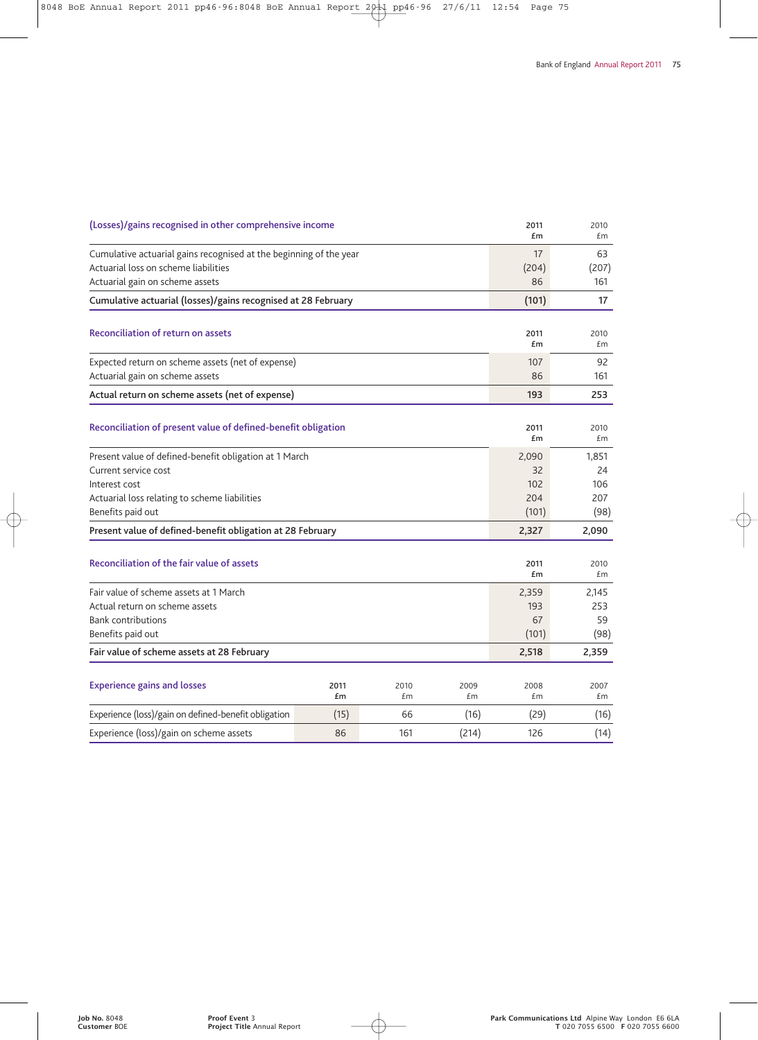| (Losses)/gains recognised in other comprehensive income | 2011 £m | 2010 £m |
|---|---|---|
| Cumulative actuarial gains recognised at the beginning of the year | 17 | 63 |
| Actuarial loss on scheme liabilities | (204) | (207) |
| Actuarial gain on scheme assets | 86 | 161 |
| **Cumulative actuarial (losses)/gains recognised at 28 February** | **(101)** | **17** |

| Reconciliation of return on assets | 2011 £m | 2010 £m |
|---|---|---|
| Expected return on scheme assets (net of expense) | 107 | 92 |
| Actuarial gain on scheme assets | 86 | 161 |
| **Actual return on scheme assets (net of expense)** | **193** | **253** |

| Reconciliation of present value of defined-benefit obligation | 2011 £m | 2010 £m |
|---|---|---|
| Present value of defined-benefit obligation at 1 March | 2,090 | 1,851 |
| Current service cost | 32 | 24 |
| Interest cost | 102 | 106 |
| Actuarial loss relating to scheme liabilities | 204 | 207 |
| Benefits paid out | (101) | (98) |
| **Present value of defined-benefit obligation at 28 February** | **2,327** | **2,090** |

| Reconciliation of the fair value of assets | 2011 £m | 2010 £m |
|---|---|---|
| Fair value of scheme assets at 1 March | 2,359 | 2,145 |
| Actual return on scheme assets | 193 | 253 |
| Bank contributions | 67 | 59 |
| Benefits paid out | (101) | (98) |
| **Fair value of scheme assets at 28 February** | **2,518** | **2,359** |

| Experience gains and losses | 2011 £m | 2010 £m | 2009 £m | 2008 £m | 2007 £m |
|---|---|---|---|---|---|
| Experience (loss)/gain on defined-benefit obligation | (15) | 66 | (16) | (29) | (16) |
| Experience (loss)/gain on scheme assets | 86 | 161 | (214) | 126 | (14) |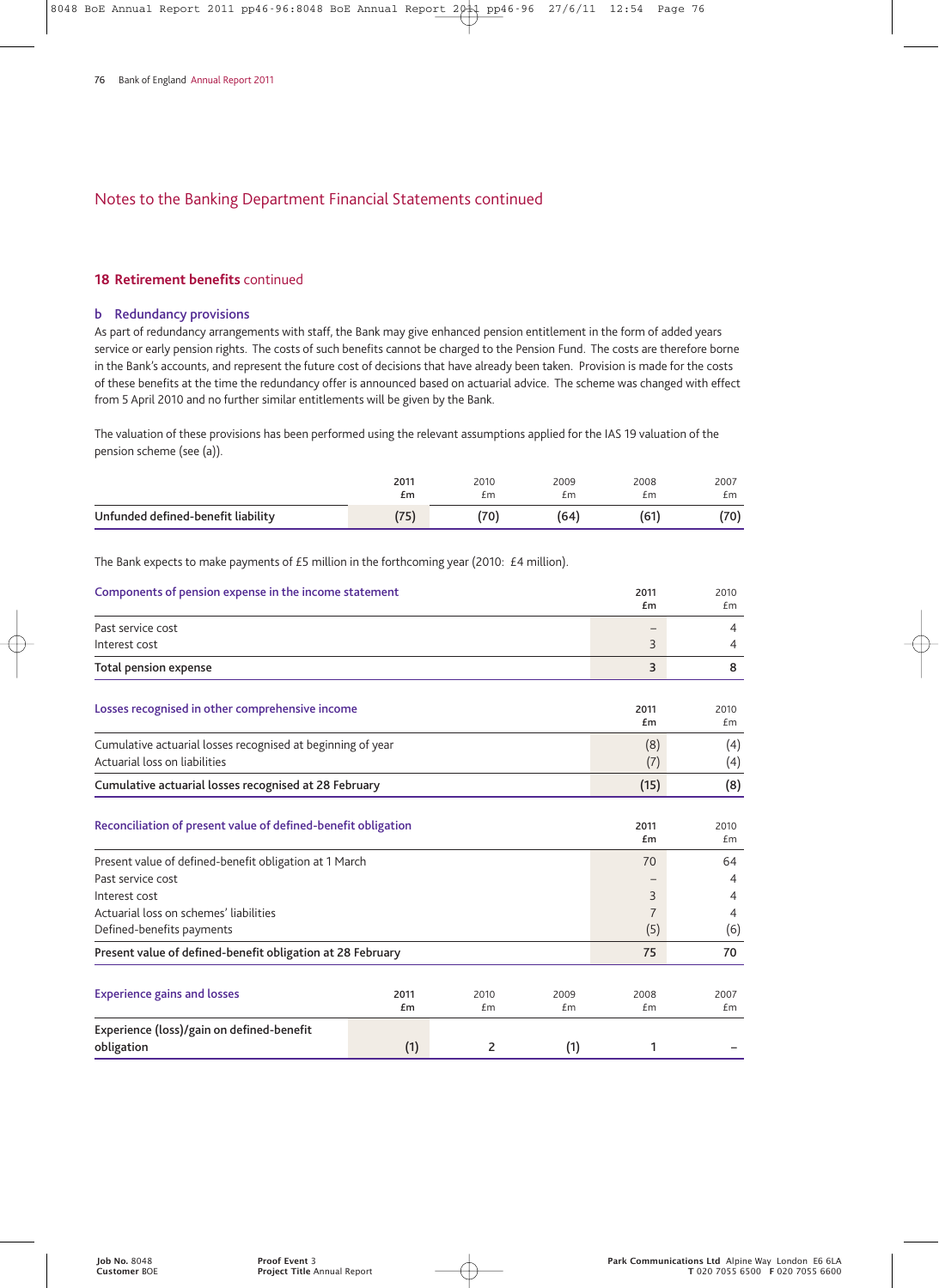## Notes to the Banking Department Financial Statements continued

### 18 Retirement benefits continued

#### b Redundancy provisions

As part of redundancy arrangements with staff, the Bank may give enhanced pension entitlement in the form of added years service or early pension rights. The costs of such benefits cannot be charged to the Pension Fund. The costs are therefore borne in the Bank's accounts, and represent the future cost of decisions that have already been taken. Provision is made for the costs of these benefits at the time the redundancy offer is announced based on actuarial advice. The scheme was changed with effect from 5 April 2010 and no further similar entitlements will be given by the Bank.

The valuation of these provisions has been performed using the relevant assumptions applied for the IAS 19 valuation of the pension scheme (see (a)).

| | 2011 £m | 2010 £m | 2009 £m | 2008 £m | 2007 £m |
|---|---|---|---|---|---|
| **Unfunded defined-benefit liability** | (75) | (70) | (64) | (61) | (70) |

The Bank expects to make payments of £5 million in the forthcoming year (2010: £4 million).

| Components of pension expense in the income statement | 2011 £m | 2010 £m |
|---|---|---|
| Past service cost | – | 4 |
| Interest cost | 3 | 4 |
| **Total pension expense** | **3** | **8** |

| Losses recognised in other comprehensive income | 2011 £m | 2010 £m |
|---|---|---|
| Cumulative actuarial losses recognised at beginning of year | (8) | (4) |
| Actuarial loss on liabilities | (7) | (4) |
| **Cumulative actuarial losses recognised at 28 February** | **(15)** | **(8)** |

| Reconciliation of present value of defined-benefit obligation | 2011 £m | 2010 £m |
|---|---|---|
| Present value of defined-benefit obligation at 1 March | 70 | 64 |
| Past service cost | – | 4 |
| Interest cost | 3 | 4 |
| Actuarial loss on schemes' liabilities | 7 | 4 |
| Defined-benefits payments | (5) | (6) |
| **Present value of defined-benefit obligation at 28 February** | **75** | **70** |

| Experience gains and losses | 2011 £m | 2010 £m | 2009 £m | 2008 £m | 2007 £m |
|---|---|---|---|---|---|
| **Experience (loss)/gain on defined-benefit obligation** | (1) | 2 | (1) | 1 | – |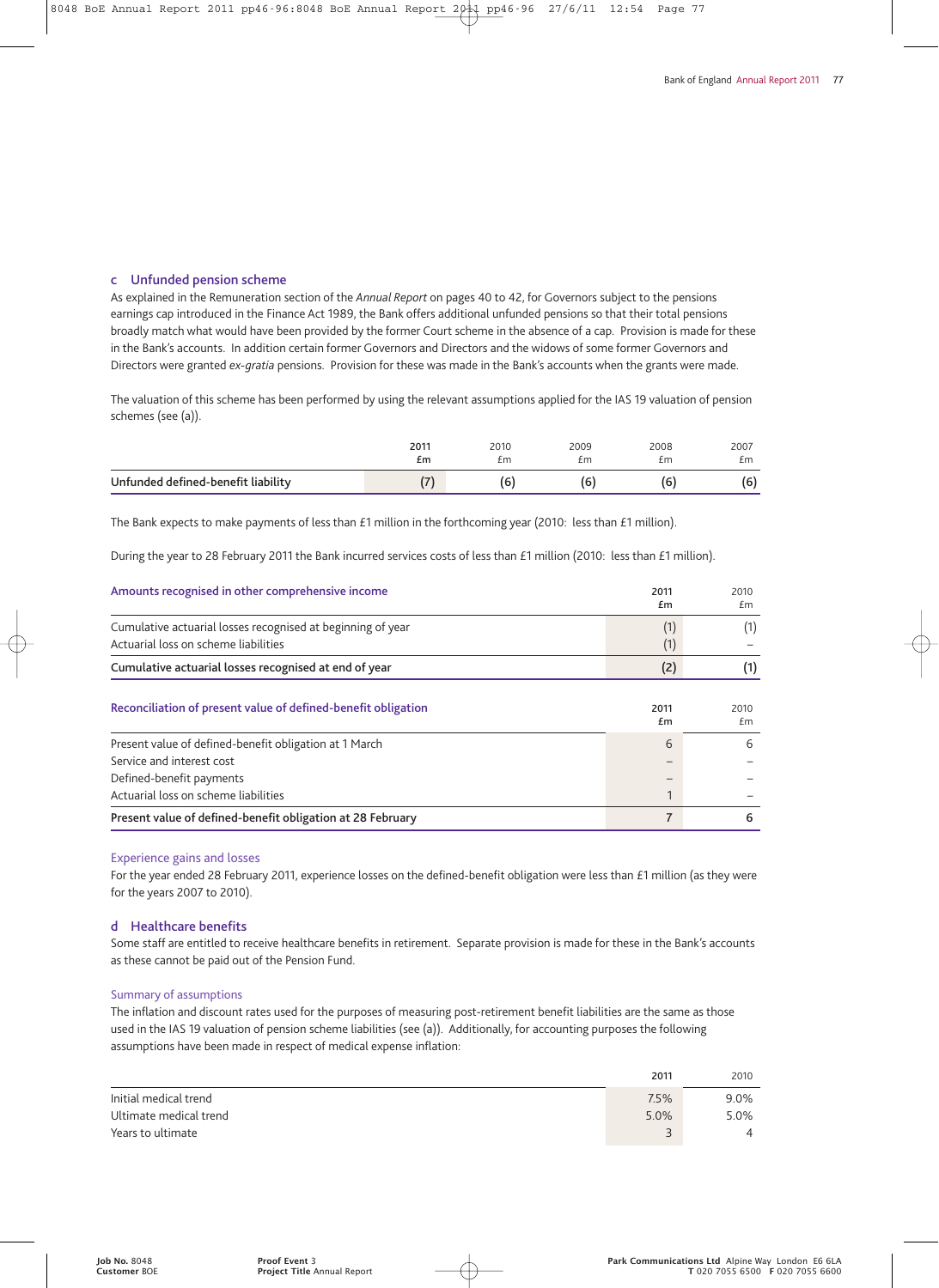## c Unfunded pension scheme

As explained in the Remuneration section of the *Annual Report* on pages 40 to 42, for Governors subject to the pensions earnings cap introduced in the Finance Act 1989, the Bank offers additional unfunded pensions so that their total pensions broadly match what would have been provided by the former Court scheme in the absence of a cap. Provision is made for these in the Bank's accounts. In addition certain former Governors and Directors and the widows of some former Governors and Directors were granted *ex-gratia* pensions. Provision for these was made in the Bank's accounts when the grants were made.

The valuation of this scheme has been performed by using the relevant assumptions applied for the IAS 19 valuation of pension schemes (see (a)).

| | 2011 £m | 2010 £m | 2009 £m | 2008 £m | 2007 £m |
|---|---|---|---|---|---|
| **Unfunded defined-benefit liability** | **(7)** | **(6)** | **(6)** | **(6)** | **(6)** |

The Bank expects to make payments of less than £1 million in the forthcoming year (2010: less than £1 million).

During the year to 28 February 2011 the Bank incurred services costs of less than £1 million (2010: less than £1 million).

| Amounts recognised in other comprehensive income | 2011 £m | 2010 £m |
|---|---|---|
| Cumulative actuarial losses recognised at beginning of year | (1) | (1) |
| Actuarial loss on scheme liabilities | (1) | – |
| **Cumulative actuarial losses recognised at end of year** | **(2)** | **(1)** |

| Reconciliation of present value of defined-benefit obligation | 2011 £m | 2010 £m |
|---|---|---|
| Present value of defined-benefit obligation at 1 March | 6 | 6 |
| Service and interest cost | – | – |
| Defined-benefit payments | – | – |
| Actuarial loss on scheme liabilities | 1 | – |
| **Present value of defined-benefit obligation at 28 February** | **7** | **6** |

### Experience gains and losses

For the year ended 28 February 2011, experience losses on the defined-benefit obligation were less than £1 million (as they were for the years 2007 to 2010).

## d Healthcare benefits

Some staff are entitled to receive healthcare benefits in retirement. Separate provision is made for these in the Bank's accounts as these cannot be paid out of the Pension Fund.

### Summary of assumptions

The inflation and discount rates used for the purposes of measuring post-retirement benefit liabilities are the same as those used in the IAS 19 valuation of pension scheme liabilities (see (a)). Additionally, for accounting purposes the following assumptions have been made in respect of medical expense inflation:

| | 2011 | 2010 |
|---|---|---|
| Initial medical trend | 7.5% | 9.0% |
| Ultimate medical trend | 5.0% | 5.0% |
| Years to ultimate | 3 | 4 |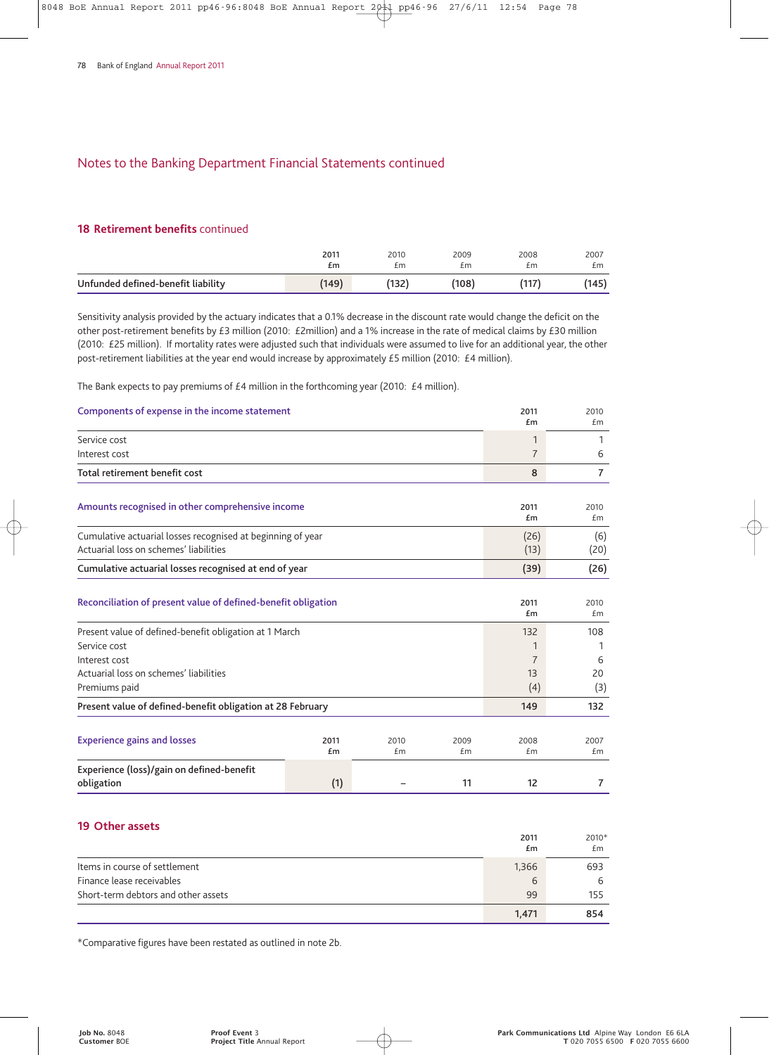## Notes to the Banking Department Financial Statements continued

### 18 Retirement benefits continued

| | 2011 £m | 2010 £m | 2009 £m | 2008 £m | 2007 £m |
|---|---|---|---|---|---|
| **Unfunded defined-benefit liability** | **(149)** | **(132)** | **(108)** | **(117)** | **(145)** |

Sensitivity analysis provided by the actuary indicates that a 0.1% decrease in the discount rate would change the deficit on the other post-retirement benefits by £3 million (2010: £2million) and a 1% increase in the rate of medical claims by £30 million (2010: £25 million). If mortality rates were adjusted such that individuals were assumed to live for an additional year, the other post-retirement liabilities at the year end would increase by approximately £5 million (2010: £4 million).

The Bank expects to pay premiums of £4 million in the forthcoming year (2010: £4 million).

| Components of expense in the income statement | 2011 £m | 2010 £m |
|---|---|---|
| Service cost | 1 | 1 |
| Interest cost | 7 | 6 |
| **Total retirement benefit cost** | **8** | **7** |

| Amounts recognised in other comprehensive income | 2011 £m | 2010 £m |
|---|---|---|
| Cumulative actuarial losses recognised at beginning of year | (26) | (6) |
| Actuarial loss on schemes' liabilities | (13) | (20) |
| **Cumulative actuarial losses recognised at end of year** | **(39)** | **(26)** |

| Reconciliation of present value of defined-benefit obligation | 2011 £m | 2010 £m |
|---|---|---|
| Present value of defined-benefit obligation at 1 March | 132 | 108 |
| Service cost | 1 | 1 |
| Interest cost | 7 | 6 |
| Actuarial loss on schemes' liabilities | 13 | 20 |
| Premiums paid | (4) | (3) |
| **Present value of defined-benefit obligation at 28 February** | **149** | **132** |

| Experience gains and losses | 2011 £m | 2010 £m | 2009 £m | 2008 £m | 2007 £m |
|---|---|---|---|---|---|
| **Experience (loss)/gain on defined-benefit obligation** | (1) | – | 11 | 12 | 7 |

### 19 Other assets

| | 2011 £m | 2010* £m |
|---|---|---|
| Items in course of settlement | 1,366 | 693 |
| Finance lease receivables | 6 | 6 |
| Short-term debtors and other assets | 99 | 155 |
| | **1,471** | **854** |

*Comparative figures have been restated as outlined in note 2b.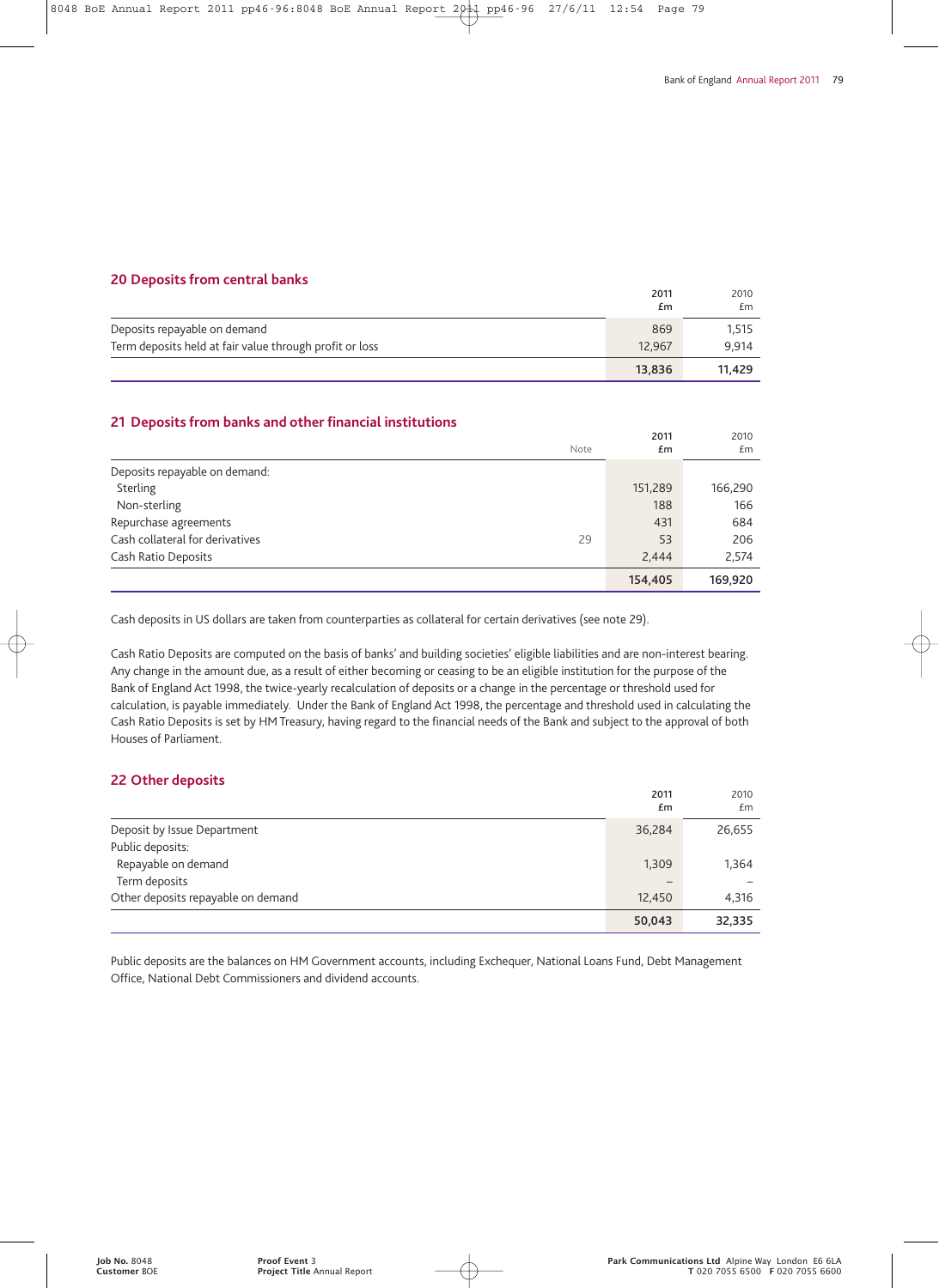## 20 Deposits from central banks

| | 2011 £m | 2010 £m |
|---|---|---|
| Deposits repayable on demand | 869 | 1,515 |
| Term deposits held at fair value through profit or loss | 12,967 | 9,914 |
| | **13,836** | **11,429** |

## 21 Deposits from banks and other financial institutions

| | Note | 2011 £m | 2010 £m |
|---|---|---|---|
| Deposits repayable on demand: | | | |
| Sterling | | 151,289 | 166,290 |
| Non-sterling | | 188 | 166 |
| Repurchase agreements | | 431 | 684 |
| Cash collateral for derivatives | 29 | 53 | 206 |
| Cash Ratio Deposits | | 2,444 | 2,574 |
| | | **154,405** | **169,920** |

Cash deposits in US dollars are taken from counterparties as collateral for certain derivatives (see note 29).

Cash Ratio Deposits are computed on the basis of banks' and building societies' eligible liabilities and are non-interest bearing. Any change in the amount due, as a result of either becoming or ceasing to be an eligible institution for the purpose of the Bank of England Act 1998, the twice-yearly recalculation of deposits or a change in the percentage or threshold used for calculation, is payable immediately. Under the Bank of England Act 1998, the percentage and threshold used in calculating the Cash Ratio Deposits is set by HM Treasury, having regard to the financial needs of the Bank and subject to the approval of both Houses of Parliament.

## 22 Other deposits

| | 2011 £m | 2010 £m |
|---|---|---|
| Deposit by Issue Department | 36,284 | 26,655 |
| Public deposits: | | |
| Repayable on demand | 1,309 | 1,364 |
| Term deposits | – | – |
| Other deposits repayable on demand | 12,450 | 4,316 |
| | **50,043** | **32,335** |

Public deposits are the balances on HM Government accounts, including Exchequer, National Loans Fund, Debt Management Office, National Debt Commissioners and dividend accounts.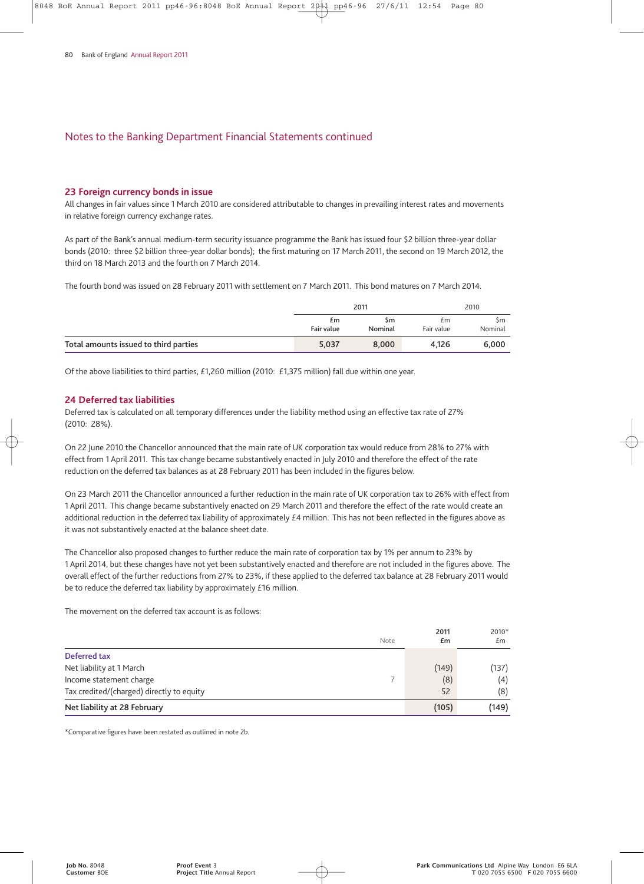## Notes to the Banking Department Financial Statements continued

### 23 Foreign currency bonds in issue

All changes in fair values since 1 March 2010 are considered attributable to changes in prevailing interest rates and movements in relative foreign currency exchange rates.

As part of the Bank's annual medium-term security issuance programme the Bank has issued four $2 billion three-year dollar bonds (2010: three $2 billion three-year dollar bonds); the first maturing on 17 March 2011, the second on 19 March 2012, the third on 18 March 2013 and the fourth on 7 March 2014.

The fourth bond was issued on 28 February 2011 with settlement on 7 March 2011. This bond matures on 7 March 2014.

| | 2011 | | 2010 | |
|---|---|---|---|---|
| | £m Fair value | $m Nominal | £m Fair value | $m Nominal |
| **Total amounts issued to third parties** | 5,037 | 8,000 | 4,126 | 6,000 |

Of the above liabilities to third parties, £1,260 million (2010: £1,375 million) fall due within one year.

### 24 Deferred tax liabilities

Deferred tax is calculated on all temporary differences under the liability method using an effective tax rate of 27% (2010: 28%).

On 22 June 2010 the Chancellor announced that the main rate of UK corporation tax would reduce from 28% to 27% with effect from 1 April 2011. This tax change became substantively enacted in July 2010 and therefore the effect of the rate reduction on the deferred tax balances as at 28 February 2011 has been included in the figures below.

On 23 March 2011 the Chancellor announced a further reduction in the main rate of UK corporation tax to 26% with effect from 1 April 2011. This change became substantively enacted on 29 March 2011 and therefore the effect of the rate would create an additional reduction in the deferred tax liability of approximately £4 million. This has not been reflected in the figures above as it was not substantively enacted at the balance sheet date.

The Chancellor also proposed changes to further reduce the main rate of corporation tax by 1% per annum to 23% by 1 April 2014, but these changes have not yet been substantively enacted and therefore are not included in the figures above. The overall effect of the further reductions from 27% to 23%, if these applied to the deferred tax balance at 28 February 2011 would be to reduce the deferred tax liability by approximately £16 million.

The movement on the deferred tax account is as follows:

| | Note | 2011 £m | 2010* £m |
|---|---|---|---|
| **Deferred tax** | | | |
| Net liability at 1 March | | (149) | (137) |
| Income statement charge | 7 | (8) | (4) |
| Tax credited/(charged) directly to equity | | 52 | (8) |
| **Net liability at 28 February** | | (105) | (149) |

*Comparative figures have been restated as outlined in note 2b.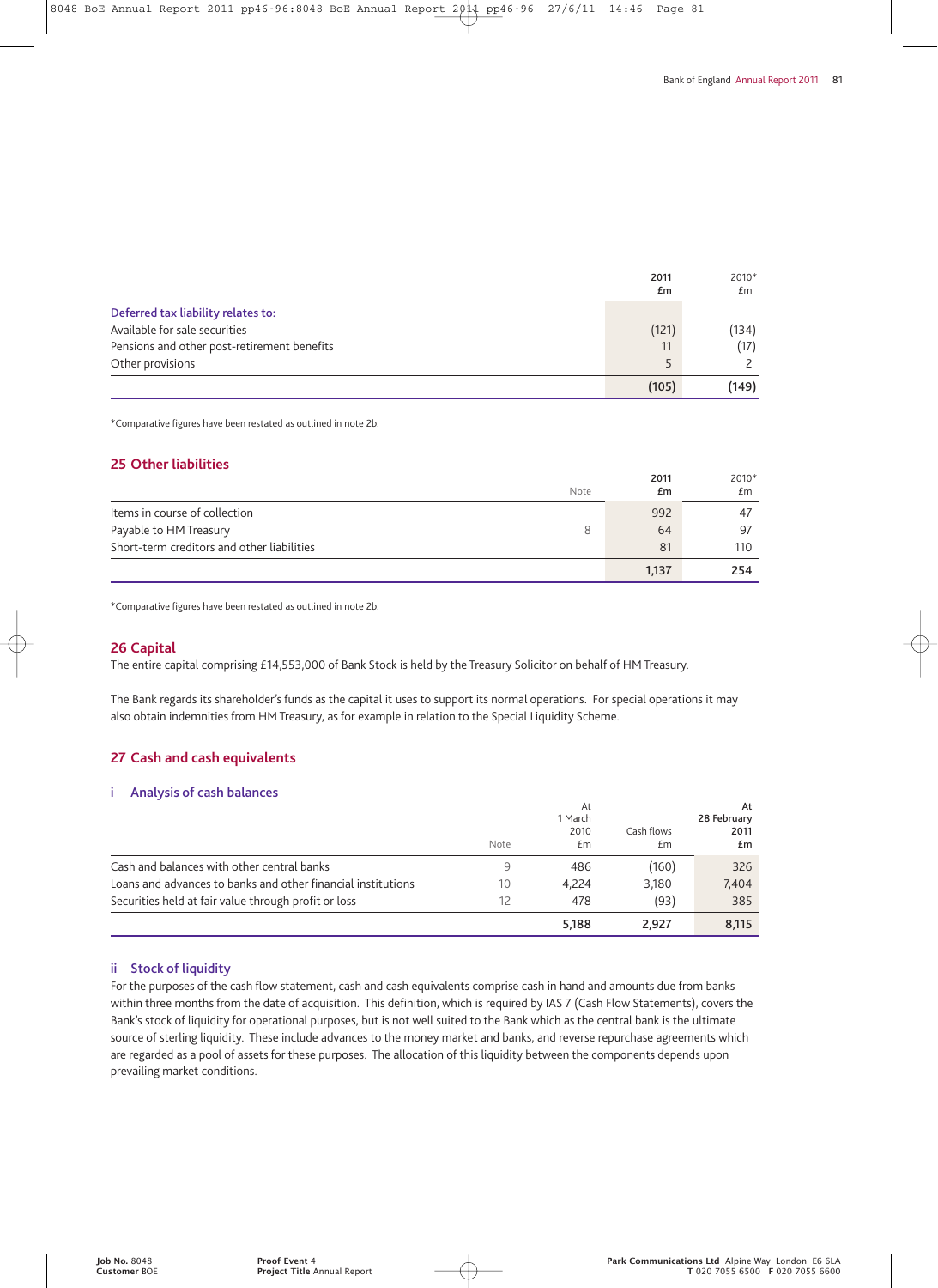| | 2011 £m | 2010* £m |
|---|---|---|
| **Deferred tax liability relates to:** | | |
| Available for sale securities | (121) | (134) |
| Pensions and other post-retirement benefits | 11 | (17) |
| Other provisions | 5 | 2 |
| | **(105)** | **(149)** |

*Comparative figures have been restated as outlined in note 2b.

## 25 Other liabilities

| | Note | 2011 £m | 2010* £m |
|---|---|---|---|
| Items in course of collection | | 992 | 47 |
| Payable to HM Treasury | 8 | 64 | 97 |
| Short-term creditors and other liabilities | | 81 | 110 |
| | | **1,137** | **254** |

*Comparative figures have been restated as outlined in note 2b.

## 26 Capital

The entire capital comprising £14,553,000 of Bank Stock is held by the Treasury Solicitor on behalf of HM Treasury.

The Bank regards its shareholder's funds as the capital it uses to support its normal operations. For special operations it may also obtain indemnities from HM Treasury, as for example in relation to the Special Liquidity Scheme.

## 27 Cash and cash equivalents

### i Analysis of cash balances

| | Note | At 1 March 2010 £m | Cash flows £m | At 28 February 2011 £m |
|---|---|---|---|---|
| Cash and balances with other central banks | 9 | 486 | (160) | 326 |
| Loans and advances to banks and other financial institutions | 10 | 4,224 | 3,180 | 7,404 |
| Securities held at fair value through profit or loss | 12 | 478 | (93) | 385 |
| | | **5,188** | **2,927** | **8,115** |

### ii Stock of liquidity

For the purposes of the cash flow statement, cash and cash equivalents comprise cash in hand and amounts due from banks within three months from the date of acquisition. This definition, which is required by IAS 7 (Cash Flow Statements), covers the Bank's stock of liquidity for operational purposes, but is not well suited to the Bank which as the central bank is the ultimate source of sterling liquidity. These include advances to the money market and banks, and reverse repurchase agreements which are regarded as a pool of assets for these purposes. The allocation of this liquidity between the components depends upon prevailing market conditions.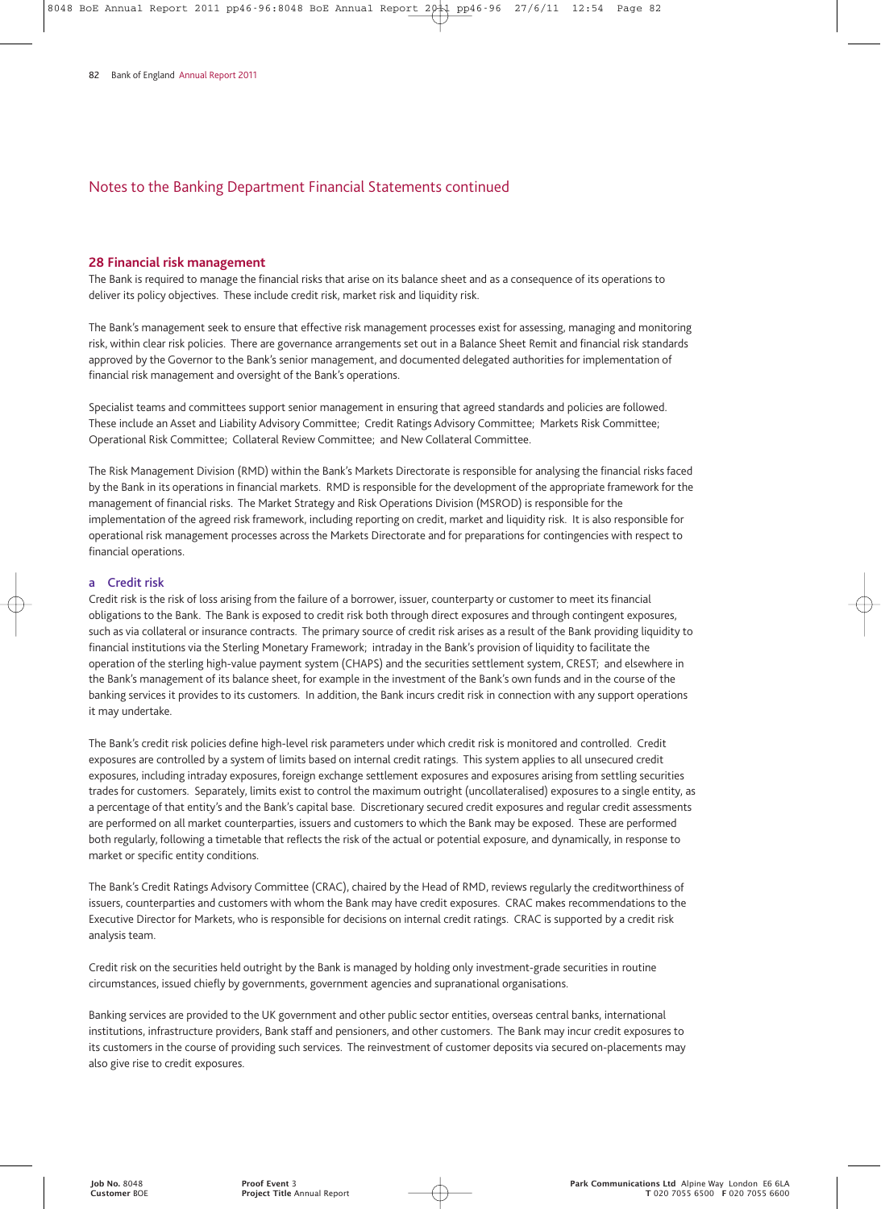## Notes to the Banking Department Financial Statements continued

### 28 Financial risk management

The Bank is required to manage the financial risks that arise on its balance sheet and as a consequence of its operations to deliver its policy objectives. These include credit risk, market risk and liquidity risk.

The Bank's management seek to ensure that effective risk management processes exist for assessing, managing and monitoring risk, within clear risk policies. There are governance arrangements set out in a Balance Sheet Remit and financial risk standards approved by the Governor to the Bank's senior management, and documented delegated authorities for implementation of financial risk management and oversight of the Bank's operations.

Specialist teams and committees support senior management in ensuring that agreed standards and policies are followed. These include an Asset and Liability Advisory Committee; Credit Ratings Advisory Committee; Markets Risk Committee; Operational Risk Committee; Collateral Review Committee; and New Collateral Committee.

The Risk Management Division (RMD) within the Bank's Markets Directorate is responsible for analysing the financial risks faced by the Bank in its operations in financial markets. RMD is responsible for the development of the appropriate framework for the management of financial risks. The Market Strategy and Risk Operations Division (MSROD) is responsible for the implementation of the agreed risk framework, including reporting on credit, market and liquidity risk. It is also responsible for operational risk management processes across the Markets Directorate and for preparations for contingencies with respect to financial operations.

#### a Credit risk

Credit risk is the risk of loss arising from the failure of a borrower, issuer, counterparty or customer to meet its financial obligations to the Bank. The Bank is exposed to credit risk both through direct exposures and through contingent exposures, such as via collateral or insurance contracts. The primary source of credit risk arises as a result of the Bank providing liquidity to financial institutions via the Sterling Monetary Framework; intraday in the Bank's provision of liquidity to facilitate the operation of the sterling high-value payment system (CHAPS) and the securities settlement system, CREST; and elsewhere in the Bank's management of its balance sheet, for example in the investment of the Bank's own funds and in the course of the banking services it provides to its customers. In addition, the Bank incurs credit risk in connection with any support operations it may undertake.

The Bank's credit risk policies define high-level risk parameters under which credit risk is monitored and controlled. Credit exposures are controlled by a system of limits based on internal credit ratings. This system applies to all unsecured credit exposures, including intraday exposures, foreign exchange settlement exposures and exposures arising from settling securities trades for customers. Separately, limits exist to control the maximum outright (uncollateralised) exposures to a single entity, as a percentage of that entity's and the Bank's capital base. Discretionary secured credit exposures and regular credit assessments are performed on all market counterparties, issuers and customers to which the Bank may be exposed. These are performed both regularly, following a timetable that reflects the risk of the actual or potential exposure, and dynamically, in response to market or specific entity conditions.

The Bank's Credit Ratings Advisory Committee (CRAC), chaired by the Head of RMD, reviews regularly the creditworthiness of issuers, counterparties and customers with whom the Bank may have credit exposures. CRAC makes recommendations to the Executive Director for Markets, who is responsible for decisions on internal credit ratings. CRAC is supported by a credit risk analysis team.

Credit risk on the securities held outright by the Bank is managed by holding only investment-grade securities in routine circumstances, issued chiefly by governments, government agencies and supranational organisations.

Banking services are provided to the UK government and other public sector entities, overseas central banks, international institutions, infrastructure providers, Bank staff and pensioners, and other customers. The Bank may incur credit exposures to its customers in the course of providing such services. The reinvestment of customer deposits via secured on-placements may also give rise to credit exposures.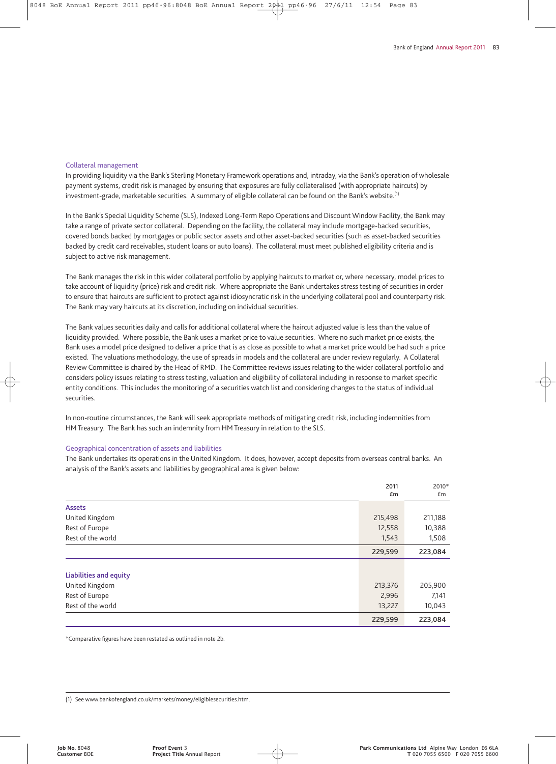### Collateral management

In providing liquidity via the Bank's Sterling Monetary Framework operations and, intraday, via the Bank's operation of wholesale payment systems, credit risk is managed by ensuring that exposures are fully collateralised (with appropriate haircuts) by investment-grade, marketable securities. A summary of eligible collateral can be found on the Bank's website.[1]

In the Bank's Special Liquidity Scheme (SLS), Indexed Long-Term Repo Operations and Discount Window Facility, the Bank may take a range of private sector collateral. Depending on the facility, the collateral may include mortgage-backed securities, covered bonds backed by mortgages or public sector assets and other asset-backed securities (such as asset-backed securities backed by credit card receivables, student loans or auto loans). The collateral must meet published eligibility criteria and is subject to active risk management.

The Bank manages the risk in this wider collateral portfolio by applying haircuts to market or, where necessary, model prices to take account of liquidity (price) risk and credit risk. Where appropriate the Bank undertakes stress testing of securities in order to ensure that haircuts are sufficient to protect against idiosyncratic risk in the underlying collateral pool and counterparty risk. The Bank may vary haircuts at its discretion, including on individual securities.

The Bank values securities daily and calls for additional collateral where the haircut adjusted value is less than the value of liquidity provided. Where possible, the Bank uses a market price to value securities. Where no such market price exists, the Bank uses a model price designed to deliver a price that is as close as possible to what a market price would be had such a price existed. The valuations methodology, the use of spreads in models and the collateral are under review regularly. A Collateral Review Committee is chaired by the Head of RMD. The Committee reviews issues relating to the wider collateral portfolio and considers policy issues relating to stress testing, valuation and eligibility of collateral including in response to market specific entity conditions. This includes the monitoring of a securities watch list and considering changes to the status of individual securities.

In non-routine circumstances, the Bank will seek appropriate methods of mitigating credit risk, including indemnities from HM Treasury. The Bank has such an indemnity from HM Treasury in relation to the SLS.

### Geographical concentration of assets and liabilities

The Bank undertakes its operations in the United Kingdom. It does, however, accept deposits from overseas central banks. An analysis of the Bank's assets and liabilities by geographical area is given below:

| | 2011 £m | 2010* £m |
|---|---|---|
| **Assets** | | |
| United Kingdom | 215,498 | 211,188 |
| Rest of Europe | 12,558 | 10,388 |
| Rest of the world | 1,543 | 1,508 |
| | **229,599** | **223,084** |
| **Liabilities and equity** | | |
| United Kingdom | 213,376 | 205,900 |
| Rest of Europe | 2,996 | 7,141 |
| Rest of the world | 13,227 | 10,043 |
| | **229,599** | **223,084** |

*Comparative figures have been restated as outlined in note 2b.

(1) See www.bankofengland.co.uk/markets/money/eligiblesecurities.htm.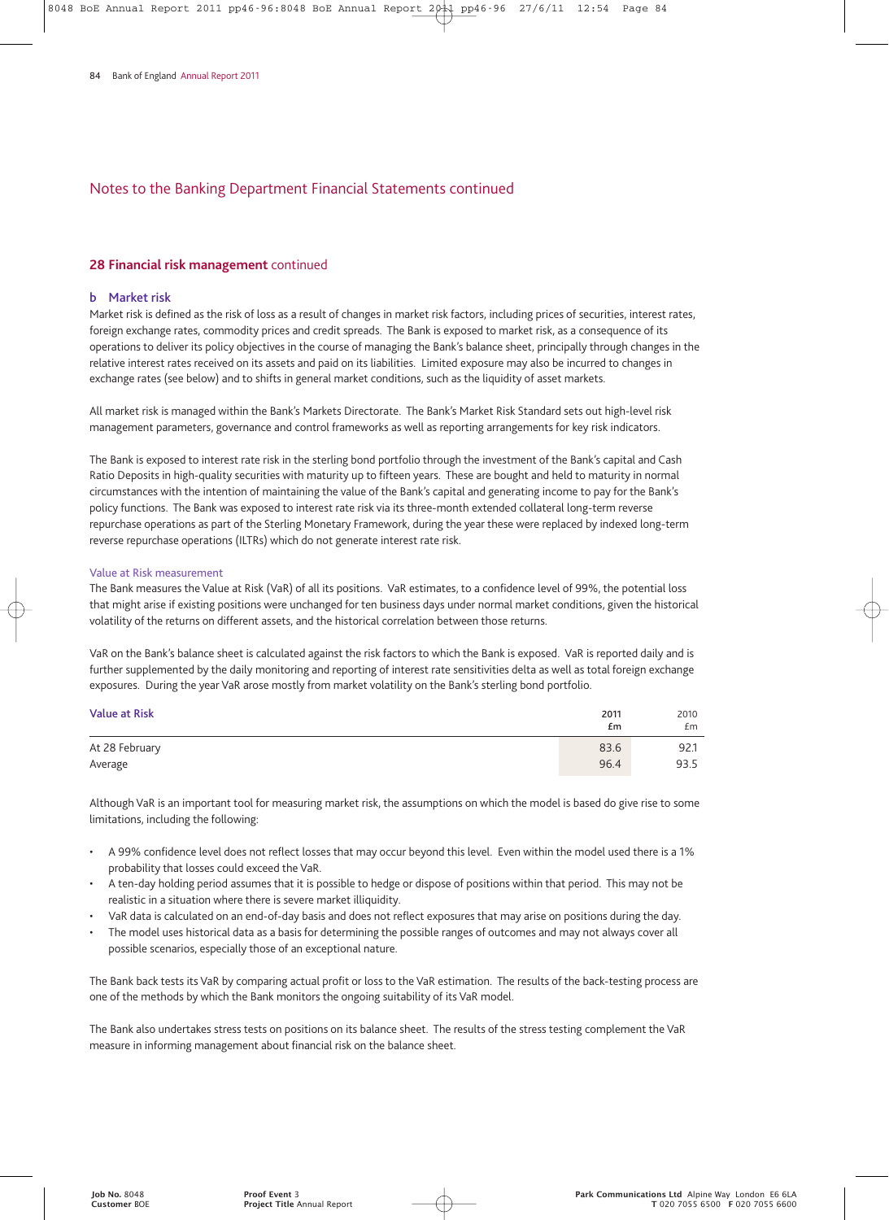## Notes to the Banking Department Financial Statements continued

### 28 Financial risk management continued

#### b Market risk

Market risk is defined as the risk of loss as a result of changes in market risk factors, including prices of securities, interest rates, foreign exchange rates, commodity prices and credit spreads. The Bank is exposed to market risk, as a consequence of its operations to deliver its policy objectives in the course of managing the Bank's balance sheet, principally through changes in the relative interest rates received on its assets and paid on its liabilities. Limited exposure may also be incurred to changes in exchange rates (see below) and to shifts in general market conditions, such as the liquidity of asset markets.

All market risk is managed within the Bank's Markets Directorate. The Bank's Market Risk Standard sets out high-level risk management parameters, governance and control frameworks as well as reporting arrangements for key risk indicators.

The Bank is exposed to interest rate risk in the sterling bond portfolio through the investment of the Bank's capital and Cash Ratio Deposits in high-quality securities with maturity up to fifteen years. These are bought and held to maturity in normal circumstances with the intention of maintaining the value of the Bank's capital and generating income to pay for the Bank's policy functions. The Bank was exposed to interest rate risk via its three-month extended collateral long-term reverse repurchase operations as part of the Sterling Monetary Framework, during the year these were replaced by indexed long-term reverse repurchase operations (ILTRs) which do not generate interest rate risk.

##### Value at Risk measurement

The Bank measures the Value at Risk (VaR) of all its positions. VaR estimates, to a confidence level of 99%, the potential loss that might arise if existing positions were unchanged for ten business days under normal market conditions, given the historical volatility of the returns on different assets, and the historical correlation between those returns.

VaR on the Bank's balance sheet is calculated against the risk factors to which the Bank is exposed. VaR is reported daily and is further supplemented by the daily monitoring and reporting of interest rate sensitivities delta as well as total foreign exchange exposures. During the year VaR arose mostly from market volatility on the Bank's sterling bond portfolio.

| Value at Risk | 2011 £m | 2010 £m |
|---|---|---|
| At 28 February | 83.6 | 92.1 |
| Average | 96.4 | 93.5 |

Although VaR is an important tool for measuring market risk, the assumptions on which the model is based do give rise to some limitations, including the following:

- A 99% confidence level does not reflect losses that may occur beyond this level. Even within the model used there is a 1% probability that losses could exceed the VaR.
- A ten-day holding period assumes that it is possible to hedge or dispose of positions within that period. This may not be realistic in a situation where there is severe market illiquidity.
- VaR data is calculated on an end-of-day basis and does not reflect exposures that may arise on positions during the day.
- The model uses historical data as a basis for determining the possible ranges of outcomes and may not always cover all possible scenarios, especially those of an exceptional nature.

The Bank back tests its VaR by comparing actual profit or loss to the VaR estimation. The results of the back-testing process are one of the methods by which the Bank monitors the ongoing suitability of its VaR model.

The Bank also undertakes stress tests on positions on its balance sheet. The results of the stress testing complement the VaR measure in informing management about financial risk on the balance sheet.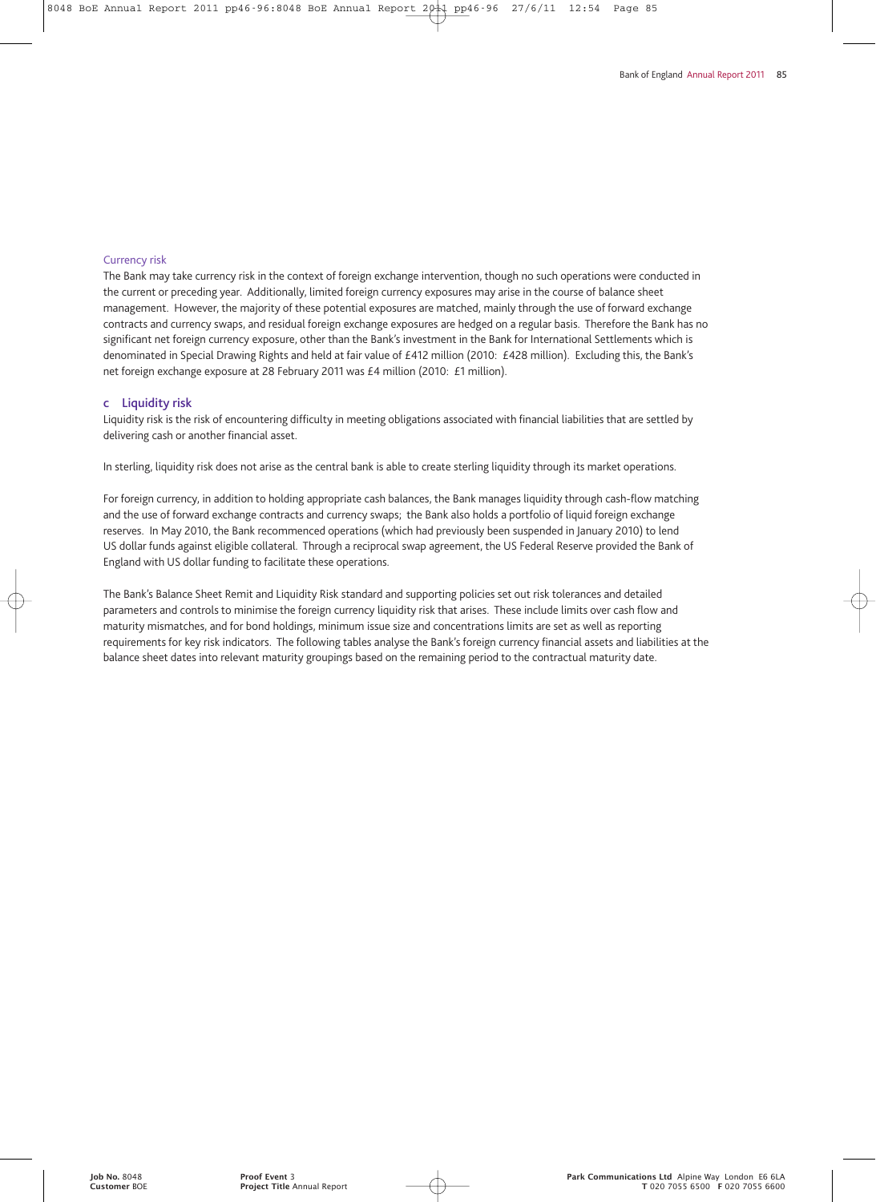#### Currency risk

The Bank may take currency risk in the context of foreign exchange intervention, though no such operations were conducted in the current or preceding year. Additionally, limited foreign currency exposures may arise in the course of balance sheet management. However, the majority of these potential exposures are matched, mainly through the use of forward exchange contracts and currency swaps, and residual foreign exchange exposures are hedged on a regular basis. Therefore the Bank has no significant net foreign currency exposure, other than the Bank's investment in the Bank for International Settlements which is denominated in Special Drawing Rights and held at fair value of £412 million (2010: £428 million). Excluding this, the Bank's net foreign exchange exposure at 28 February 2011 was £4 million (2010: £1 million).

### c Liquidity risk

Liquidity risk is the risk of encountering difficulty in meeting obligations associated with financial liabilities that are settled by delivering cash or another financial asset.

In sterling, liquidity risk does not arise as the central bank is able to create sterling liquidity through its market operations.

For foreign currency, in addition to holding appropriate cash balances, the Bank manages liquidity through cash-flow matching and the use of forward exchange contracts and currency swaps; the Bank also holds a portfolio of liquid foreign exchange reserves. In May 2010, the Bank recommenced operations (which had previously been suspended in January 2010) to lend US dollar funds against eligible collateral. Through a reciprocal swap agreement, the US Federal Reserve provided the Bank of England with US dollar funding to facilitate these operations.

The Bank's Balance Sheet Remit and Liquidity Risk standard and supporting policies set out risk tolerances and detailed parameters and controls to minimise the foreign currency liquidity risk that arises. These include limits over cash flow and maturity mismatches, and for bond holdings, minimum issue size and concentrations limits are set as well as reporting requirements for key risk indicators. The following tables analyse the Bank's foreign currency financial assets and liabilities at the balance sheet dates into relevant maturity groupings based on the remaining period to the contractual maturity date.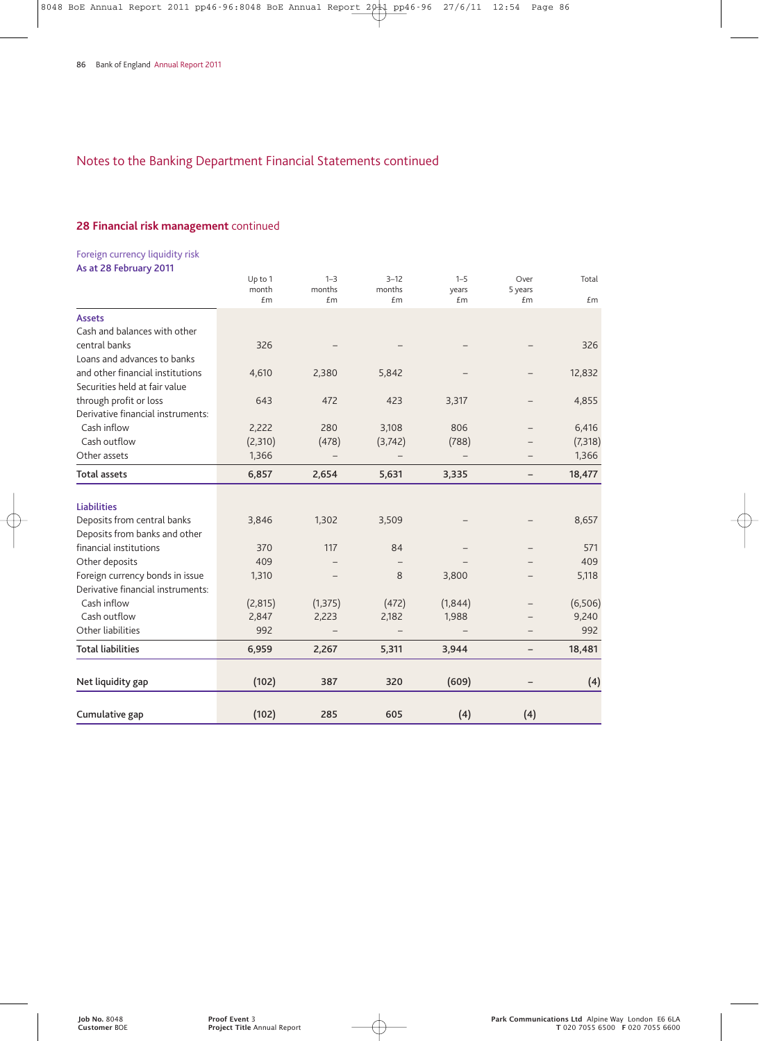## Notes to the Banking Department Financial Statements continued

### 28 Financial risk management continued

**Foreign currency liquidity risk**

**As at 28 February 2011**

| | Up to 1 month £m | 1–3 months £m | 3–12 months £m | 1–5 years £m | Over 5 years £m | Total £m |
|---|---|---|---|---|---|---|
| **Assets** | | | | | | |
| Cash and balances with other central banks | 326 | – | – | – | – | 326 |
| Loans and advances to banks and other financial institutions | 4,610 | 2,380 | 5,842 | – | – | 12,832 |
| Securities held at fair value through profit or loss | 643 | 472 | 423 | 3,317 | – | 4,855 |
| Derivative financial instruments: | | | | | | |
| Cash inflow | 2,222 | 280 | 3,108 | 806 | – | 6,416 |
| Cash outflow | (2,310) | (478) | (3,742) | (788) | – | (7,318) |
| Other assets | 1,366 | – | – | – | – | 1,366 |
| **Total assets** | **6,857** | **2,654** | **5,631** | **3,335** | **–** | **18,477** |
| **Liabilities** | | | | | | |
| Deposits from central banks | 3,846 | 1,302 | 3,509 | – | – | 8,657 |
| Deposits from banks and other financial institutions | 370 | 117 | 84 | – | – | 571 |
| Other deposits | 409 | – | – | – | – | 409 |
| Foreign currency bonds in issue | 1,310 | – | 8 | 3,800 | – | 5,118 |
| Derivative financial instruments: | | | | | | |
| Cash inflow | (2,815) | (1,375) | (472) | (1,844) | – | (6,506) |
| Cash outflow | 2,847 | 2,223 | 2,182 | 1,988 | – | 9,240 |
| Other liabilities | 992 | – | – | – | – | 992 |
| **Total liabilities** | **6,959** | **2,267** | **5,311** | **3,944** | **–** | **18,481** |
| **Net liquidity gap** | **(102)** | **387** | **320** | **(609)** | **–** | **(4)** |
| **Cumulative gap** | **(102)** | **285** | **605** | **(4)** | **(4)** | |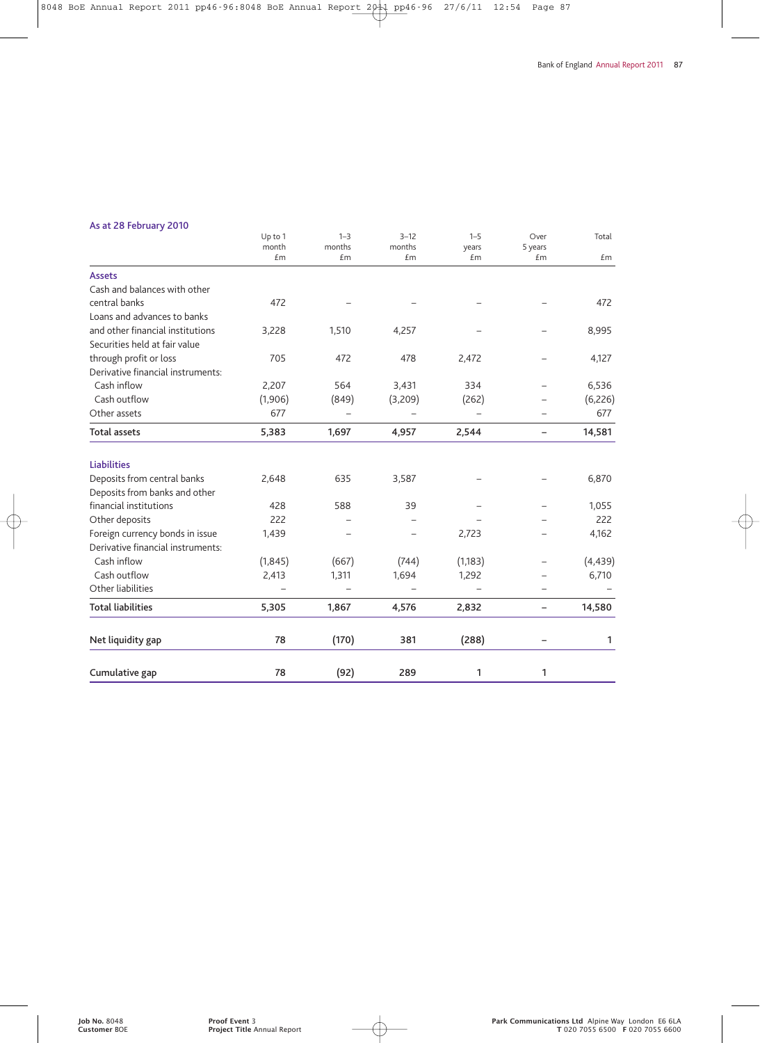### As at 28 February 2010

| | Up to 1 month £m | 1–3 months £m | 3–12 months £m | 1–5 years £m | Over 5 years £m | Total £m |
|---|---|---|---|---|---|---|
| **Assets** | | | | | | |
| Cash and balances with other central banks | 472 | – | – | – | – | 472 |
| Loans and advances to banks and other financial institutions | 3,228 | 1,510 | 4,257 | – | – | 8,995 |
| Securities held at fair value through profit or loss | 705 | 472 | 478 | 2,472 | – | 4,127 |
| Derivative financial instruments: | | | | | | |
| Cash inflow | 2,207 | 564 | 3,431 | 334 | – | 6,536 |
| Cash outflow | (1,906) | (849) | (3,209) | (262) | – | (6,226) |
| Other assets | 677 | – | – | – | – | 677 |
| **Total assets** | **5,383** | **1,697** | **4,957** | **2,544** | **–** | **14,581** |
| **Liabilities** | | | | | | |
| Deposits from central banks | 2,648 | 635 | 3,587 | – | – | 6,870 |
| Deposits from banks and other financial institutions | 428 | 588 | 39 | – | – | 1,055 |
| Other deposits | 222 | – | – | – | – | 222 |
| Foreign currency bonds in issue | 1,439 | – | – | 2,723 | – | 4,162 |
| Derivative financial instruments: | | | | | | |
| Cash inflow | (1,845) | (667) | (744) | (1,183) | – | (4,439) |
| Cash outflow | 2,413 | 1,311 | 1,694 | 1,292 | – | 6,710 |
| Other liabilities | – | – | – | – | – | – |
| **Total liabilities** | **5,305** | **1,867** | **4,576** | **2,832** | **–** | **14,580** |
| **Net liquidity gap** | **78** | **(170)** | **381** | **(288)** | **–** | **1** |
| **Cumulative gap** | **78** | **(92)** | **289** | **1** | **1** | |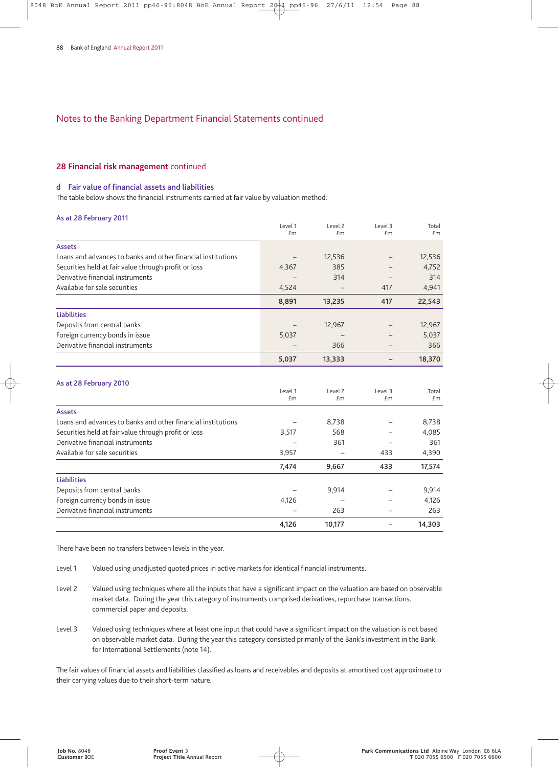## Notes to the Banking Department Financial Statements continued

### 28 Financial risk management continued

#### d Fair value of financial assets and liabilities

The table below shows the financial instruments carried at fair value by valuation method:

**As at 28 February 2011**

| | Level 1 £m | Level 2 £m | Level 3 £m | Total £m |
|---|---|---|---|---|
| **Assets** | | | | |
| Loans and advances to banks and other financial institutions | – | 12,536 | – | 12,536 |
| Securities held at fair value through profit or loss | 4,367 | 385 | – | 4,752 |
| Derivative financial instruments | – | 314 | – | 314 |
| Available for sale securities | 4,524 | – | 417 | 4,941 |
| | **8,891** | **13,235** | **417** | **22,543** |
| **Liabilities** | | | | |
| Deposits from central banks | – | 12,967 | – | 12,967 |
| Foreign currency bonds in issue | 5,037 | – | – | 5,037 |
| Derivative financial instruments | – | 366 | – | 366 |
| | **5,037** | **13,333** | **–** | **18,370** |

**As at 28 February 2010**

| | Level 1 £m | Level 2 £m | Level 3 £m | Total £m |
|---|---|---|---|---|
| **Assets** | | | | |
| Loans and advances to banks and other financial institutions | – | 8,738 | – | 8,738 |
| Securities held at fair value through profit or loss | 3,517 | 568 | – | 4,085 |
| Derivative financial instruments | – | 361 | – | 361 |
| Available for sale securities | 3,957 | – | 433 | 4,390 |
| | **7,474** | **9,667** | **433** | **17,574** |
| **Liabilities** | | | | |
| Deposits from central banks | – | 9,914 | – | 9,914 |
| Foreign currency bonds in issue | 4,126 | – | – | 4,126 |
| Derivative financial instruments | – | 263 | – | 263 |
| | **4,126** | **10,177** | **–** | **14,303** |

There have been no transfers between levels in the year.

Level 1 Valued using unadjusted quoted prices in active markets for identical financial instruments.

Level 2 Valued using techniques where all the inputs that have a significant impact on the valuation are based on observable market data. During the year this category of instruments comprised derivatives, repurchase transactions, commercial paper and deposits.

Level 3 Valued using techniques where at least one input that could have a significant impact on the valuation is not based on observable market data. During the year this category consisted primarily of the Bank's investment in the Bank for International Settlements (note 14).

The fair values of financial assets and liabilities classified as loans and receivables and deposits at amortised cost approximate to their carrying values due to their short-term nature.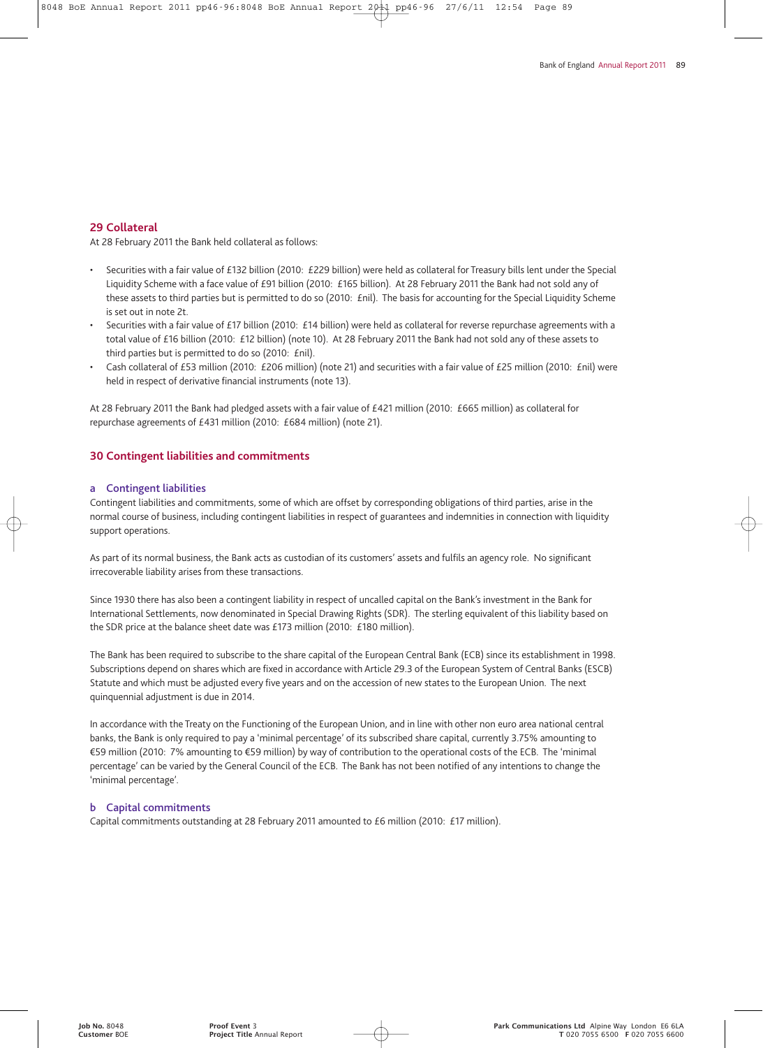## 29 Collateral

At 28 February 2011 the Bank held collateral as follows:

- Securities with a fair value of £132 billion (2010: £229 billion) were held as collateral for Treasury bills lent under the Special Liquidity Scheme with a face value of £91 billion (2010: £165 billion). At 28 February 2011 the Bank had not sold any of these assets to third parties but is permitted to do so (2010: £nil). The basis for accounting for the Special Liquidity Scheme is set out in note 2t.
- Securities with a fair value of £17 billion (2010: £14 billion) were held as collateral for reverse repurchase agreements with a total value of £16 billion (2010: £12 billion) (note 10). At 28 February 2011 the Bank had not sold any of these assets to third parties but is permitted to do so (2010: £nil).
- Cash collateral of £53 million (2010: £206 million) (note 21) and securities with a fair value of £25 million (2010: £nil) were held in respect of derivative financial instruments (note 13).

At 28 February 2011 the Bank had pledged assets with a fair value of £421 million (2010: £665 million) as collateral for repurchase agreements of £431 million (2010: £684 million) (note 21).

## 30 Contingent liabilities and commitments

### a Contingent liabilities

Contingent liabilities and commitments, some of which are offset by corresponding obligations of third parties, arise in the normal course of business, including contingent liabilities in respect of guarantees and indemnities in connection with liquidity support operations.

As part of its normal business, the Bank acts as custodian of its customers' assets and fulfils an agency role. No significant irrecoverable liability arises from these transactions.

Since 1930 there has also been a contingent liability in respect of uncalled capital on the Bank's investment in the Bank for International Settlements, now denominated in Special Drawing Rights (SDR). The sterling equivalent of this liability based on the SDR price at the balance sheet date was £173 million (2010: £180 million).

The Bank has been required to subscribe to the share capital of the European Central Bank (ECB) since its establishment in 1998. Subscriptions depend on shares which are fixed in accordance with Article 29.3 of the European System of Central Banks (ESCB) Statute and which must be adjusted every five years and on the accession of new states to the European Union. The next quinquennial adjustment is due in 2014.

In accordance with the Treaty on the Functioning of the European Union, and in line with other non euro area national central banks, the Bank is only required to pay a 'minimal percentage' of its subscribed share capital, currently 3.75% amounting to €59 million (2010: 7% amounting to €59 million) by way of contribution to the operational costs of the ECB. The 'minimal percentage' can be varied by the General Council of the ECB. The Bank has not been notified of any intentions to change the 'minimal percentage'.

### b Capital commitments

Capital commitments outstanding at 28 February 2011 amounted to £6 million (2010: £17 million).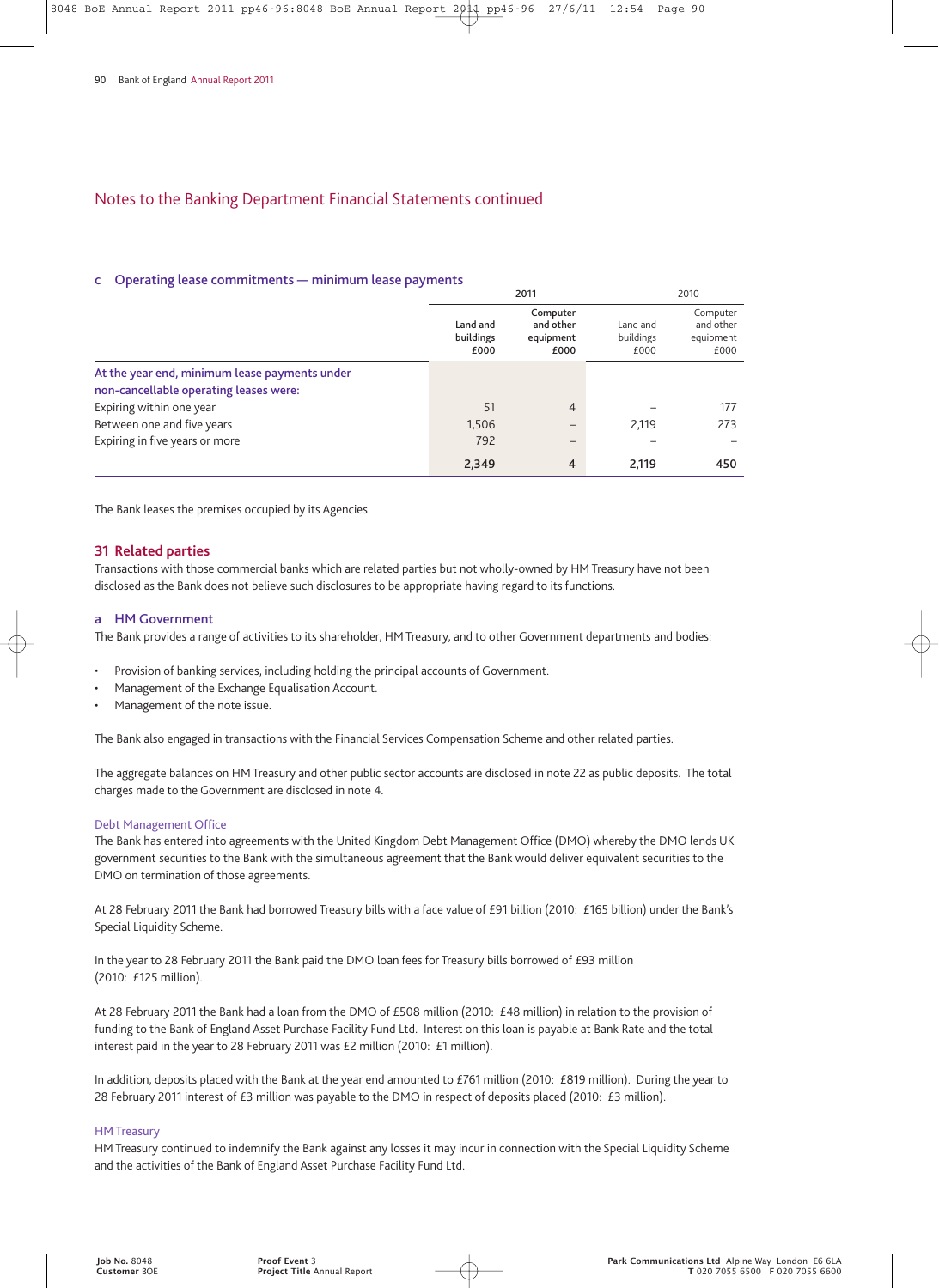## Notes to the Banking Department Financial Statements continued

### c Operating lease commitments — minimum lease payments

| | 2011 | | 2010 | |
|---|---|---|---|---|
| | Land and buildings £000 | Computer and other equipment £000 | Land and buildings £000 | Computer and other equipment £000 |
| **At the year end, minimum lease payments under non-cancellable operating leases were:** | | | | |
| Expiring within one year | 51 | 4 | – | 177 |
| Between one and five years | 1,506 | – | 2,119 | 273 |
| Expiring in five years or more | 792 | – | – | – |
| | **2,349** | **4** | **2,119** | **450** |

The Bank leases the premises occupied by its Agencies.

## 31 Related parties

Transactions with those commercial banks which are related parties but not wholly-owned by HM Treasury have not been disclosed as the Bank does not believe such disclosures to be appropriate having regard to its functions.

### a HM Government

The Bank provides a range of activities to its shareholder, HM Treasury, and to other Government departments and bodies:

- Provision of banking services, including holding the principal accounts of Government.
- Management of the Exchange Equalisation Account.
- Management of the note issue.

The Bank also engaged in transactions with the Financial Services Compensation Scheme and other related parties.

The aggregate balances on HM Treasury and other public sector accounts are disclosed in note 22 as public deposits. The total charges made to the Government are disclosed in note 4.

#### Debt Management Office

The Bank has entered into agreements with the United Kingdom Debt Management Office (DMO) whereby the DMO lends UK government securities to the Bank with the simultaneous agreement that the Bank would deliver equivalent securities to the DMO on termination of those agreements.

At 28 February 2011 the Bank had borrowed Treasury bills with a face value of £91 billion (2010: £165 billion) under the Bank's Special Liquidity Scheme.

In the year to 28 February 2011 the Bank paid the DMO loan fees for Treasury bills borrowed of £93 million (2010: £125 million).

At 28 February 2011 the Bank had a loan from the DMO of £508 million (2010: £48 million) in relation to the provision of funding to the Bank of England Asset Purchase Facility Fund Ltd. Interest on this loan is payable at Bank Rate and the total interest paid in the year to 28 February 2011 was £2 million (2010: £1 million).

In addition, deposits placed with the Bank at the year end amounted to £761 million (2010: £819 million). During the year to 28 February 2011 interest of £3 million was payable to the DMO in respect of deposits placed (2010: £3 million).

#### HM Treasury

HM Treasury continued to indemnify the Bank against any losses it may incur in connection with the Special Liquidity Scheme and the activities of the Bank of England Asset Purchase Facility Fund Ltd.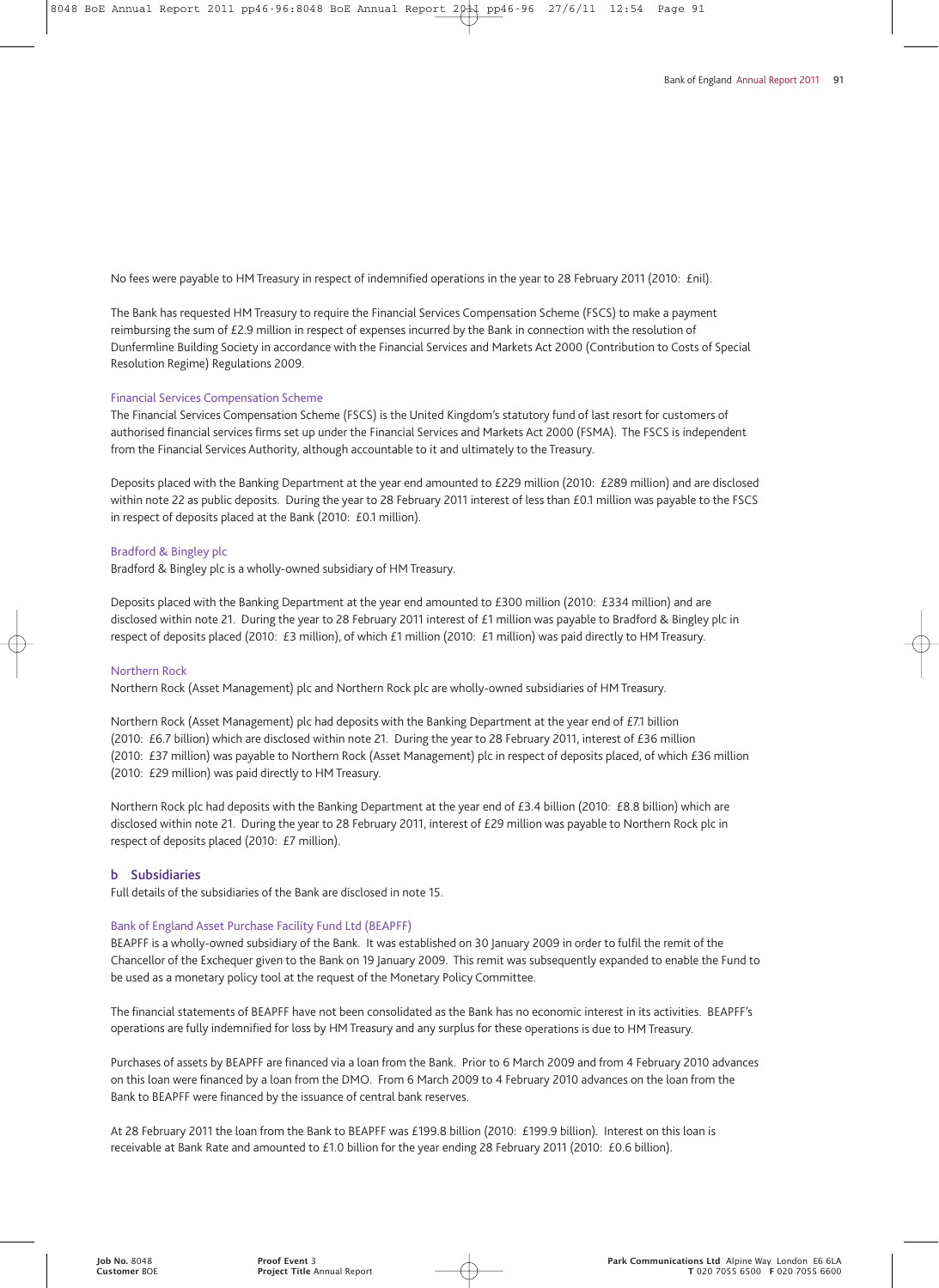No fees were payable to HM Treasury in respect of indemnified operations in the year to 28 February 2011 (2010: £nil).

The Bank has requested HM Treasury to require the Financial Services Compensation Scheme (FSCS) to make a payment reimbursing the sum of £2.9 million in respect of expenses incurred by the Bank in connection with the resolution of Dunfermline Building Society in accordance with the Financial Services and Markets Act 2000 (Contribution to Costs of Special Resolution Regime) Regulations 2009.

### Financial Services Compensation Scheme

The Financial Services Compensation Scheme (FSCS) is the United Kingdom's statutory fund of last resort for customers of authorised financial services firms set up under the Financial Services and Markets Act 2000 (FSMA). The FSCS is independent from the Financial Services Authority, although accountable to it and ultimately to the Treasury.

Deposits placed with the Banking Department at the year end amounted to £229 million (2010: £289 million) and are disclosed within note 22 as public deposits. During the year to 28 February 2011 interest of less than £0.1 million was payable to the FSCS in respect of deposits placed at the Bank (2010: £0.1 million).

### Bradford & Bingley plc

Bradford & Bingley plc is a wholly-owned subsidiary of HM Treasury.

Deposits placed with the Banking Department at the year end amounted to £300 million (2010: £334 million) and are disclosed within note 21. During the year to 28 February 2011 interest of £1 million was payable to Bradford & Bingley plc in respect of deposits placed (2010: £3 million), of which £1 million (2010: £1 million) was paid directly to HM Treasury.

### Northern Rock

Northern Rock (Asset Management) plc and Northern Rock plc are wholly-owned subsidiaries of HM Treasury.

Northern Rock (Asset Management) plc had deposits with the Banking Department at the year end of £7.1 billion (2010: £6.7 billion) which are disclosed within note 21. During the year to 28 February 2011, interest of £36 million (2010: £37 million) was payable to Northern Rock (Asset Management) plc in respect of deposits placed, of which £36 million (2010: £29 million) was paid directly to HM Treasury.

Northern Rock plc had deposits with the Banking Department at the year end of £3.4 billion (2010: £8.8 billion) which are disclosed within note 21. During the year to 28 February 2011, interest of £29 million was payable to Northern Rock plc in respect of deposits placed (2010: £7 million).

## b Subsidiaries

Full details of the subsidiaries of the Bank are disclosed in note 15.

### Bank of England Asset Purchase Facility Fund Ltd (BEAPFF)

BEAPFF is a wholly-owned subsidiary of the Bank. It was established on 30 January 2009 in order to fulfil the remit of the Chancellor of the Exchequer given to the Bank on 19 January 2009. This remit was subsequently expanded to enable the Fund to be used as a monetary policy tool at the request of the Monetary Policy Committee.

The financial statements of BEAPFF have not been consolidated as the Bank has no economic interest in its activities. BEAPFF's operations are fully indemnified for loss by HM Treasury and any surplus for these operations is due to HM Treasury.

Purchases of assets by BEAPFF are financed via a loan from the Bank. Prior to 6 March 2009 and from 4 February 2010 advances on this loan were financed by a loan from the DMO. From 6 March 2009 to 4 February 2010 advances on the loan from the Bank to BEAPFF were financed by the issuance of central bank reserves.

At 28 February 2011 the loan from the Bank to BEAPFF was £199.8 billion (2010: £199.9 billion). Interest on this loan is receivable at Bank Rate and amounted to £1.0 billion for the year ending 28 February 2011 (2010: £0.6 billion).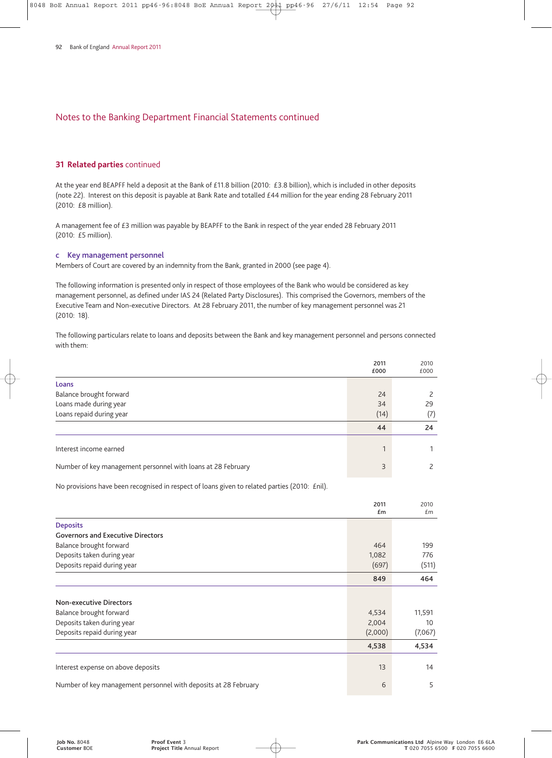## Notes to the Banking Department Financial Statements continued

### 31 Related parties continued

At the year end BEAPFF held a deposit at the Bank of £11.8 billion (2010: £3.8 billion), which is included in other deposits (note 22). Interest on this deposit is payable at Bank Rate and totalled £44 million for the year ending 28 February 2011 (2010: £8 million).

A management fee of £3 million was payable by BEAPFF to the Bank in respect of the year ended 28 February 2011 (2010: £5 million).

#### c Key management personnel

Members of Court are covered by an indemnity from the Bank, granted in 2000 (see page 4).

The following information is presented only in respect of those employees of the Bank who would be considered as key management personnel, as defined under IAS 24 (Related Party Disclosures). This comprised the Governors, members of the Executive Team and Non-executive Directors. At 28 February 2011, the number of key management personnel was 21 (2010: 18).

The following particulars relate to loans and deposits between the Bank and key management personnel and persons connected with them:

| | 2011 £000 | 2010 £000 |
|---|---|---|
| **Loans** | | |
| Balance brought forward | 24 | 2 |
| Loans made during year | 34 | 29 |
| Loans repaid during year | (14) | (7) |
| | **44** | **24** |
| Interest income earned | 1 | 1 |
| Number of key management personnel with loans at 28 February | 3 | 2 |

No provisions have been recognised in respect of loans given to related parties (2010: £nil).

| | 2011 £m | 2010 £m |
|---|---|---|
| **Deposits** | | |
| **Governors and Executive Directors** | | |
| Balance brought forward | 464 | 199 |
| Deposits taken during year | 1,082 | 776 |
| Deposits repaid during year | (697) | (511) |
| | **849** | **464** |
| **Non-executive Directors** | | |
| Balance brought forward | 4,534 | 11,591 |
| Deposits taken during year | 2,004 | 10 |
| Deposits repaid during year | (2,000) | (7,067) |
| | **4,538** | **4,534** |
| Interest expense on above deposits | 13 | 14 |
| Number of key management personnel with deposits at 28 February | 6 | 5 |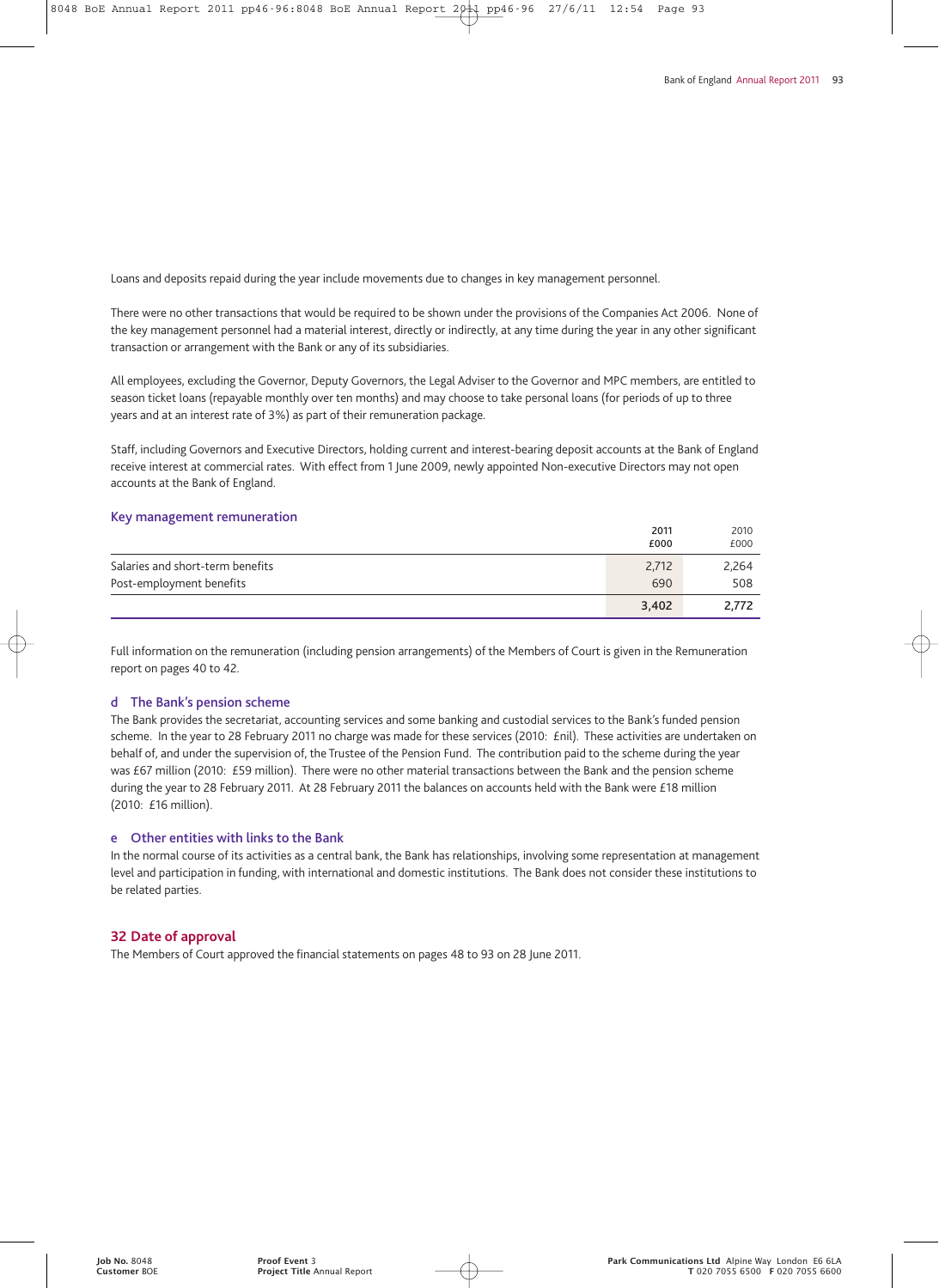Loans and deposits repaid during the year include movements due to changes in key management personnel.

There were no other transactions that would be required to be shown under the provisions of the Companies Act 2006. None of the key management personnel had a material interest, directly or indirectly, at any time during the year in any other significant transaction or arrangement with the Bank or any of its subsidiaries.

All employees, excluding the Governor, Deputy Governors, the Legal Adviser to the Governor and MPC members, are entitled to season ticket loans (repayable monthly over ten months) and may choose to take personal loans (for periods of up to three years and at an interest rate of 3%) as part of their remuneration package.

Staff, including Governors and Executive Directors, holding current and interest-bearing deposit accounts at the Bank of England receive interest at commercial rates. With effect from 1 June 2009, newly appointed Non-executive Directors may not open accounts at the Bank of England.

### Key management remuneration

| | 2011 £000 | 2010 £000 |
|---|---|---|
| Salaries and short-term benefits | 2,712 | 2,264 |
| Post-employment benefits | 690 | 508 |
| | **3,402** | 2,772 |

Full information on the remuneration (including pension arrangements) of the Members of Court is given in the Remuneration report on pages 40 to 42.

### d The Bank's pension scheme

The Bank provides the secretariat, accounting services and some banking and custodial services to the Bank's funded pension scheme. In the year to 28 February 2011 no charge was made for these services (2010: £nil). These activities are undertaken on behalf of, and under the supervision of, the Trustee of the Pension Fund. The contribution paid to the scheme during the year was £67 million (2010: £59 million). There were no other material transactions between the Bank and the pension scheme during the year to 28 February 2011. At 28 February 2011 the balances on accounts held with the Bank were £18 million (2010: £16 million).

### e Other entities with links to the Bank

In the normal course of its activities as a central bank, the Bank has relationships, involving some representation at management level and participation in funding, with international and domestic institutions. The Bank does not consider these institutions to be related parties.

## 32 Date of approval

The Members of Court approved the financial statements on pages 48 to 93 on 28 June 2011.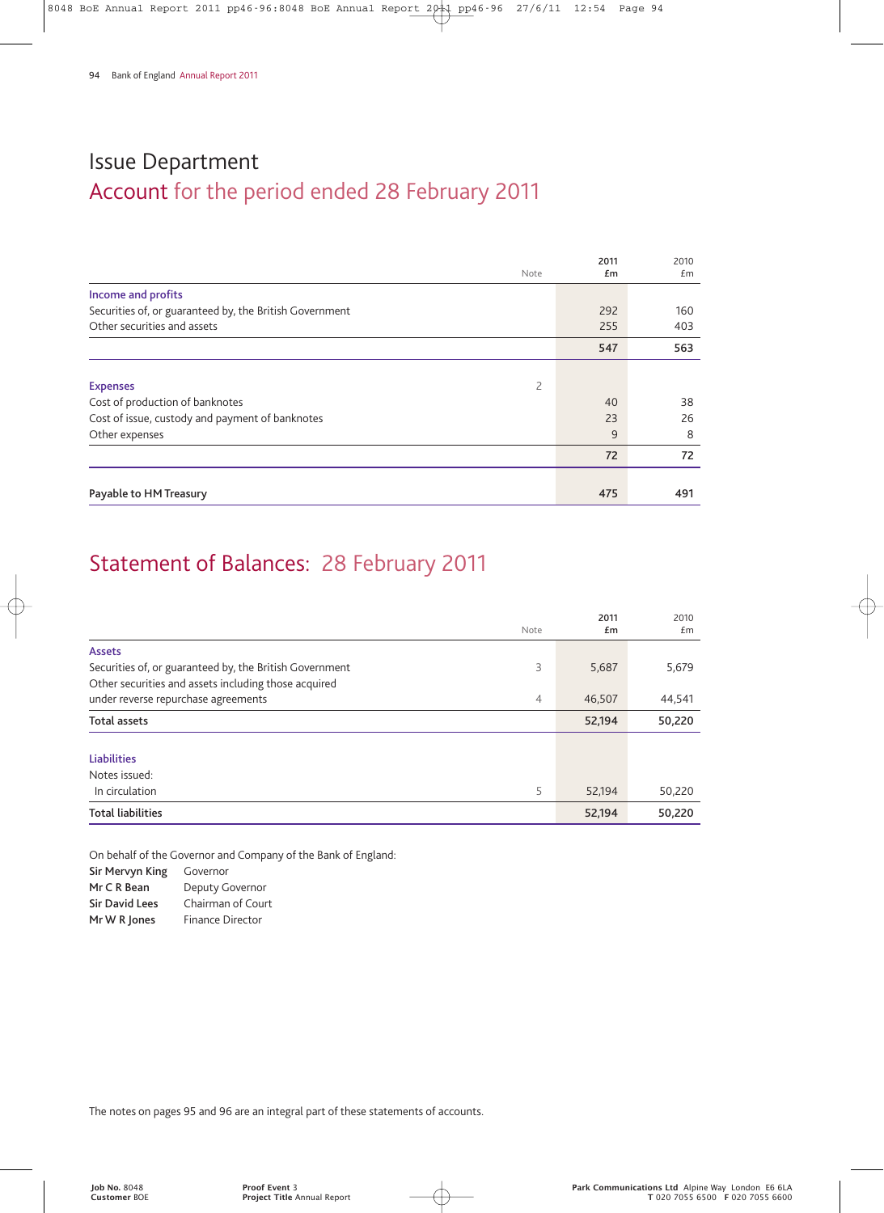# Issue Department

## Account for the period ended 28 February 2011

| | Note | 2011 £m | 2010 £m |
|---|---|---|---|
| **Income and profits** | | | |
| Securities of, or guaranteed by, the British Government | | 292 | 160 |
| Other securities and assets | | 255 | 403 |
| | | **547** | **563** |
| **Expenses** | 2 | | |
| Cost of production of banknotes | | 40 | 38 |
| Cost of issue, custody and payment of banknotes | | 23 | 26 |
| Other expenses | | 9 | 8 |
| | | **72** | **72** |
| **Payable to HM Treasury** | | **475** | **491** |

## Statement of Balances: 28 February 2011

| | Note | 2011 £m | 2010 £m |
|---|---|---|---|
| **Assets** | | | |
| Securities of, or guaranteed by, the British Government | 3 | 5,687 | 5,679 |
| Other securities and assets including those acquired under reverse repurchase agreements | 4 | 46,507 | 44,541 |
| **Total assets** | | **52,194** | **50,220** |
| **Liabilities** | | | |
| Notes issued: | | | |
| In circulation | 5 | 52,194 | 50,220 |
| **Total liabilities** | | **52,194** | **50,220** |

On behalf of the Governor and Company of the Bank of England:

**Sir Mervyn King** Governor
**Mr C R Bean** Deputy Governor
**Sir David Lees** Chairman of Court
**Mr W R Jones** Finance Director

The notes on pages 95 and 96 are an integral part of these statements of accounts.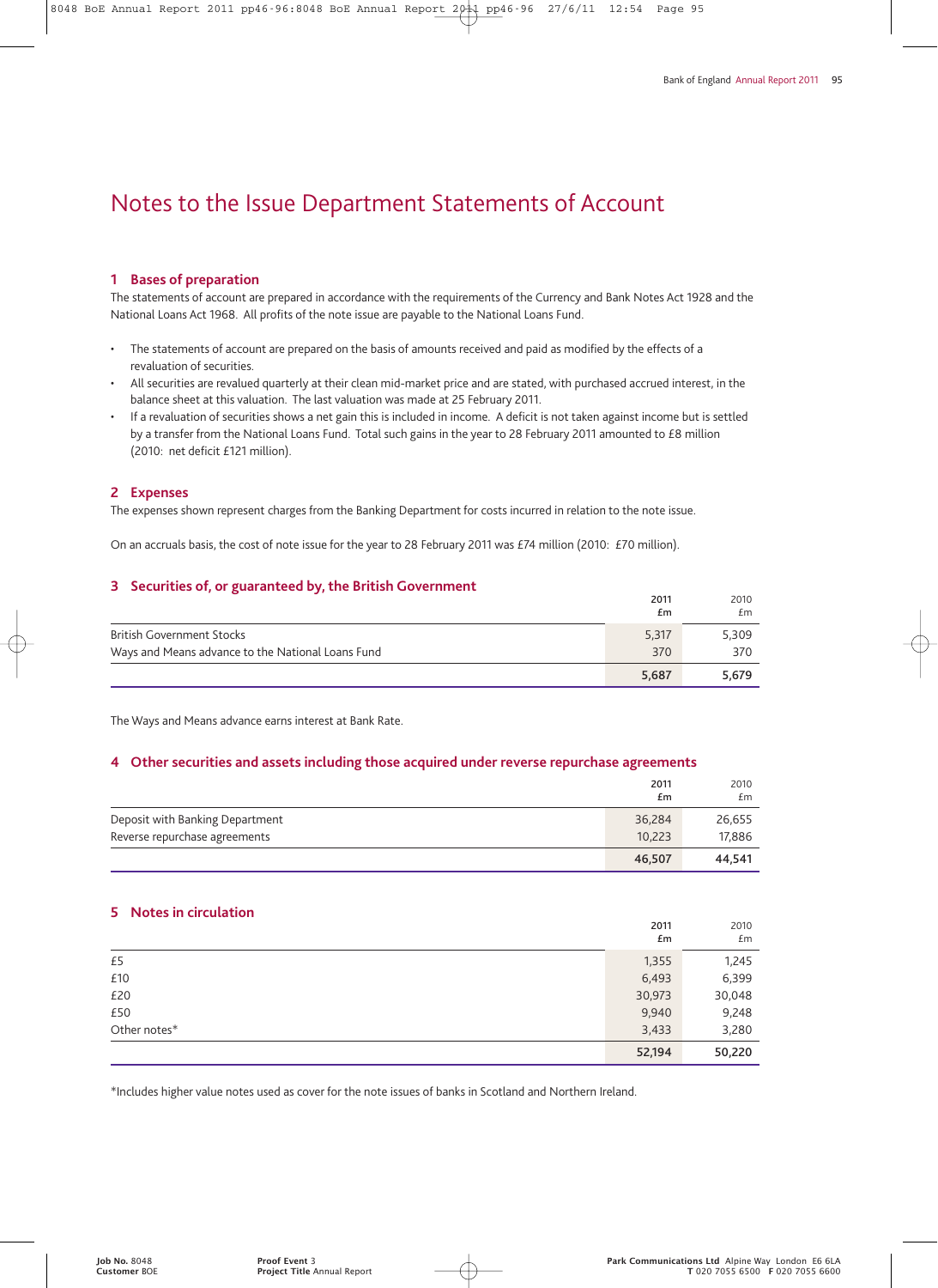# Notes to the Issue Department Statements of Account

## 1 Bases of preparation

The statements of account are prepared in accordance with the requirements of the Currency and Bank Notes Act 1928 and the National Loans Act 1968. All profits of the note issue are payable to the National Loans Fund.

- The statements of account are prepared on the basis of amounts received and paid as modified by the effects of a revaluation of securities.
- All securities are revalued quarterly at their clean mid-market price and are stated, with purchased accrued interest, in the balance sheet at this valuation. The last valuation was made at 25 February 2011.
- If a revaluation of securities shows a net gain this is included in income. A deficit is not taken against income but is settled by a transfer from the National Loans Fund. Total such gains in the year to 28 February 2011 amounted to £8 million (2010: net deficit £121 million).

## 2 Expenses

The expenses shown represent charges from the Banking Department for costs incurred in relation to the note issue.

On an accruals basis, the cost of note issue for the year to 28 February 2011 was £74 million (2010: £70 million).

## 3 Securities of, or guaranteed by, the British Government

| | 2011 £m | 2010 £m |
|---|---|---|
| British Government Stocks | 5,317 | 5,309 |
| Ways and Means advance to the National Loans Fund | 370 | 370 |
| | **5,687** | **5,679** |

The Ways and Means advance earns interest at Bank Rate.

## 4 Other securities and assets including those acquired under reverse repurchase agreements

| | 2011 £m | 2010 £m |
|---|---|---|
| Deposit with Banking Department | 36,284 | 26,655 |
| Reverse repurchase agreements | 10,223 | 17,886 |
| | **46,507** | **44,541** |

## 5 Notes in circulation

| | 2011 £m | 2010 £m |
|---|---|---|
| £5 | 1,355 | 1,245 |
| £10 | 6,493 | 6,399 |
| £20 | 30,973 | 30,048 |
| £50 | 9,940 | 9,248 |
| Other notes* | 3,433 | 3,280 |
| | **52,194** | **50,220** |

*Includes higher value notes used as cover for the note issues of banks in Scotland and Northern Ireland.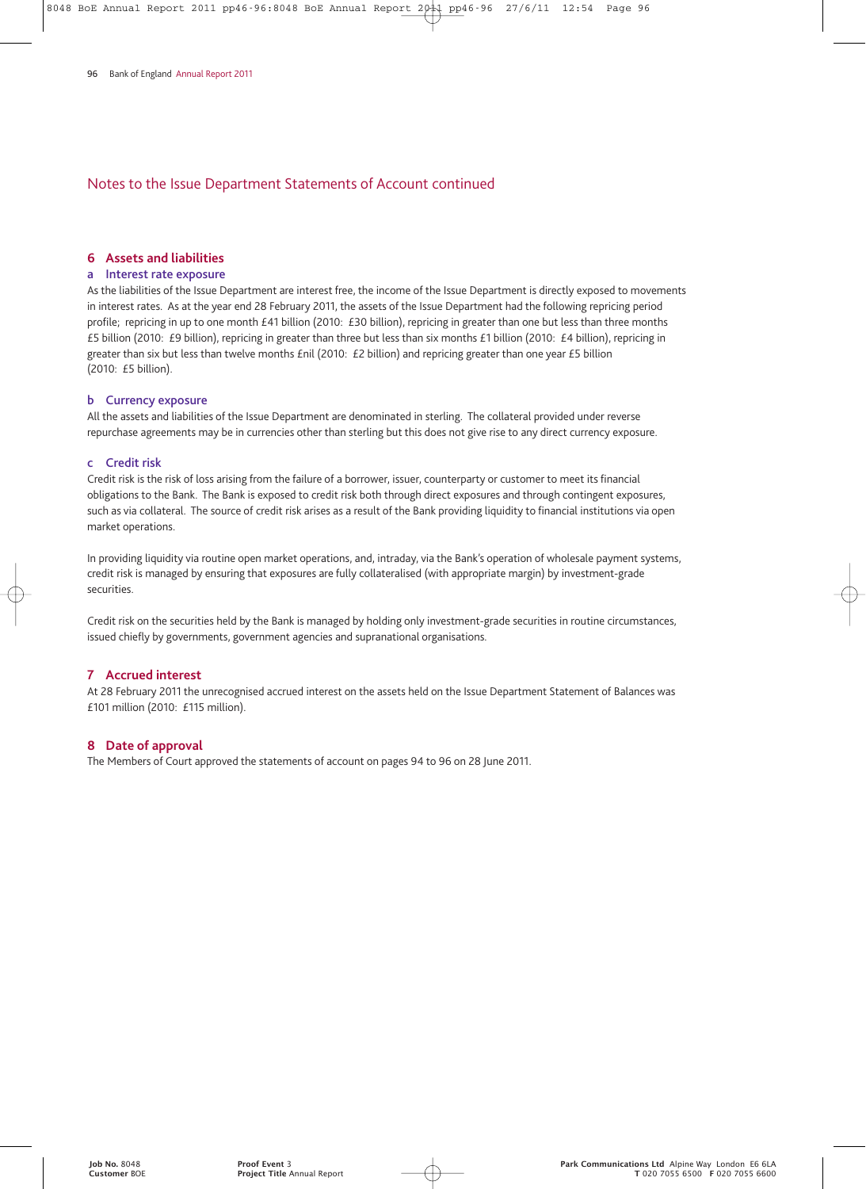## Notes to the Issue Department Statements of Account continued

### 6 Assets and liabilities

#### a Interest rate exposure

As the liabilities of the Issue Department are interest free, the income of the Issue Department is directly exposed to movements in interest rates. As at the year end 28 February 2011, the assets of the Issue Department had the following repricing period profile; repricing in up to one month £41 billion (2010: £30 billion), repricing in greater than one but less than three months £5 billion (2010: £9 billion), repricing in greater than three but less than six months £1 billion (2010: £4 billion), repricing in greater than six but less than twelve months £nil (2010: £2 billion) and repricing greater than one year £5 billion (2010: £5 billion).

#### b Currency exposure

All the assets and liabilities of the Issue Department are denominated in sterling. The collateral provided under reverse repurchase agreements may be in currencies other than sterling but this does not give rise to any direct currency exposure.

#### c Credit risk

Credit risk is the risk of loss arising from the failure of a borrower, issuer, counterparty or customer to meet its financial obligations to the Bank. The Bank is exposed to credit risk both through direct exposures and through contingent exposures, such as via collateral. The source of credit risk arises as a result of the Bank providing liquidity to financial institutions via open market operations.

In providing liquidity via routine open market operations, and, intraday, via the Bank's operation of wholesale payment systems, credit risk is managed by ensuring that exposures are fully collateralised (with appropriate margin) by investment-grade securities.

Credit risk on the securities held by the Bank is managed by holding only investment-grade securities in routine circumstances, issued chiefly by governments, government agencies and supranational organisations.

### 7 Accrued interest

At 28 February 2011 the unrecognised accrued interest on the assets held on the Issue Department Statement of Balances was £101 million (2010: £115 million).

### 8 Date of approval

The Members of Court approved the statements of account on pages 94 to 96 on 28 June 2011.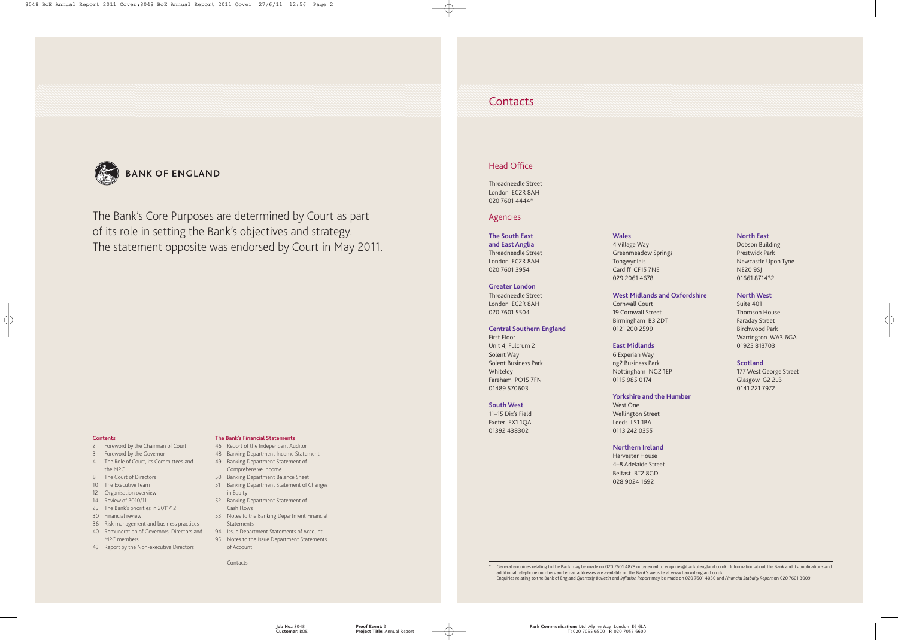BANK OF ENGLAND

The Bank's Core Purposes are determined by Court as part of its role in setting the Bank's objectives and strategy. The statement opposite was endorsed by Court in May 2011.

**Contents**

2 Foreword by the Chairman of Court
3 Foreword by the Governor
4 The Role of Court, its Committees and the MPC
8 The Court of Directors
10 The Executive Team
12 Organisation overview
14 Review of 2010/11
25 The Bank's priorities in 2011/12
30 Financial review
36 Risk management and business practices
40 Remuneration of Governors, Directors and MPC members
43 Report by the Non-executive Directors

**The Bank's Financial Statements**

46 Report of the Independent Auditor
48 Banking Department Income Statement
49 Banking Department Statement of Comprehensive Income
50 Banking Department Balance Sheet
51 Banking Department Statement of Changes in Equity
52 Banking Department Statement of Cash Flows
53 Notes to the Banking Department Financial Statements
94 Issue Department Statements of Account
95 Notes to the Issue Department Statements of Account

Contacts

# Contacts

## Head Office

Threadneedle Street
London EC2R 8AH
020 7601 4444*

## Agencies

**The South East and East Anglia**
Threadneedle Street
London EC2R 8AH
020 7601 3954

**Greater London**
Threadneedle Street
London EC2R 8AH
020 7601 5504

**Central Southern England**
First Floor
Unit 4, Fulcrum 2
Solent Way
Solent Business Park
Whiteley
Fareham PO15 7FN
01489 570603

**South West**
11–15 Dix's Field
Exeter EX1 1QA
01392 438302

**Wales**
4 Village Way
Greenmeadow Springs
Tongwynlais
Cardiff CF15 7NE
029 2061 4678

**West Midlands and Oxfordshire**
Cornwall Court
19 Cornwall Street
Birmingham B3 2DT
0121 200 2599

**East Midlands**
6 Experian Way
ng2 Business Park
Nottingham NG2 1EP
0115 985 0174

**Yorkshire and the Humber**
West One
Wellington Street
Leeds LS1 1BA
0113 242 0355

**Northern Ireland**
Harvester House
4–8 Adelaide Street
Belfast BT2 8GD
028 9024 1692

**North East**
Dobson Building
Prestwick Park
Newcastle Upon Tyne
NE20 9SJ
01661 871432

**North West**
Suite 401
Thomson House
Faraday Street
Birchwood Park
Warrington WA3 6GA
01925 813703

**Scotland**
177 West George Street
Glasgow G2 2LB
0141 221 7972

\* General enquiries relating to the Bank may be made on 020 7601 4878 or by email to enquiries@bankofengland.co.uk. Information about the Bank and its publications and additional telephone numbers and email addresses are available on the Bank's website at www.bankofengland.co.uk.
Enquiries relating to the Bank of England *Quarterly Bulletin* and *Inflation Report* may be made on 020 7601 4030 and *Financial Stability Report* on 020 7601 3009.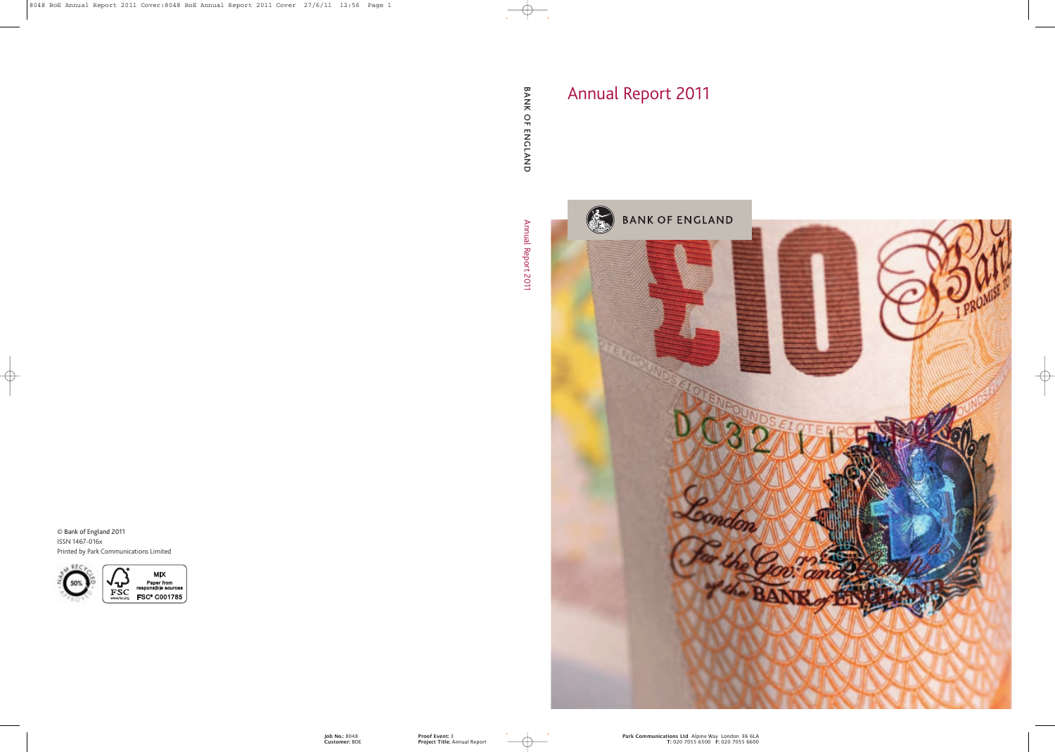# Annual Report 2011

BANK OF ENGLAND

Annual Report 2011

BANK OF ENGLAND

© Bank of England 2011
ISSN 1467-016x
Printed by Park Communications Limited